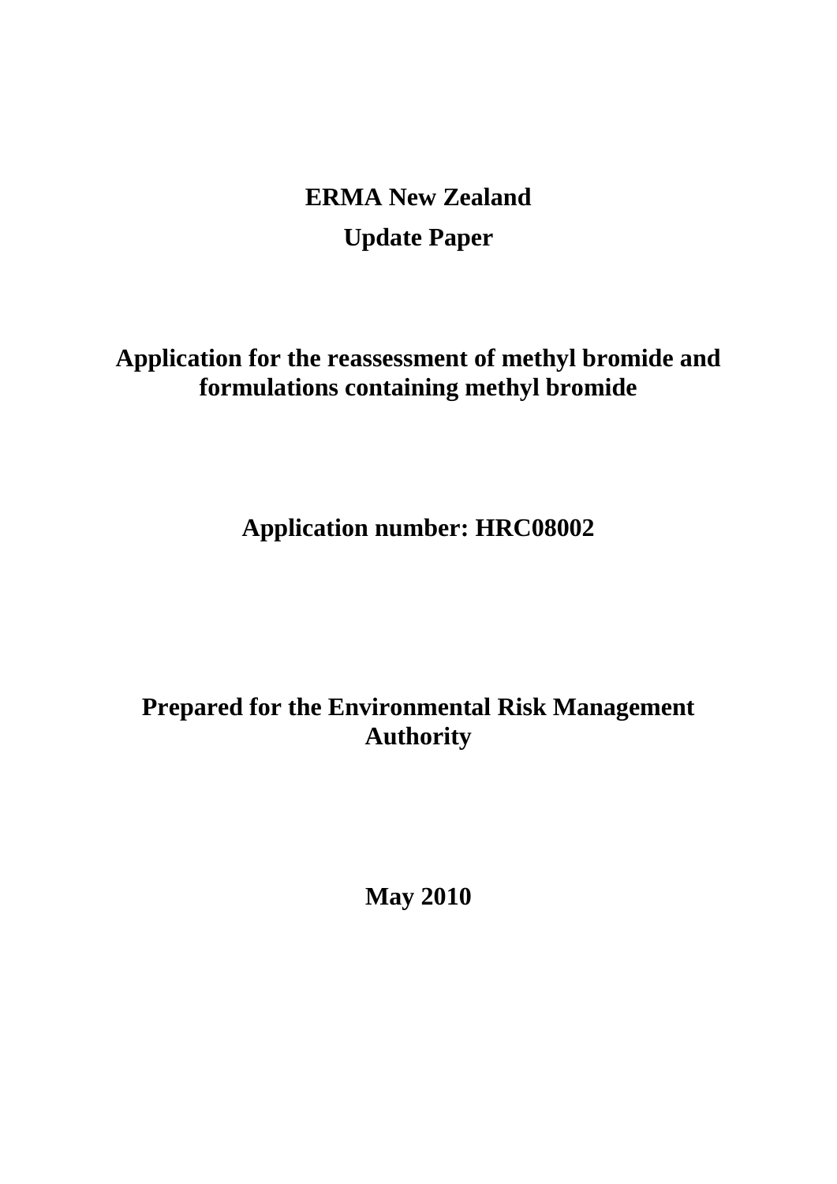# ERMA New Zealand

## Update Paper

## Application for the reassessment of methyl bromide and formulations containing methyl bromide

**Application number: HRC08002**

**Prepared for the Environmental Risk Management Authority**

**May 2010**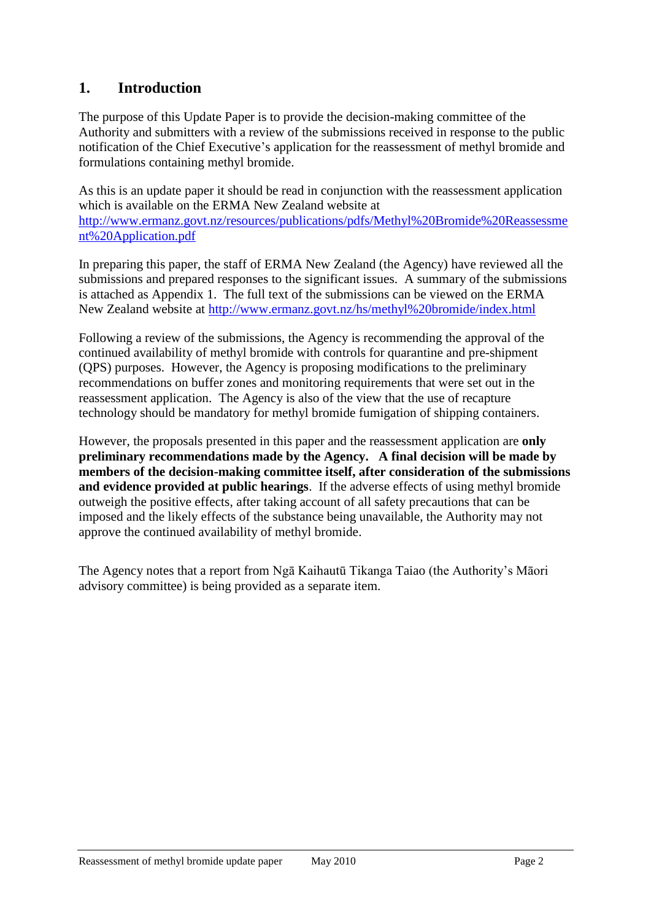## 1. Introduction

The purpose of this Update Paper is to provide the decision-making committee of the Authority and submitters with a review of the submissions received in response to the public notification of the Chief Executive's application for the reassessment of methyl bromide and formulations containing methyl bromide.

As this is an update paper it should be read in conjunction with the reassessment application which is available on the ERMA New Zealand website at [http://www.ermanz.govt.nz/resources/publications/pdfs/Methyl%20Bromide%20Reassessment%20Application.pdf](http://www.ermanz.govt.nz/resources/publications/pdfs/Methyl%20Bromide%20Reassessment%20Application.pdf)

In preparing this paper, the staff of ERMA New Zealand (the Agency) have reviewed all the submissions and prepared responses to the significant issues. A summary of the submissions is attached as Appendix 1. The full text of the submissions can be viewed on the ERMA New Zealand website at [http://www.ermanz.govt.nz/hs/methyl%20bromide/index.html](http://www.ermanz.govt.nz/hs/methyl%20bromide/index.html)

Following a review of the submissions, the Agency is recommending the approval of the continued availability of methyl bromide with controls for quarantine and pre-shipment (QPS) purposes. However, the Agency is proposing modifications to the preliminary recommendations on buffer zones and monitoring requirements that were set out in the reassessment application. The Agency is also of the view that the use of recapture technology should be mandatory for methyl bromide fumigation of shipping containers.

However, the proposals presented in this paper and the reassessment application are **only preliminary recommendations made by the Agency. A final decision will be made by members of the decision-making committee itself, after consideration of the submissions and evidence provided at public hearings**. If the adverse effects of using methyl bromide outweigh the positive effects, after taking account of all safety precautions that can be imposed and the likely effects of the substance being unavailable, the Authority may not approve the continued availability of methyl bromide.

The Agency notes that a report from Ngā Kaihautū Tikanga Taiao (the Authority's Māori advisory committee) is being provided as a separate item.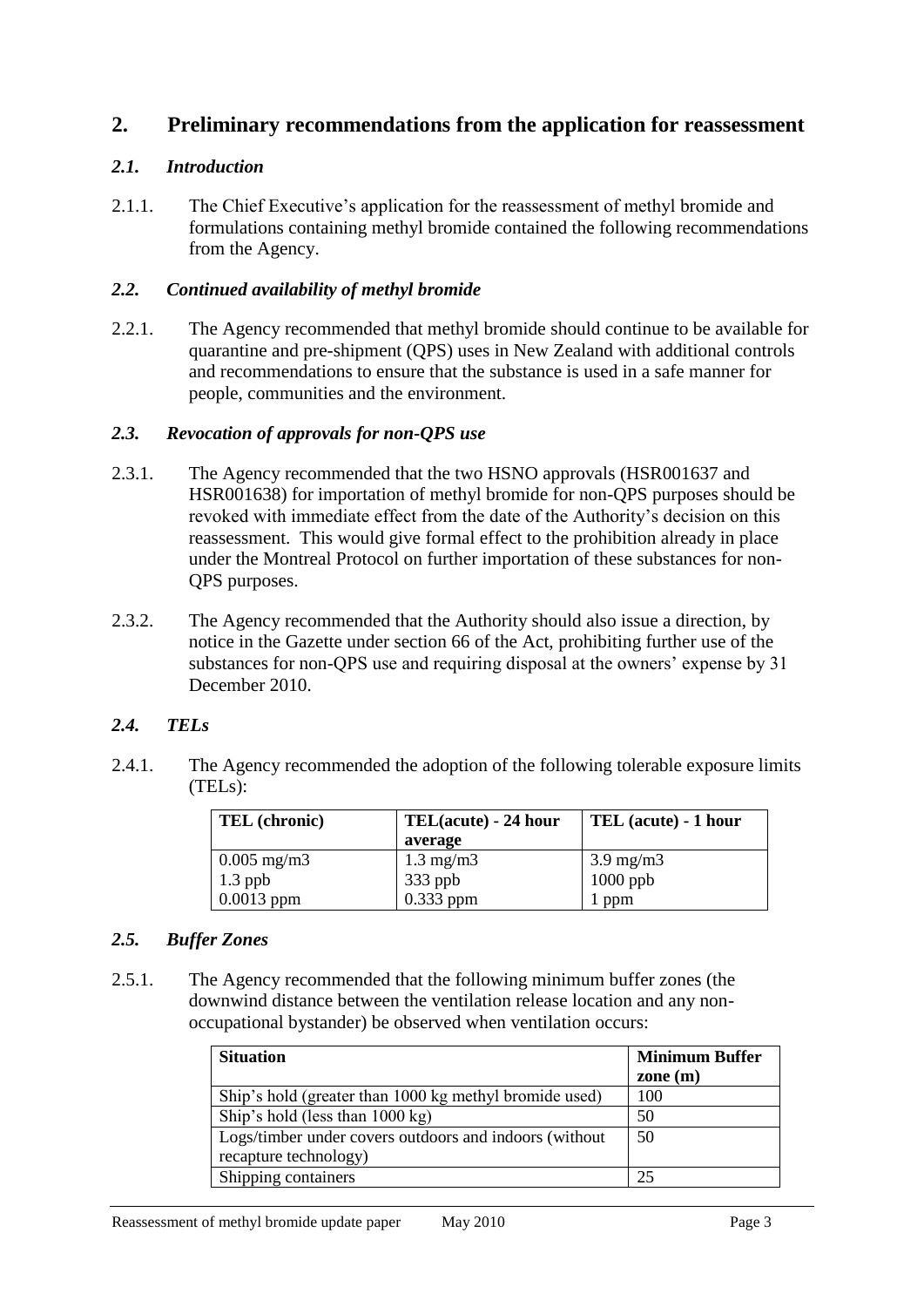## 2. Preliminary recommendations from the application for reassessment

### *2.1. Introduction*

2.1.1. The Chief Executive's application for the reassessment of methyl bromide and formulations containing methyl bromide contained the following recommendations from the Agency.

### *2.2. Continued availability of methyl bromide*

2.2.1. The Agency recommended that methyl bromide should continue to be available for quarantine and pre-shipment (QPS) uses in New Zealand with additional controls and recommendations to ensure that the substance is used in a safe manner for people, communities and the environment.

### *2.3. Revocation of approvals for non-QPS use*

2.3.1. The Agency recommended that the two HSNO approvals (HSR001637 and HSR001638) for importation of methyl bromide for non-QPS purposes should be revoked with immediate effect from the date of the Authority's decision on this reassessment. This would give formal effect to the prohibition already in place under the Montreal Protocol on further importation of these substances for non-QPS purposes.

2.3.2. The Agency recommended that the Authority should also issue a direction, by notice in the Gazette under section 66 of the Act, prohibiting further use of the substances for non-QPS use and requiring disposal at the owners' expense by 31 December 2010.

### *2.4. TELs*

2.4.1. The Agency recommended the adoption of the following tolerable exposure limits (TELs):

| TEL (chronic) | TEL(acute) - 24 hour average | TEL (acute) - 1 hour |
|---|---|---|
| 0.005 mg/m3<br>1.3 ppb<br>0.0013 ppm | 1.3 mg/m3<br>333 ppb<br>0.333 ppm | 3.9 mg/m3<br>1000 ppb<br>1 ppm |

### *2.5. Buffer Zones*

2.5.1. The Agency recommended that the following minimum buffer zones (the downwind distance between the ventilation release location and any non-occupational bystander) be observed when ventilation occurs:

| Situation | Minimum Buffer zone (m) |
|---|---|
| Ship's hold (greater than 1000 kg methyl bromide used) | 100 |
| Ship's hold (less than 1000 kg) | 50 |
| Logs/timber under covers outdoors and indoors (without recapture technology) | 50 |
| Shipping containers | 25 |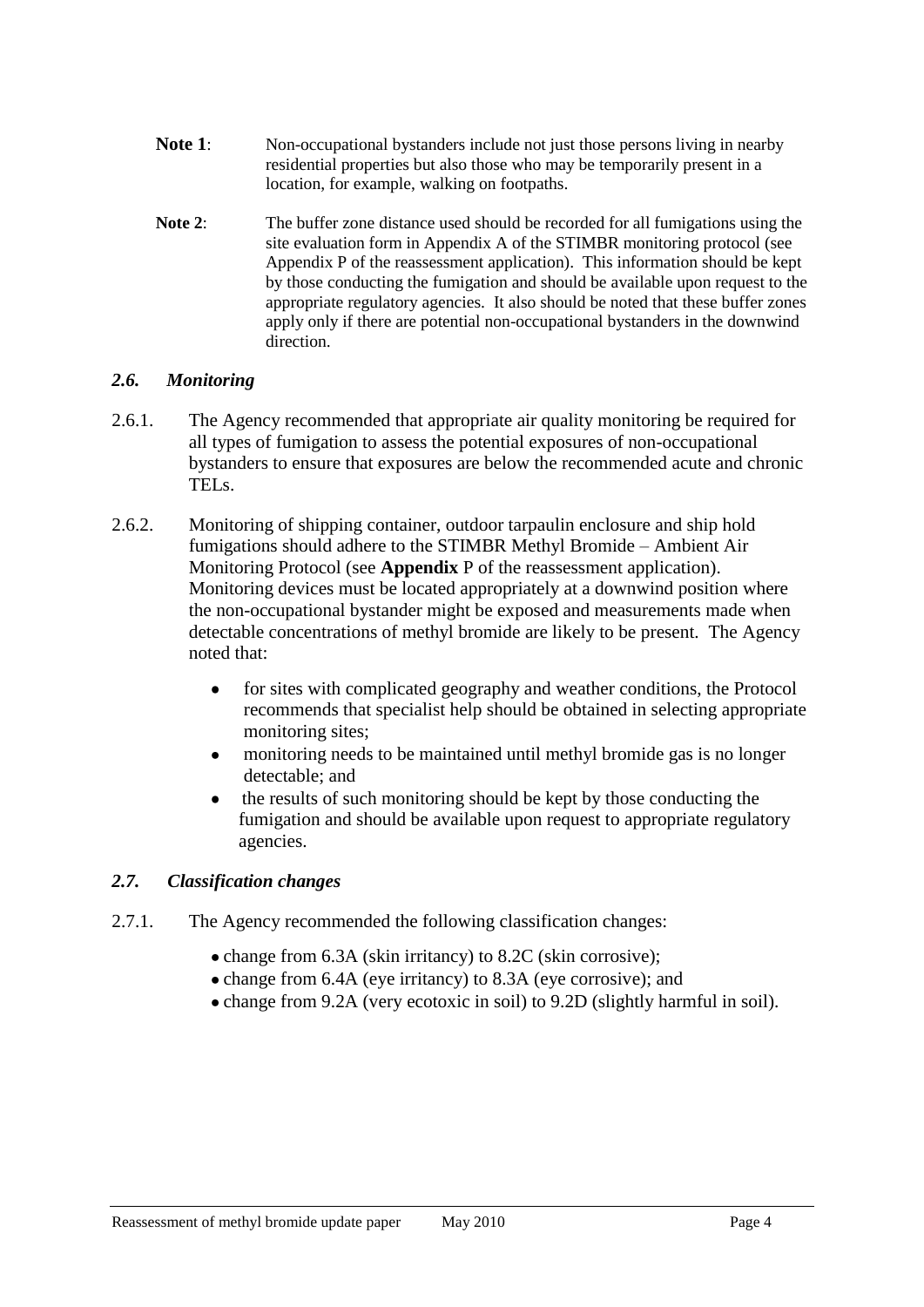**Note 1**: Non-occupational bystanders include not just those persons living in nearby residential properties but also those who may be temporarily present in a location, for example, walking on footpaths.

**Note 2**: The buffer zone distance used should be recorded for all fumigations using the site evaluation form in Appendix A of the STIMBR monitoring protocol (see Appendix P of the reassessment application). This information should be kept by those conducting the fumigation and should be available upon request to the appropriate regulatory agencies. It also should be noted that these buffer zones apply only if there are potential non-occupational bystanders in the downwind direction.

### *2.6. Monitoring*

2.6.1. The Agency recommended that appropriate air quality monitoring be required for all types of fumigation to assess the potential exposures of non-occupational bystanders to ensure that exposures are below the recommended acute and chronic TELs.

2.6.2. Monitoring of shipping container, outdoor tarpaulin enclosure and ship hold fumigations should adhere to the STIMBR Methyl Bromide – Ambient Air Monitoring Protocol (see **Appendix** P of the reassessment application). Monitoring devices must be located appropriately at a downwind position where the non-occupational bystander might be exposed and measurements made when detectable concentrations of methyl bromide are likely to be present. The Agency noted that:

- for sites with complicated geography and weather conditions, the Protocol recommends that specialist help should be obtained in selecting appropriate monitoring sites;
- monitoring needs to be maintained until methyl bromide gas is no longer detectable; and
- the results of such monitoring should be kept by those conducting the fumigation and should be available upon request to appropriate regulatory agencies.

### *2.7. Classification changes*

2.7.1. The Agency recommended the following classification changes:

- change from 6.3A (skin irritancy) to 8.2C (skin corrosive);
- change from 6.4A (eye irritancy) to 8.3A (eye corrosive); and
- change from 9.2A (very ecotoxic in soil) to 9.2D (slightly harmful in soil).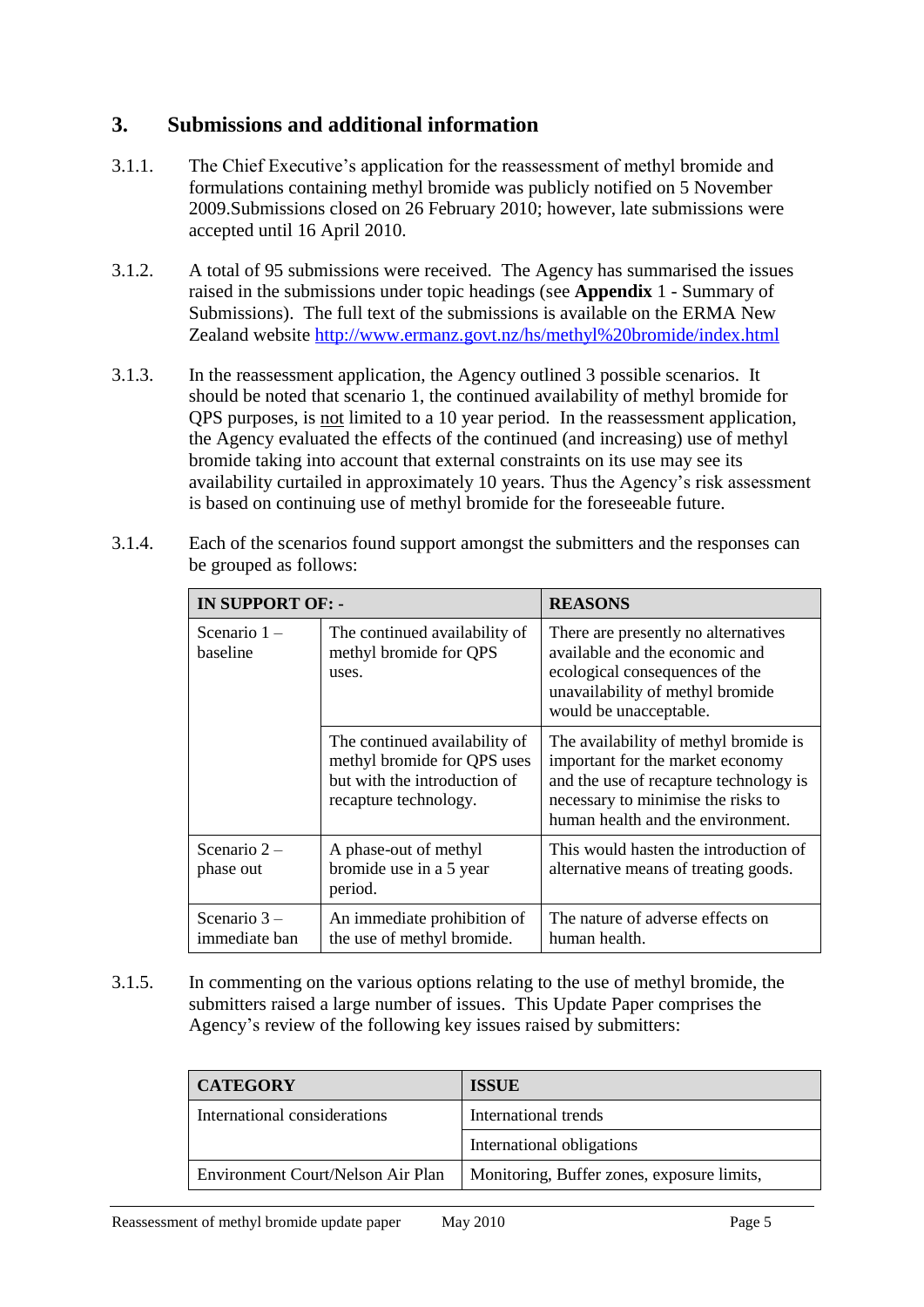## 3. Submissions and additional information

3.1.1. The Chief Executive's application for the reassessment of methyl bromide and formulations containing methyl bromide was publicly notified on 5 November 2009.Submissions closed on 26 February 2010; however, late submissions were accepted until 16 April 2010.

3.1.2. A total of 95 submissions were received. The Agency has summarised the issues raised in the submissions under topic headings (see **Appendix** 1 - Summary of Submissions). The full text of the submissions is available on the ERMA New Zealand website http://www.ermanz.govt.nz/hs/methyl%20bromide/index.html

3.1.3. In the reassessment application, the Agency outlined 3 possible scenarios. It should be noted that scenario 1, the continued availability of methyl bromide for QPS purposes, is not limited to a 10 year period. In the reassessment application, the Agency evaluated the effects of the continued (and increasing) use of methyl bromide taking into account that external constraints on its use may see its availability curtailed in approximately 10 years. Thus the Agency's risk assessment is based on continuing use of methyl bromide for the foreseeable future.

3.1.4. Each of the scenarios found support amongst the submitters and the responses can be grouped as follows:

| IN SUPPORT OF: - | | REASONS |
|---|---|---|
| Scenario 1 – baseline | The continued availability of methyl bromide for QPS uses. | There are presently no alternatives available and the economic and ecological consequences of the unavailability of methyl bromide would be unacceptable. |
| | The continued availability of methyl bromide for QPS uses but with the introduction of recapture technology. | The availability of methyl bromide is important for the market economy and the use of recapture technology is necessary to minimise the risks to human health and the environment. |
| Scenario 2 – phase out | A phase-out of methyl bromide use in a 5 year period. | This would hasten the introduction of alternative means of treating goods. |
| Scenario 3 – immediate ban | An immediate prohibition of the use of methyl bromide. | The nature of adverse effects on human health. |

3.1.5. In commenting on the various options relating to the use of methyl bromide, the submitters raised a large number of issues. This Update Paper comprises the Agency's review of the following key issues raised by submitters:

| CATEGORY | ISSUE |
|---|---|
| International considerations | International trends |
| | International obligations |
| Environment Court/Nelson Air Plan | Monitoring, Buffer zones, exposure limits, |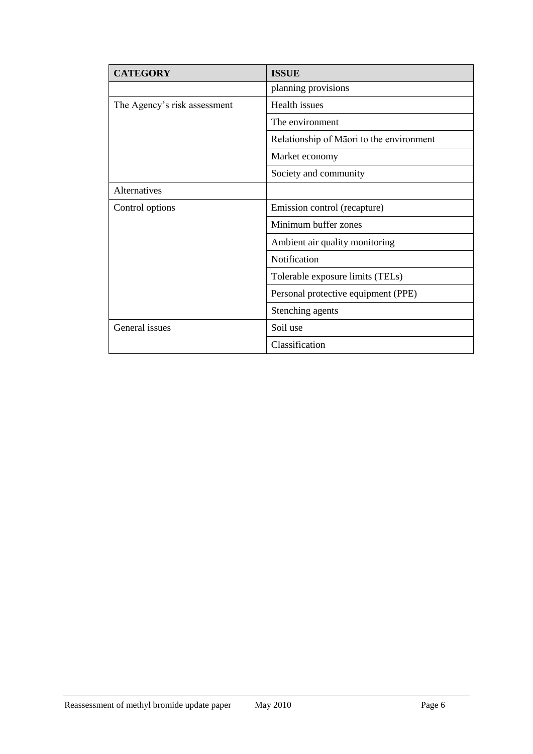| CATEGORY | ISSUE |
|---|---|
| | planning provisions |
| The Agency's risk assessment | Health issues |
| | The environment |
| | Relationship of Māori to the environment |
| | Market economy |
| | Society and community |
| Alternatives | |
| Control options | Emission control (recapture) |
| | Minimum buffer zones |
| | Ambient air quality monitoring |
| | Notification |
| | Tolerable exposure limits (TELs) |
| | Personal protective equipment (PPE) |
| | Stenching agents |
| General issues | Soil use |
| | Classification |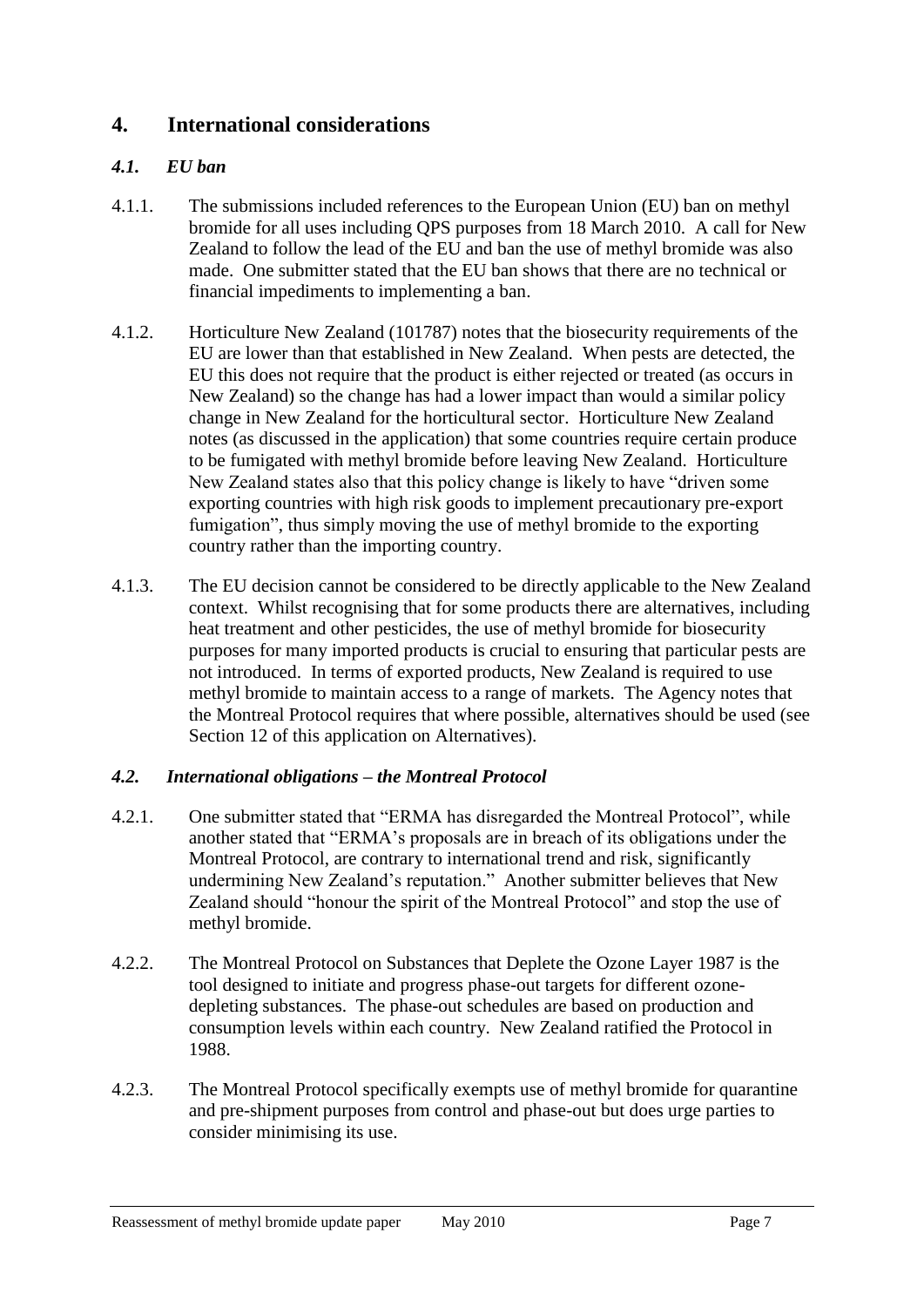## 4. International considerations

### *4.1. EU ban*

4.1.1. The submissions included references to the European Union (EU) ban on methyl bromide for all uses including QPS purposes from 18 March 2010. A call for New Zealand to follow the lead of the EU and ban the use of methyl bromide was also made. One submitter stated that the EU ban shows that there are no technical or financial impediments to implementing a ban.

4.1.2. Horticulture New Zealand (101787) notes that the biosecurity requirements of the EU are lower than that established in New Zealand. When pests are detected, the EU this does not require that the product is either rejected or treated (as occurs in New Zealand) so the change has had a lower impact than would a similar policy change in New Zealand for the horticultural sector. Horticulture New Zealand notes (as discussed in the application) that some countries require certain produce to be fumigated with methyl bromide before leaving New Zealand. Horticulture New Zealand states also that this policy change is likely to have "driven some exporting countries with high risk goods to implement precautionary pre-export fumigation", thus simply moving the use of methyl bromide to the exporting country rather than the importing country.

4.1.3. The EU decision cannot be considered to be directly applicable to the New Zealand context. Whilst recognising that for some products there are alternatives, including heat treatment and other pesticides, the use of methyl bromide for biosecurity purposes for many imported products is crucial to ensuring that particular pests are not introduced. In terms of exported products, New Zealand is required to use methyl bromide to maintain access to a range of markets. The Agency notes that the Montreal Protocol requires that where possible, alternatives should be used (see Section 12 of this application on Alternatives).

### *4.2. International obligations – the Montreal Protocol*

4.2.1. One submitter stated that "ERMA has disregarded the Montreal Protocol", while another stated that "ERMA's proposals are in breach of its obligations under the Montreal Protocol, are contrary to international trend and risk, significantly undermining New Zealand's reputation." Another submitter believes that New Zealand should "honour the spirit of the Montreal Protocol" and stop the use of methyl bromide.

4.2.2. The Montreal Protocol on Substances that Deplete the Ozone Layer 1987 is the tool designed to initiate and progress phase-out targets for different ozone-depleting substances. The phase-out schedules are based on production and consumption levels within each country. New Zealand ratified the Protocol in 1988.

4.2.3. The Montreal Protocol specifically exempts use of methyl bromide for quarantine and pre-shipment purposes from control and phase-out but does urge parties to consider minimising its use.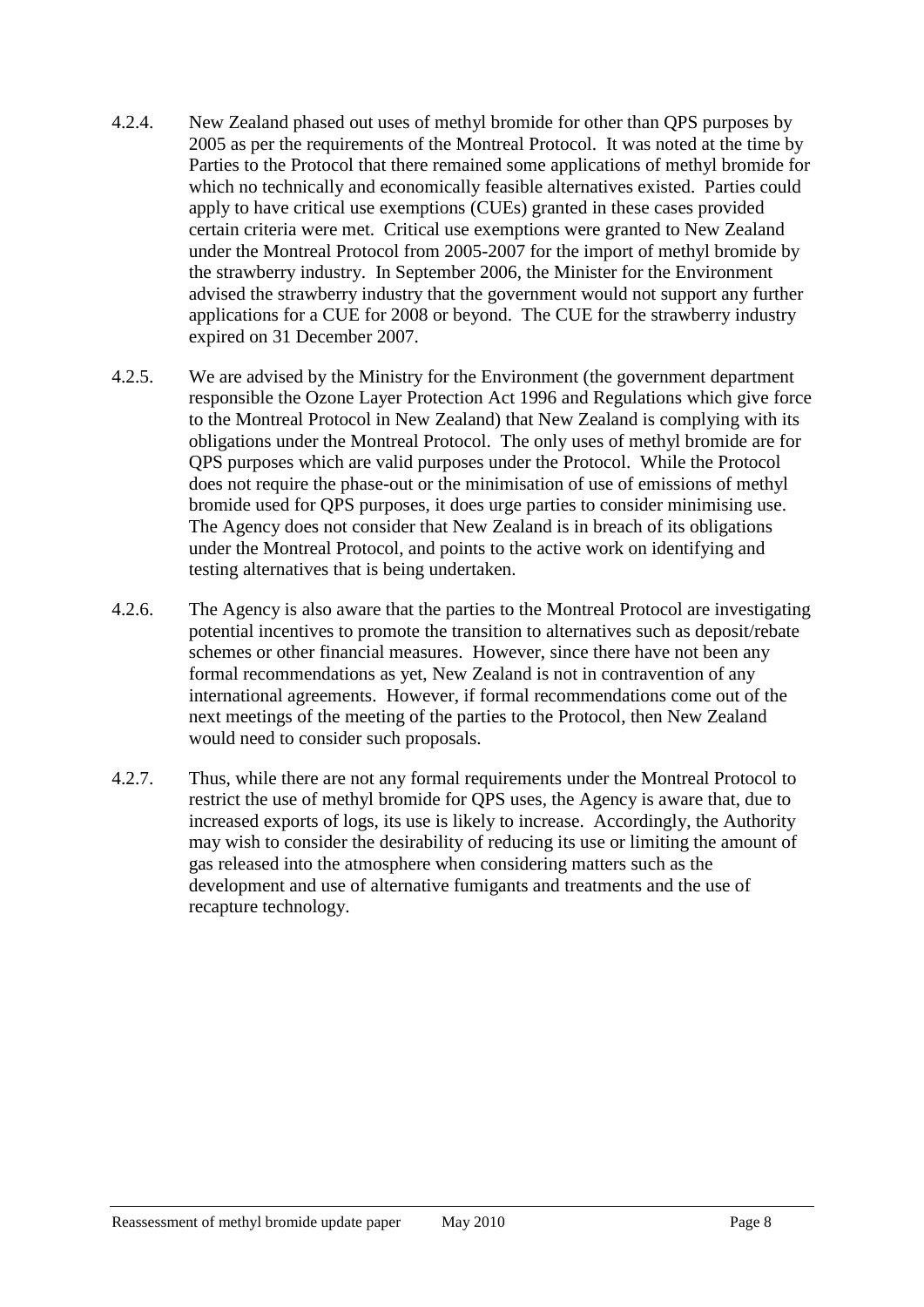4.2.4. New Zealand phased out uses of methyl bromide for other than QPS purposes by 2005 as per the requirements of the Montreal Protocol. It was noted at the time by Parties to the Protocol that there remained some applications of methyl bromide for which no technically and economically feasible alternatives existed. Parties could apply to have critical use exemptions (CUEs) granted in these cases provided certain criteria were met. Critical use exemptions were granted to New Zealand under the Montreal Protocol from 2005-2007 for the import of methyl bromide by the strawberry industry. In September 2006, the Minister for the Environment advised the strawberry industry that the government would not support any further applications for a CUE for 2008 or beyond. The CUE for the strawberry industry expired on 31 December 2007.

4.2.5. We are advised by the Ministry for the Environment (the government department responsible the Ozone Layer Protection Act 1996 and Regulations which give force to the Montreal Protocol in New Zealand) that New Zealand is complying with its obligations under the Montreal Protocol. The only uses of methyl bromide are for QPS purposes which are valid purposes under the Protocol. While the Protocol does not require the phase-out or the minimisation of use of emissions of methyl bromide used for QPS purposes, it does urge parties to consider minimising use. The Agency does not consider that New Zealand is in breach of its obligations under the Montreal Protocol, and points to the active work on identifying and testing alternatives that is being undertaken.

4.2.6. The Agency is also aware that the parties to the Montreal Protocol are investigating potential incentives to promote the transition to alternatives such as deposit/rebate schemes or other financial measures. However, since there have not been any formal recommendations as yet, New Zealand is not in contravention of any international agreements. However, if formal recommendations come out of the next meetings of the meeting of the parties to the Protocol, then New Zealand would need to consider such proposals.

4.2.7. Thus, while there are not any formal requirements under the Montreal Protocol to restrict the use of methyl bromide for QPS uses, the Agency is aware that, due to increased exports of logs, its use is likely to increase. Accordingly, the Authority may wish to consider the desirability of reducing its use or limiting the amount of gas released into the atmosphere when considering matters such as the development and use of alternative fumigants and treatments and the use of recapture technology.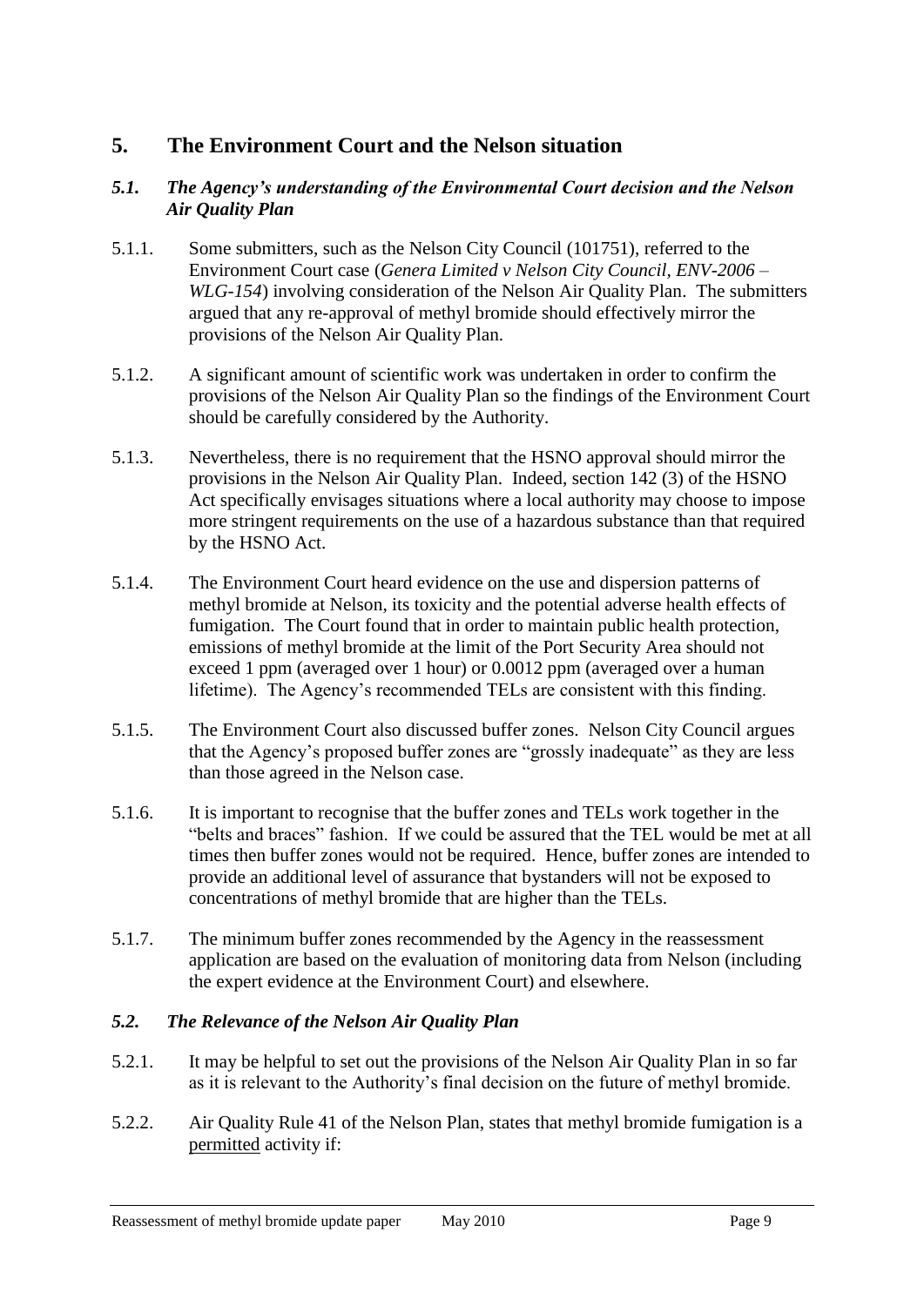## 5. The Environment Court and the Nelson situation

### *5.1. The Agency's understanding of the Environmental Court decision and the Nelson Air Quality Plan*

5.1.1. Some submitters, such as the Nelson City Council (101751), referred to the Environment Court case (*Genera Limited v Nelson City Council, ENV-2006 – WLG-154*) involving consideration of the Nelson Air Quality Plan. The submitters argued that any re-approval of methyl bromide should effectively mirror the provisions of the Nelson Air Quality Plan.

5.1.2. A significant amount of scientific work was undertaken in order to confirm the provisions of the Nelson Air Quality Plan so the findings of the Environment Court should be carefully considered by the Authority.

5.1.3. Nevertheless, there is no requirement that the HSNO approval should mirror the provisions in the Nelson Air Quality Plan. Indeed, section 142 (3) of the HSNO Act specifically envisages situations where a local authority may choose to impose more stringent requirements on the use of a hazardous substance than that required by the HSNO Act.

5.1.4. The Environment Court heard evidence on the use and dispersion patterns of methyl bromide at Nelson, its toxicity and the potential adverse health effects of fumigation. The Court found that in order to maintain public health protection, emissions of methyl bromide at the limit of the Port Security Area should not exceed 1 ppm (averaged over 1 hour) or 0.0012 ppm (averaged over a human lifetime). The Agency's recommended TELs are consistent with this finding.

5.1.5. The Environment Court also discussed buffer zones. Nelson City Council argues that the Agency's proposed buffer zones are "grossly inadequate" as they are less than those agreed in the Nelson case.

5.1.6. It is important to recognise that the buffer zones and TELs work together in the "belts and braces" fashion. If we could be assured that the TEL would be met at all times then buffer zones would not be required. Hence, buffer zones are intended to provide an additional level of assurance that bystanders will not be exposed to concentrations of methyl bromide that are higher than the TELs.

5.1.7. The minimum buffer zones recommended by the Agency in the reassessment application are based on the evaluation of monitoring data from Nelson (including the expert evidence at the Environment Court) and elsewhere.

### *5.2. The Relevance of the Nelson Air Quality Plan*

5.2.1. It may be helpful to set out the provisions of the Nelson Air Quality Plan in so far as it is relevant to the Authority's final decision on the future of methyl bromide.

5.2.2. Air Quality Rule 41 of the Nelson Plan, states that methyl bromide fumigation is a permitted activity if: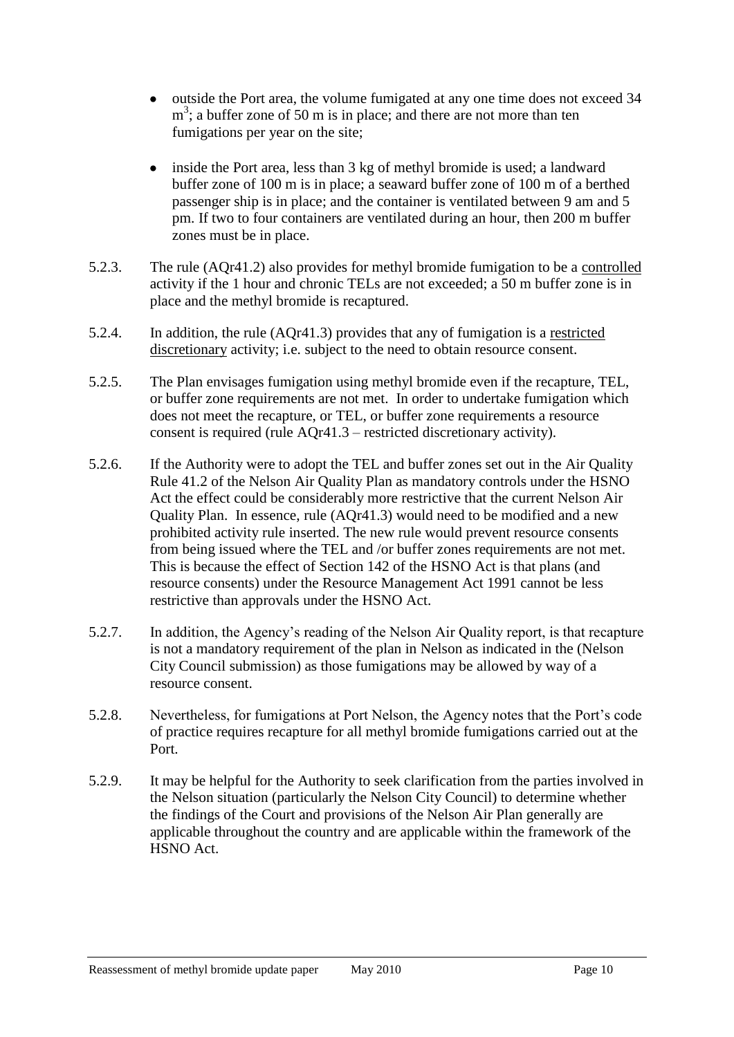- outside the Port area, the volume fumigated at any one time does not exceed 34 $m^3$; a buffer zone of 50 m is in place; and there are not more than ten fumigations per year on the site;

- inside the Port area, less than 3 kg of methyl bromide is used; a landward buffer zone of 100 m is in place; a seaward buffer zone of 100 m of a berthed passenger ship is in place; and the container is ventilated between 9 am and 5 pm. If two to four containers are ventilated during an hour, then 200 m buffer zones must be in place.

5.2.3. The rule (AQr41.2) also provides for methyl bromide fumigation to be a controlled activity if the 1 hour and chronic TELs are not exceeded; a 50 m buffer zone is in place and the methyl bromide is recaptured.

5.2.4. In addition, the rule (AQr41.3) provides that any of fumigation is a restricted discretionary activity; i.e. subject to the need to obtain resource consent.

5.2.5. The Plan envisages fumigation using methyl bromide even if the recapture, TEL, or buffer zone requirements are not met. In order to undertake fumigation which does not meet the recapture, or TEL, or buffer zone requirements a resource consent is required (rule AQr41.3 – restricted discretionary activity).

5.2.6. If the Authority were to adopt the TEL and buffer zones set out in the Air Quality Rule 41.2 of the Nelson Air Quality Plan as mandatory controls under the HSNO Act the effect could be considerably more restrictive that the current Nelson Air Quality Plan. In essence, rule (AQr41.3) would need to be modified and a new prohibited activity rule inserted. The new rule would prevent resource consents from being issued where the TEL and /or buffer zones requirements are not met. This is because the effect of Section 142 of the HSNO Act is that plans (and resource consents) under the Resource Management Act 1991 cannot be less restrictive than approvals under the HSNO Act.

5.2.7. In addition, the Agency's reading of the Nelson Air Quality report, is that recapture is not a mandatory requirement of the plan in Nelson as indicated in the (Nelson City Council submission) as those fumigations may be allowed by way of a resource consent.

5.2.8. Nevertheless, for fumigations at Port Nelson, the Agency notes that the Port's code of practice requires recapture for all methyl bromide fumigations carried out at the Port.

5.2.9. It may be helpful for the Authority to seek clarification from the parties involved in the Nelson situation (particularly the Nelson City Council) to determine whether the findings of the Court and provisions of the Nelson Air Plan generally are applicable throughout the country and are applicable within the framework of the HSNO Act.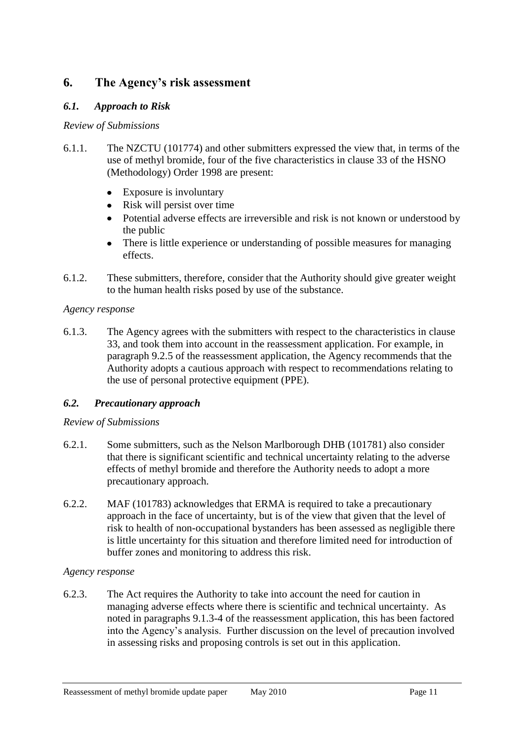## 6. The Agency's risk assessment

### *6.1. Approach to Risk*

*Review of Submissions*

6.1.1. The NZCTU (101774) and other submitters expressed the view that, in terms of the use of methyl bromide, four of the five characteristics in clause 33 of the HSNO (Methodology) Order 1998 are present:

- Exposure is involuntary
- Risk will persist over time
- Potential adverse effects are irreversible and risk is not known or understood by the public
- There is little experience or understanding of possible measures for managing effects.

6.1.2. These submitters, therefore, consider that the Authority should give greater weight to the human health risks posed by use of the substance.

*Agency response*

6.1.3. The Agency agrees with the submitters with respect to the characteristics in clause 33, and took them into account in the reassessment application. For example, in paragraph 9.2.5 of the reassessment application, the Agency recommends that the Authority adopts a cautious approach with respect to recommendations relating to the use of personal protective equipment (PPE).

### *6.2. Precautionary approach*

*Review of Submissions*

6.2.1. Some submitters, such as the Nelson Marlborough DHB (101781) also consider that there is significant scientific and technical uncertainty relating to the adverse effects of methyl bromide and therefore the Authority needs to adopt a more precautionary approach.

6.2.2. MAF (101783) acknowledges that ERMA is required to take a precautionary approach in the face of uncertainty, but is of the view that given that the level of risk to health of non-occupational bystanders has been assessed as negligible there is little uncertainty for this situation and therefore limited need for introduction of buffer zones and monitoring to address this risk.

*Agency response*

6.2.3. The Act requires the Authority to take into account the need for caution in managing adverse effects where there is scientific and technical uncertainty. As noted in paragraphs 9.1.3-4 of the reassessment application, this has been factored into the Agency's analysis. Further discussion on the level of precaution involved in assessing risks and proposing controls is set out in this application.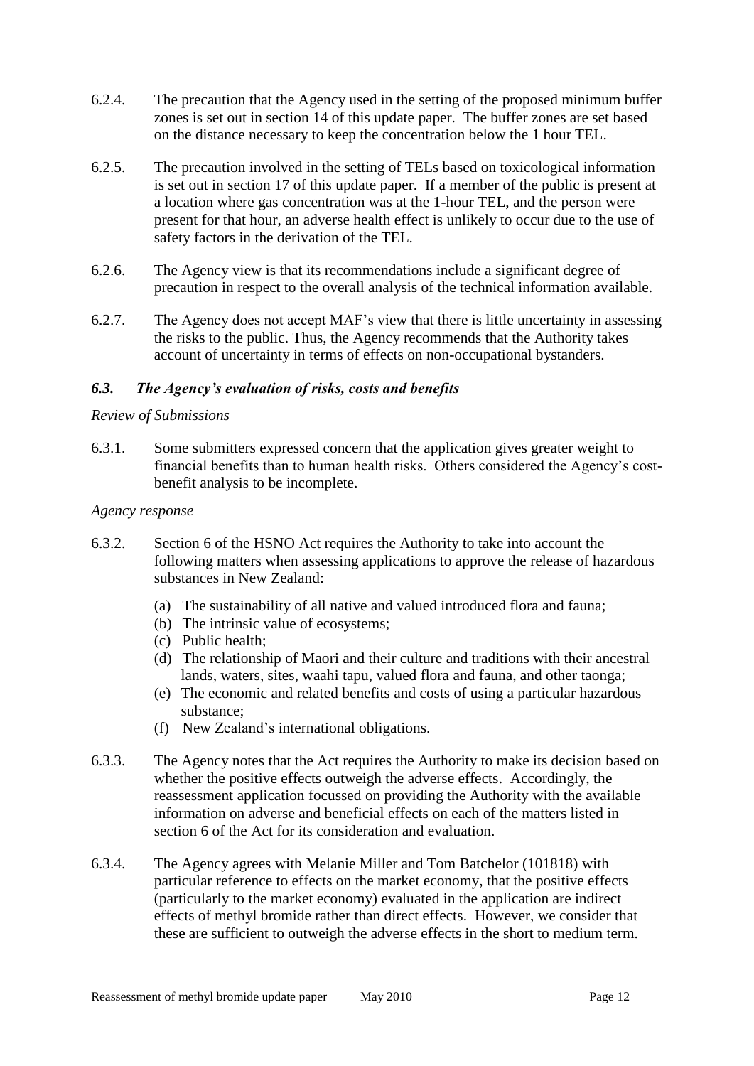6.2.4. The precaution that the Agency used in the setting of the proposed minimum buffer zones is set out in section 14 of this update paper. The buffer zones are set based on the distance necessary to keep the concentration below the 1 hour TEL.

6.2.5. The precaution involved in the setting of TELs based on toxicological information is set out in section 17 of this update paper. If a member of the public is present at a location where gas concentration was at the 1-hour TEL, and the person were present for that hour, an adverse health effect is unlikely to occur due to the use of safety factors in the derivation of the TEL.

6.2.6. The Agency view is that its recommendations include a significant degree of precaution in respect to the overall analysis of the technical information available.

6.2.7. The Agency does not accept MAF's view that there is little uncertainty in assessing the risks to the public. Thus, the Agency recommends that the Authority takes account of uncertainty in terms of effects on non-occupational bystanders.

### *6.3. The Agency's evaluation of risks, costs and benefits*

*Review of Submissions*

6.3.1. Some submitters expressed concern that the application gives greater weight to financial benefits than to human health risks. Others considered the Agency's cost-benefit analysis to be incomplete.

*Agency response*

6.3.2. Section 6 of the HSNO Act requires the Authority to take into account the following matters when assessing applications to approve the release of hazardous substances in New Zealand:

(a) The sustainability of all native and valued introduced flora and fauna;
(b) The intrinsic value of ecosystems;
(c) Public health;
(d) The relationship of Maori and their culture and traditions with their ancestral lands, waters, sites, waahi tapu, valued flora and fauna, and other taonga;
(e) The economic and related benefits and costs of using a particular hazardous substance;
(f) New Zealand's international obligations.

6.3.3. The Agency notes that the Act requires the Authority to make its decision based on whether the positive effects outweigh the adverse effects. Accordingly, the reassessment application focussed on providing the Authority with the available information on adverse and beneficial effects on each of the matters listed in section 6 of the Act for its consideration and evaluation.

6.3.4. The Agency agrees with Melanie Miller and Tom Batchelor (101818) with particular reference to effects on the market economy, that the positive effects (particularly to the market economy) evaluated in the application are indirect effects of methyl bromide rather than direct effects. However, we consider that these are sufficient to outweigh the adverse effects in the short to medium term.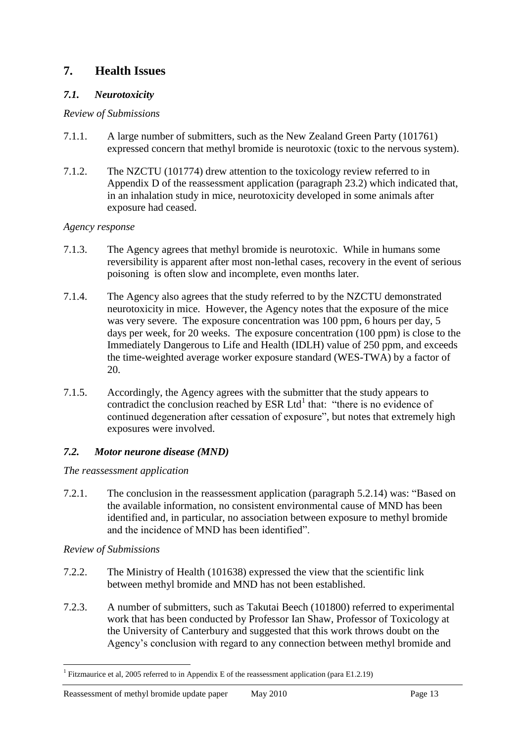## 7. Health Issues

### *7.1. Neurotoxicity*

*Review of Submissions*

7.1.1. A large number of submitters, such as the New Zealand Green Party (101761) expressed concern that methyl bromide is neurotoxic (toxic to the nervous system).

7.1.2. The NZCTU (101774) drew attention to the toxicology review referred to in Appendix D of the reassessment application (paragraph 23.2) which indicated that, in an inhalation study in mice, neurotoxicity developed in some animals after exposure had ceased.

*Agency response*

7.1.3. The Agency agrees that methyl bromide is neurotoxic. While in humans some reversibility is apparent after most non-lethal cases, recovery in the event of serious poisoning is often slow and incomplete, even months later.

7.1.4. The Agency also agrees that the study referred to by the NZCTU demonstrated neurotoxicity in mice. However, the Agency notes that the exposure of the mice was very severe. The exposure concentration was 100 ppm, 6 hours per day, 5 days per week, for 20 weeks. The exposure concentration (100 ppm) is close to the Immediately Dangerous to Life and Health (IDLH) value of 250 ppm, and exceeds the time-weighted average worker exposure standard (WES-TWA) by a factor of 20.

7.1.5. Accordingly, the Agency agrees with the submitter that the study appears to contradict the conclusion reached by ESR Ltd[1] that: "there is no evidence of continued degeneration after cessation of exposure", but notes that extremely high exposures were involved.

### *7.2. Motor neurone disease (MND)*

*The reassessment application*

7.2.1. The conclusion in the reassessment application (paragraph 5.2.14) was: "Based on the available information, no consistent environmental cause of MND has been identified and, in particular, no association between exposure to methyl bromide and the incidence of MND has been identified".

*Review of Submissions*

7.2.2. The Ministry of Health (101638) expressed the view that the scientific link between methyl bromide and MND has not been established.

7.2.3. A number of submitters, such as Takutai Beech (101800) referred to experimental work that has been conducted by Professor Ian Shaw, Professor of Toxicology at the University of Canterbury and suggested that this work throws doubt on the Agency's conclusion with regard to any connection between methyl bromide and

---

[1] Fitzmaurice et al, 2005 referred to in Appendix E of the reassessment application (para E1.2.19)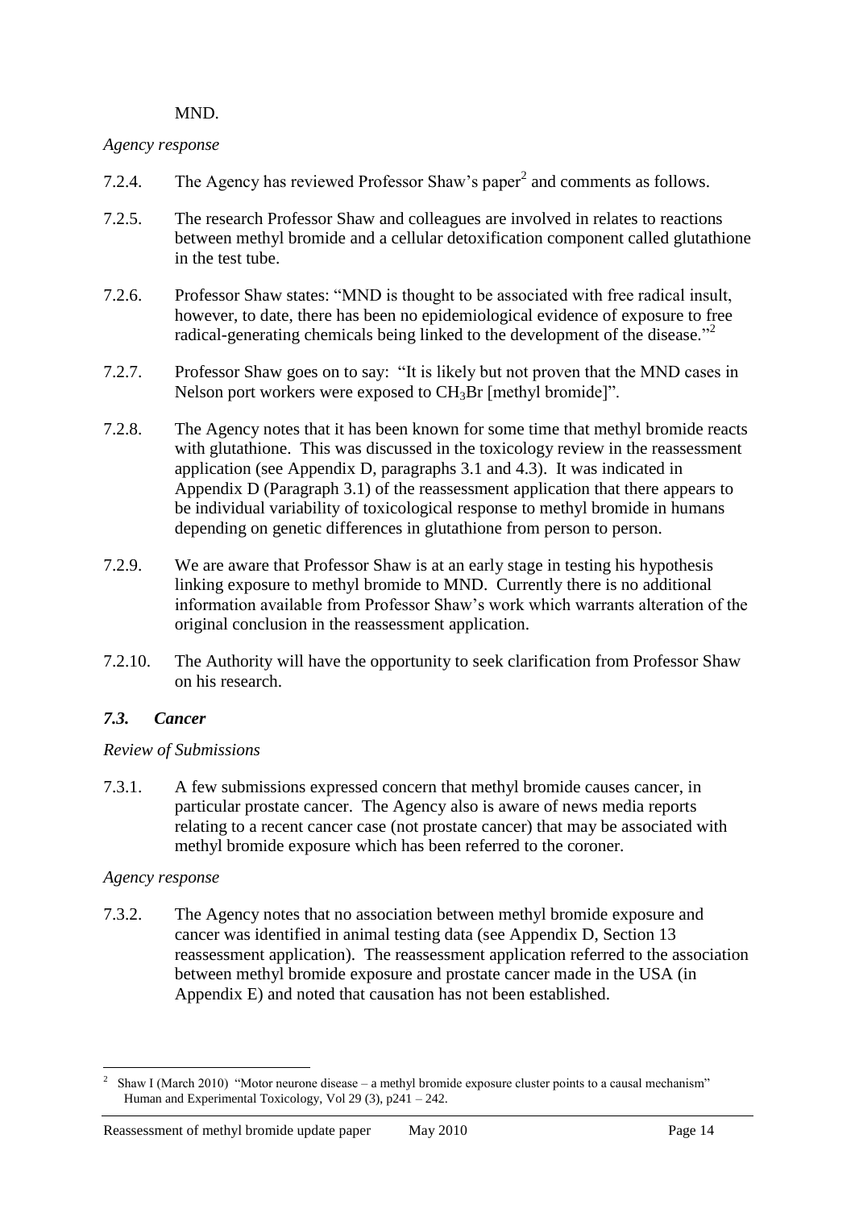MND.

*Agency response*

7.2.4. The Agency has reviewed Professor Shaw's paper[2] and comments as follows.

7.2.5. The research Professor Shaw and colleagues are involved in relates to reactions between methyl bromide and a cellular detoxification component called glutathione in the test tube.

7.2.6. Professor Shaw states: "MND is thought to be associated with free radical insult, however, to date, there has been no epidemiological evidence of exposure to free radical-generating chemicals being linked to the development of the disease."[2]

7.2.7. Professor Shaw goes on to say: "It is likely but not proven that the MND cases in Nelson port workers were exposed to $CH_3Br$ [methyl bromide]".

7.2.8. The Agency notes that it has been known for some time that methyl bromide reacts with glutathione. This was discussed in the toxicology review in the reassessment application (see Appendix D, paragraphs 3.1 and 4.3). It was indicated in Appendix D (Paragraph 3.1) of the reassessment application that there appears to be individual variability of toxicological response to methyl bromide in humans depending on genetic differences in glutathione from person to person.

7.2.9. We are aware that Professor Shaw is at an early stage in testing his hypothesis linking exposure to methyl bromide to MND. Currently there is no additional information available from Professor Shaw's work which warrants alteration of the original conclusion in the reassessment application.

7.2.10. The Authority will have the opportunity to seek clarification from Professor Shaw on his research.

### *7.3. Cancer*

*Review of Submissions*

7.3.1. A few submissions expressed concern that methyl bromide causes cancer, in particular prostate cancer. The Agency also is aware of news media reports relating to a recent cancer case (not prostate cancer) that may be associated with methyl bromide exposure which has been referred to the coroner.

*Agency response*

7.3.2. The Agency notes that no association between methyl bromide exposure and cancer was identified in animal testing data (see Appendix D, Section 13 reassessment application). The reassessment application referred to the association between methyl bromide exposure and prostate cancer made in the USA (in Appendix E) and noted that causation has not been established.

---

[2] Shaw I (March 2010) "Motor neurone disease – a methyl bromide exposure cluster points to a causal mechanism" Human and Experimental Toxicology, Vol 29 (3), p241 – 242.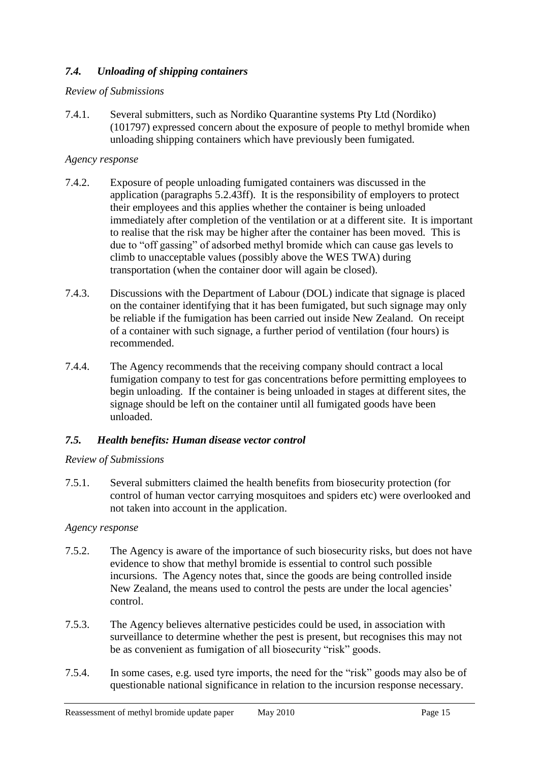### *7.4. Unloading of shipping containers*

*Review of Submissions*

7.4.1. Several submitters, such as Nordiko Quarantine systems Pty Ltd (Nordiko) (101797) expressed concern about the exposure of people to methyl bromide when unloading shipping containers which have previously been fumigated.

*Agency response*

7.4.2. Exposure of people unloading fumigated containers was discussed in the application (paragraphs 5.2.43ff). It is the responsibility of employers to protect their employees and this applies whether the container is being unloaded immediately after completion of the ventilation or at a different site. It is important to realise that the risk may be higher after the container has been moved. This is due to "off gassing" of adsorbed methyl bromide which can cause gas levels to climb to unacceptable values (possibly above the WES TWA) during transportation (when the container door will again be closed).

7.4.3. Discussions with the Department of Labour (DOL) indicate that signage is placed on the container identifying that it has been fumigated, but such signage may only be reliable if the fumigation has been carried out inside New Zealand. On receipt of a container with such signage, a further period of ventilation (four hours) is recommended.

7.4.4. The Agency recommends that the receiving company should contract a local fumigation company to test for gas concentrations before permitting employees to begin unloading. If the container is being unloaded in stages at different sites, the signage should be left on the container until all fumigated goods have been unloaded.

### *7.5. Health benefits: Human disease vector control*

*Review of Submissions*

7.5.1. Several submitters claimed the health benefits from biosecurity protection (for control of human vector carrying mosquitoes and spiders etc) were overlooked and not taken into account in the application.

*Agency response*

7.5.2. The Agency is aware of the importance of such biosecurity risks, but does not have evidence to show that methyl bromide is essential to control such possible incursions. The Agency notes that, since the goods are being controlled inside New Zealand, the means used to control the pests are under the local agencies' control.

7.5.3. The Agency believes alternative pesticides could be used, in association with surveillance to determine whether the pest is present, but recognises this may not be as convenient as fumigation of all biosecurity "risk" goods.

7.5.4. In some cases, e.g. used tyre imports, the need for the "risk" goods may also be of questionable national significance in relation to the incursion response necessary.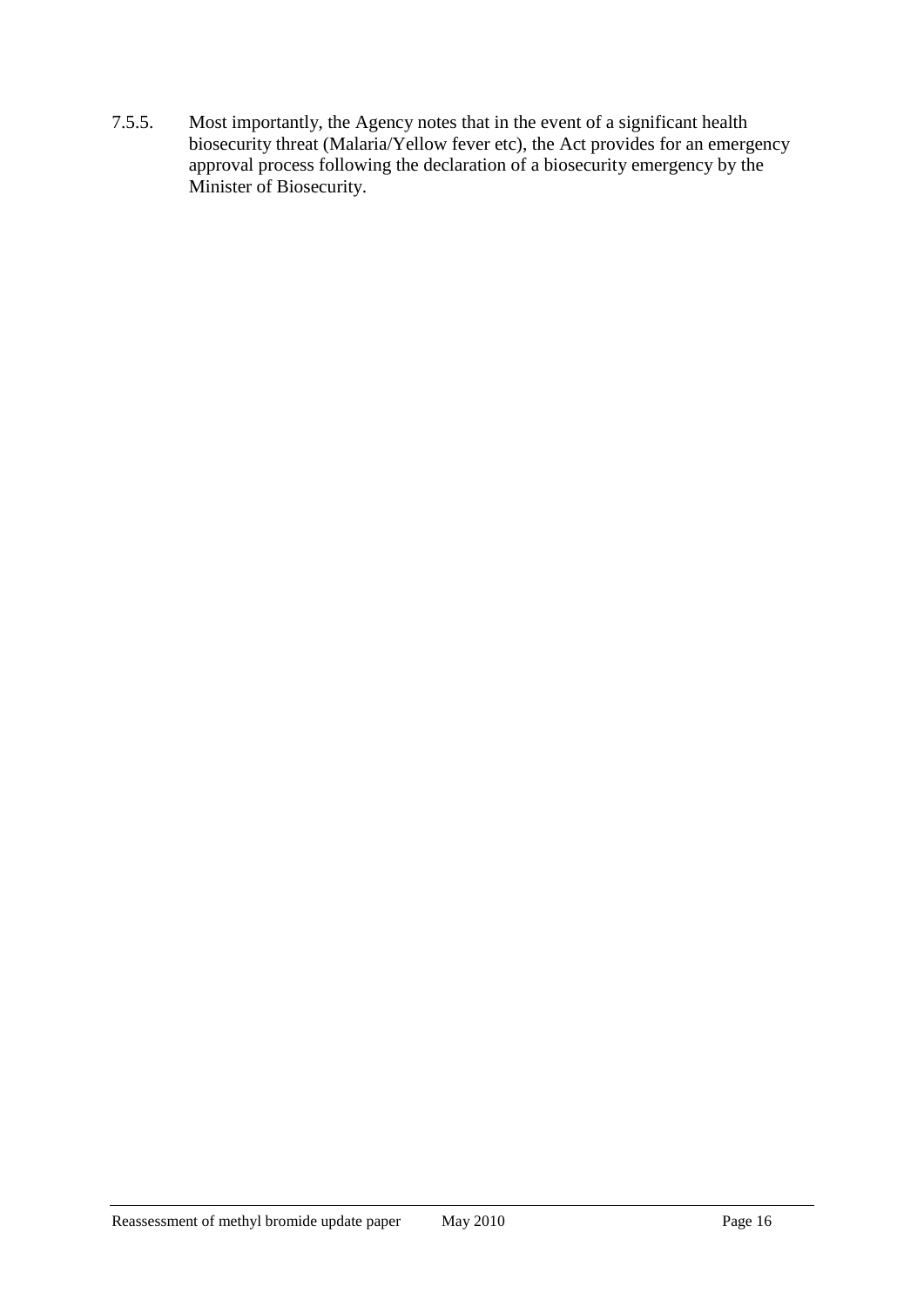7.5.5. Most importantly, the Agency notes that in the event of a significant health biosecurity threat (Malaria/Yellow fever etc), the Act provides for an emergency approval process following the declaration of a biosecurity emergency by the Minister of Biosecurity.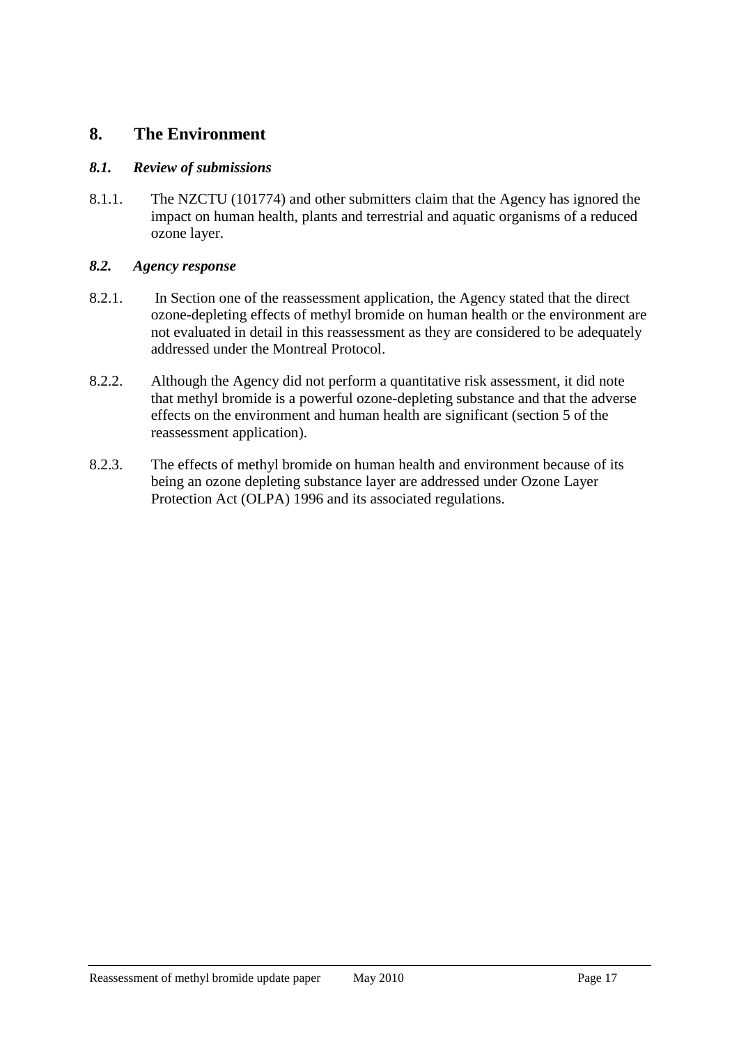## 8. The Environment

### *8.1. Review of submissions*

8.1.1. The NZCTU (101774) and other submitters claim that the Agency has ignored the impact on human health, plants and terrestrial and aquatic organisms of a reduced ozone layer.

### *8.2. Agency response*

8.2.1. In Section one of the reassessment application, the Agency stated that the direct ozone-depleting effects of methyl bromide on human health or the environment are not evaluated in detail in this reassessment as they are considered to be adequately addressed under the Montreal Protocol.

8.2.2. Although the Agency did not perform a quantitative risk assessment, it did note that methyl bromide is a powerful ozone-depleting substance and that the adverse effects on the environment and human health are significant (section 5 of the reassessment application).

8.2.3. The effects of methyl bromide on human health and environment because of its being an ozone depleting substance layer are addressed under Ozone Layer Protection Act (OLPA) 1996 and its associated regulations.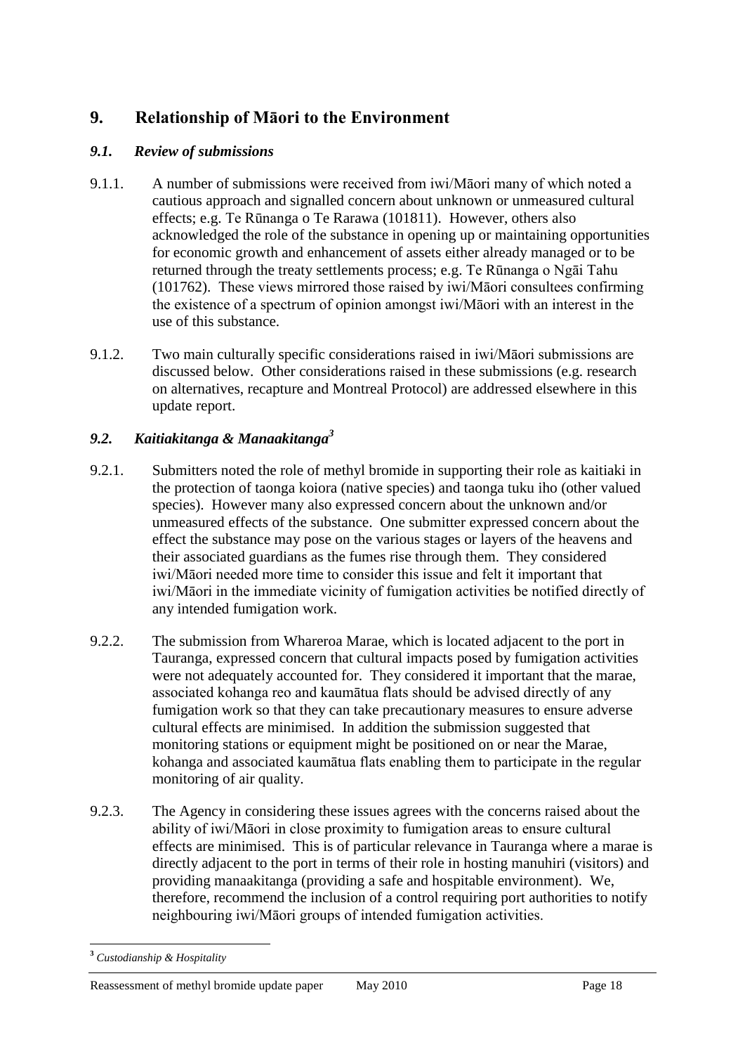# 9. Relationship of Māori to the Environment

## *9.1. Review of submissions*

9.1.1. A number of submissions were received from iwi/Māori many of which noted a cautious approach and signalled concern about unknown or unmeasured cultural effects; e.g. Te Rūnanga o Te Rarawa (101811). However, others also acknowledged the role of the substance in opening up or maintaining opportunities for economic growth and enhancement of assets either already managed or to be returned through the treaty settlements process; e.g. Te Rūnanga o Ngāi Tahu (101762). These views mirrored those raised by iwi/Māori consultees confirming the existence of a spectrum of opinion amongst iwi/Māori with an interest in the use of this substance.

9.1.2. Two main culturally specific considerations raised in iwi/Māori submissions are discussed below. Other considerations raised in these submissions (e.g. research on alternatives, recapture and Montreal Protocol) are addressed elsewhere in this update report.

## *9.2. Kaitiakitanga & Manaakitanga*[3]

9.2.1. Submitters noted the role of methyl bromide in supporting their role as kaitiaki in the protection of taonga koiora (native species) and taonga tuku iho (other valued species). However many also expressed concern about the unknown and/or unmeasured effects of the substance. One submitter expressed concern about the effect the substance may pose on the various stages or layers of the heavens and their associated guardians as the fumes rise through them. They considered iwi/Māori needed more time to consider this issue and felt it important that iwi/Māori in the immediate vicinity of fumigation activities be notified directly of any intended fumigation work.

9.2.2. The submission from Whareroa Marae, which is located adjacent to the port in Tauranga, expressed concern that cultural impacts posed by fumigation activities were not adequately accounted for. They considered it important that the marae, associated kohanga reo and kaumātua flats should be advised directly of any fumigation work so that they can take precautionary measures to ensure adverse cultural effects are minimised. In addition the submission suggested that monitoring stations or equipment might be positioned on or near the Marae, kohanga and associated kaumātua flats enabling them to participate in the regular monitoring of air quality.

9.2.3. The Agency in considering these issues agrees with the concerns raised about the ability of iwi/Māori in close proximity to fumigation areas to ensure cultural effects are minimised. This is of particular relevance in Tauranga where a marae is directly adjacent to the port in terms of their role in hosting manuhiri (visitors) and providing manaakitanga (providing a safe and hospitable environment). We, therefore, recommend the inclusion of a control requiring port authorities to notify neighbouring iwi/Māori groups of intended fumigation activities.

---

[3] *Custodianship & Hospitality*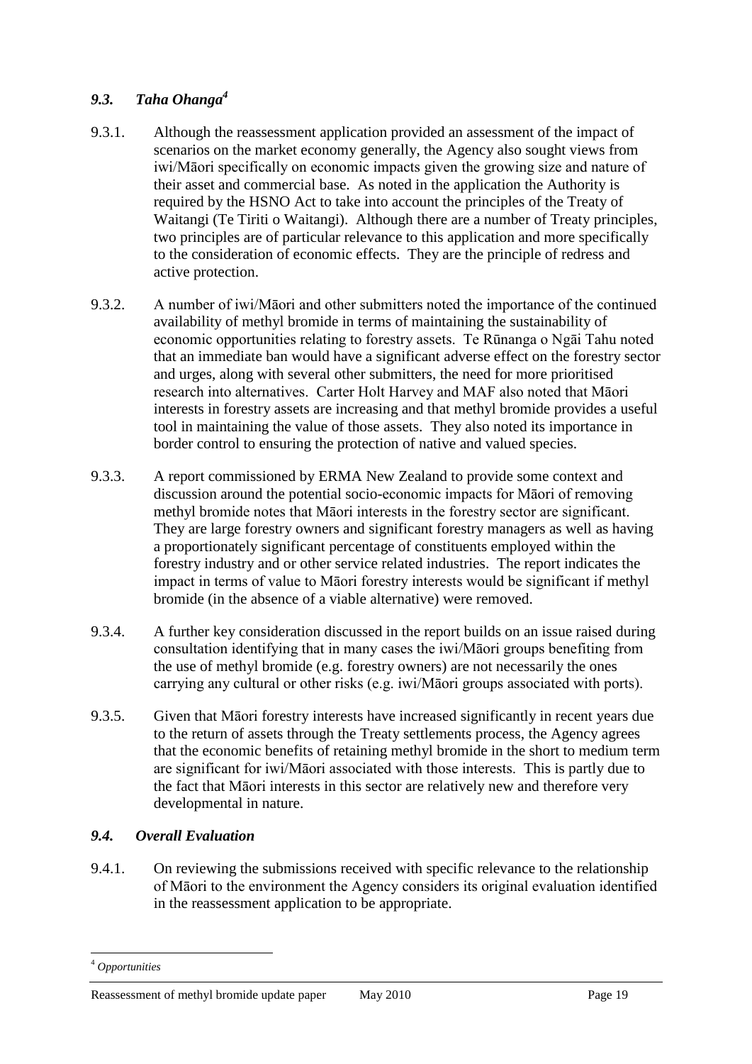### *9.3. Taha Ohanga[4]*

9.3.1. Although the reassessment application provided an assessment of the impact of scenarios on the market economy generally, the Agency also sought views from iwi/Māori specifically on economic impacts given the growing size and nature of their asset and commercial base. As noted in the application the Authority is required by the HSNO Act to take into account the principles of the Treaty of Waitangi (Te Tiriti o Waitangi). Although there are a number of Treaty principles, two principles are of particular relevance to this application and more specifically to the consideration of economic effects. They are the principle of redress and active protection.

9.3.2. A number of iwi/Māori and other submitters noted the importance of the continued availability of methyl bromide in terms of maintaining the sustainability of economic opportunities relating to forestry assets. Te Rūnanga o Ngāi Tahu noted that an immediate ban would have a significant adverse effect on the forestry sector and urges, along with several other submitters, the need for more prioritised research into alternatives. Carter Holt Harvey and MAF also noted that Māori interests in forestry assets are increasing and that methyl bromide provides a useful tool in maintaining the value of those assets. They also noted its importance in border control to ensuring the protection of native and valued species.

9.3.3. A report commissioned by ERMA New Zealand to provide some context and discussion around the potential socio-economic impacts for Māori of removing methyl bromide notes that Māori interests in the forestry sector are significant. They are large forestry owners and significant forestry managers as well as having a proportionately significant percentage of constituents employed within the forestry industry and or other service related industries. The report indicates the impact in terms of value to Māori forestry interests would be significant if methyl bromide (in the absence of a viable alternative) were removed.

9.3.4. A further key consideration discussed in the report builds on an issue raised during consultation identifying that in many cases the iwi/Māori groups benefiting from the use of methyl bromide (e.g. forestry owners) are not necessarily the ones carrying any cultural or other risks (e.g. iwi/Māori groups associated with ports).

9.3.5. Given that Māori forestry interests have increased significantly in recent years due to the return of assets through the Treaty settlements process, the Agency agrees that the economic benefits of retaining methyl bromide in the short to medium term are significant for iwi/Māori associated with those interests. This is partly due to the fact that Māori interests in this sector are relatively new and therefore very developmental in nature.

### *9.4. Overall Evaluation*

9.4.1. On reviewing the submissions received with specific relevance to the relationship of Māori to the environment the Agency considers its original evaluation identified in the reassessment application to be appropriate.

---

[4] *Opportunities*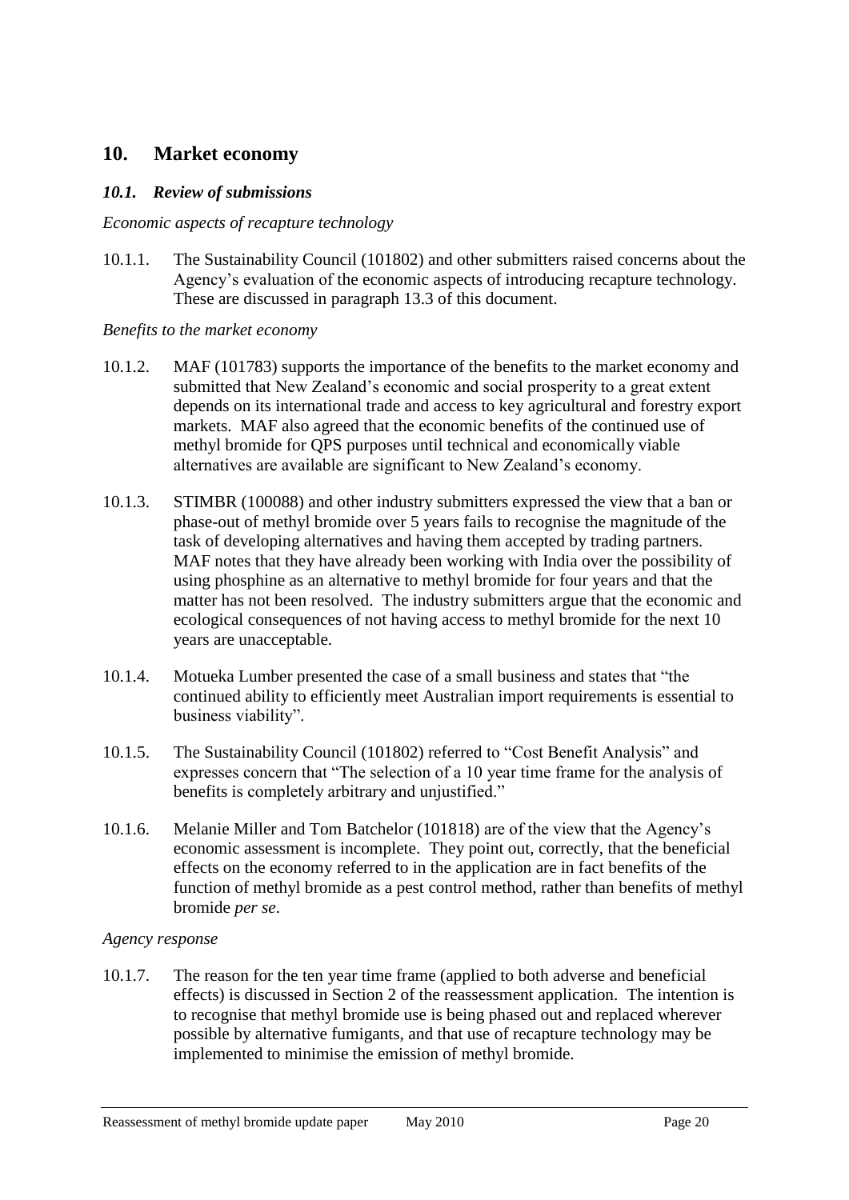## 10. Market economy

### *10.1. Review of submissions*

*Economic aspects of recapture technology*

10.1.1. The Sustainability Council (101802) and other submitters raised concerns about the Agency's evaluation of the economic aspects of introducing recapture technology. These are discussed in paragraph 13.3 of this document.

*Benefits to the market economy*

10.1.2. MAF (101783) supports the importance of the benefits to the market economy and submitted that New Zealand's economic and social prosperity to a great extent depends on its international trade and access to key agricultural and forestry export markets. MAF also agreed that the economic benefits of the continued use of methyl bromide for QPS purposes until technical and economically viable alternatives are available are significant to New Zealand's economy.

10.1.3. STIMBR (100088) and other industry submitters expressed the view that a ban or phase-out of methyl bromide over 5 years fails to recognise the magnitude of the task of developing alternatives and having them accepted by trading partners. MAF notes that they have already been working with India over the possibility of using phosphine as an alternative to methyl bromide for four years and that the matter has not been resolved. The industry submitters argue that the economic and ecological consequences of not having access to methyl bromide for the next 10 years are unacceptable.

10.1.4. Motueka Lumber presented the case of a small business and states that "the continued ability to efficiently meet Australian import requirements is essential to business viability".

10.1.5. The Sustainability Council (101802) referred to "Cost Benefit Analysis" and expresses concern that "The selection of a 10 year time frame for the analysis of benefits is completely arbitrary and unjustified."

10.1.6. Melanie Miller and Tom Batchelor (101818) are of the view that the Agency's economic assessment is incomplete. They point out, correctly, that the beneficial effects on the economy referred to in the application are in fact benefits of the function of methyl bromide as a pest control method, rather than benefits of methyl bromide *per se*.

*Agency response*

10.1.7. The reason for the ten year time frame (applied to both adverse and beneficial effects) is discussed in Section 2 of the reassessment application. The intention is to recognise that methyl bromide use is being phased out and replaced wherever possible by alternative fumigants, and that use of recapture technology may be implemented to minimise the emission of methyl bromide.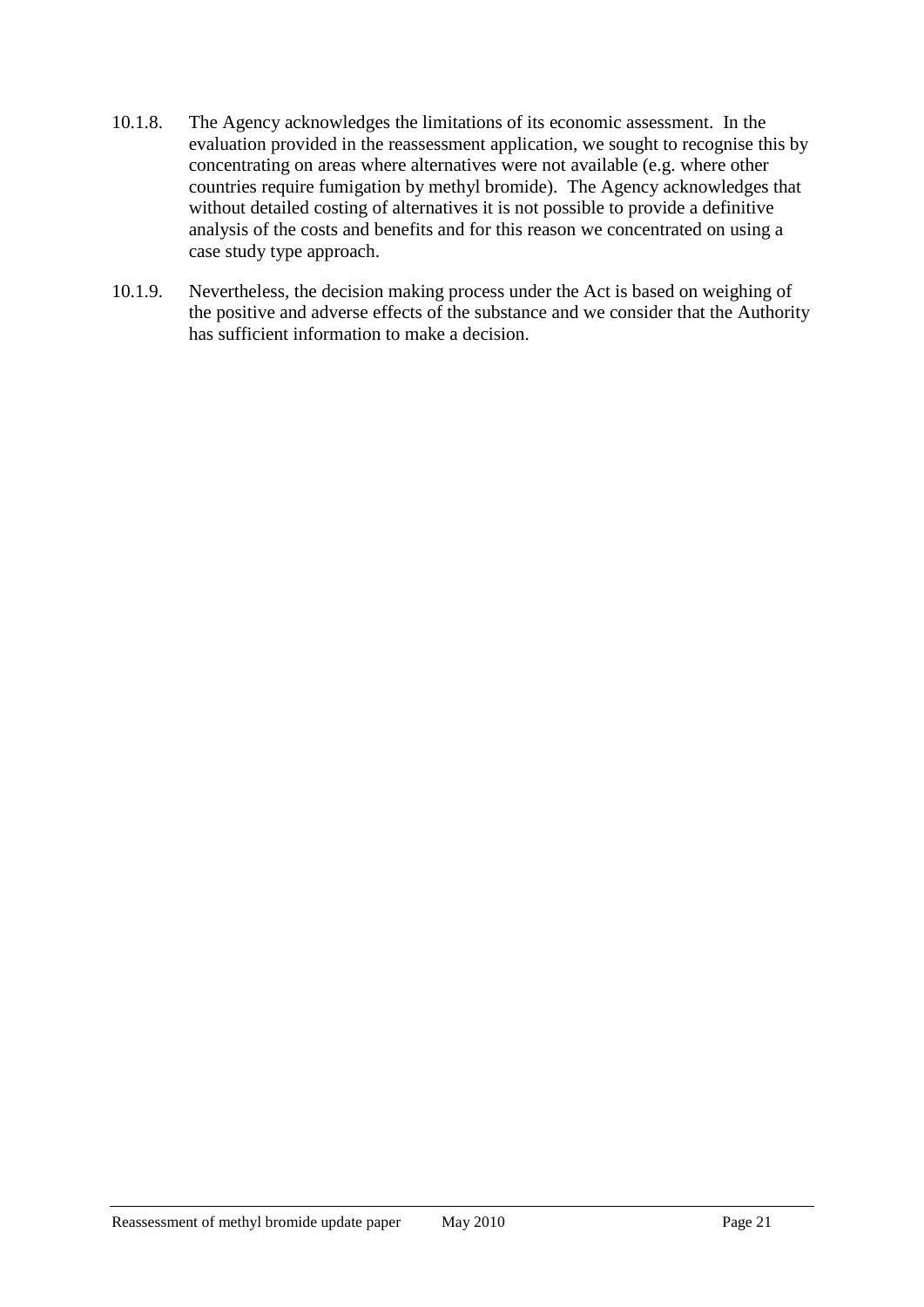10.1.8. The Agency acknowledges the limitations of its economic assessment. In the evaluation provided in the reassessment application, we sought to recognise this by concentrating on areas where alternatives were not available (e.g. where other countries require fumigation by methyl bromide). The Agency acknowledges that without detailed costing of alternatives it is not possible to provide a definitive analysis of the costs and benefits and for this reason we concentrated on using a case study type approach.

10.1.9. Nevertheless, the decision making process under the Act is based on weighing of the positive and adverse effects of the substance and we consider that the Authority has sufficient information to make a decision.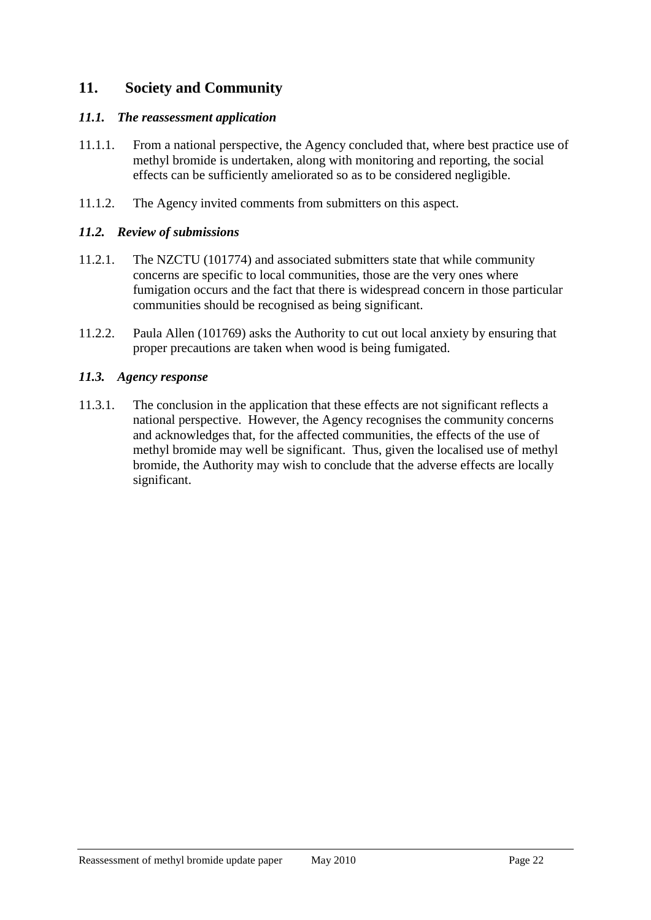## 11. Society and Community

### *11.1. The reassessment application*

11.1.1. From a national perspective, the Agency concluded that, where best practice use of methyl bromide is undertaken, along with monitoring and reporting, the social effects can be sufficiently ameliorated so as to be considered negligible.

11.1.2. The Agency invited comments from submitters on this aspect.

### *11.2. Review of submissions*

11.2.1. The NZCTU (101774) and associated submitters state that while community concerns are specific to local communities, those are the very ones where fumigation occurs and the fact that there is widespread concern in those particular communities should be recognised as being significant.

11.2.2. Paula Allen (101769) asks the Authority to cut out local anxiety by ensuring that proper precautions are taken when wood is being fumigated.

### *11.3. Agency response*

11.3.1. The conclusion in the application that these effects are not significant reflects a national perspective. However, the Agency recognises the community concerns and acknowledges that, for the affected communities, the effects of the use of methyl bromide may well be significant. Thus, given the localised use of methyl bromide, the Authority may wish to conclude that the adverse effects are locally significant.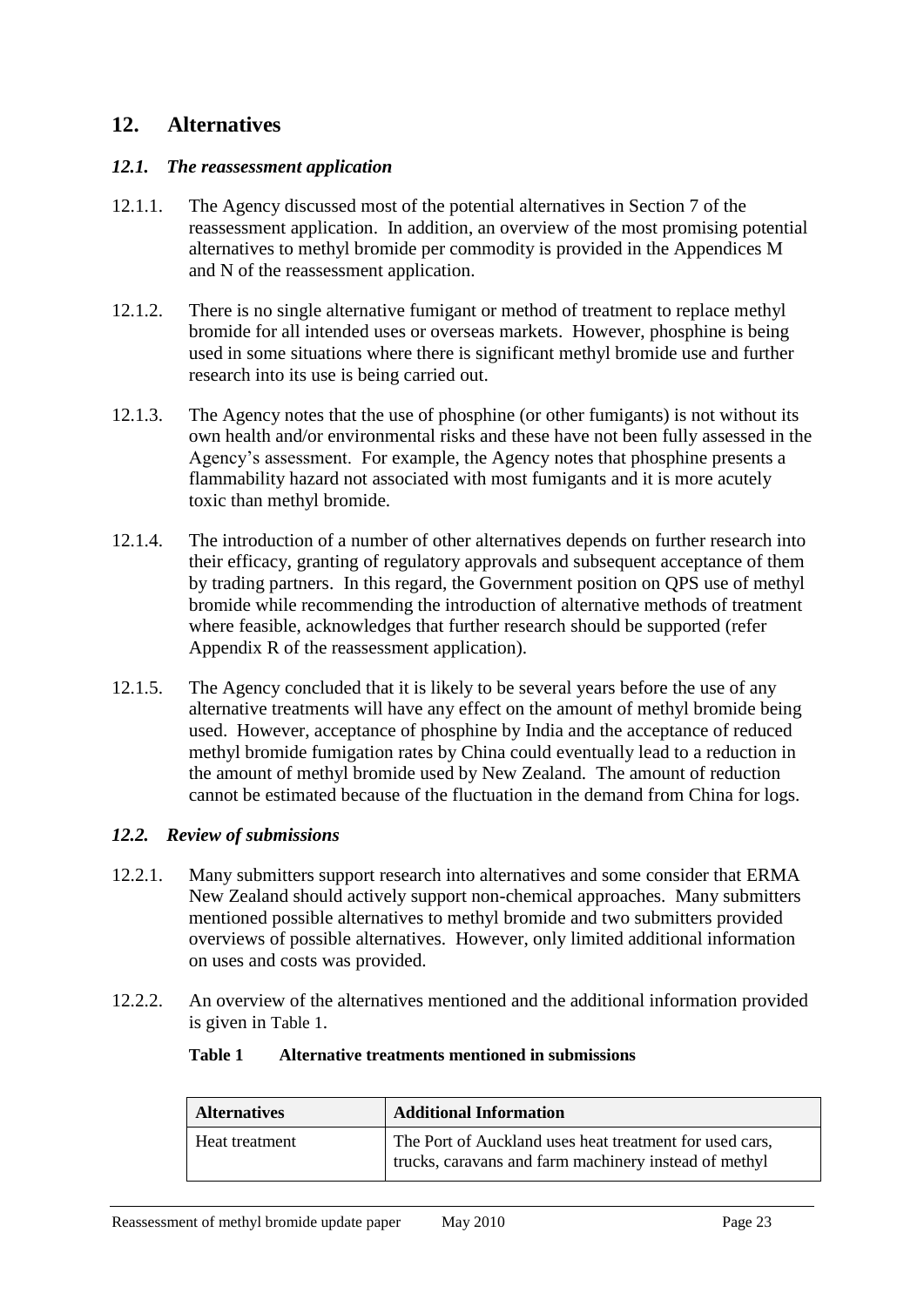## 12. Alternatives

### *12.1. The reassessment application*

12.1.1. The Agency discussed most of the potential alternatives in Section 7 of the reassessment application. In addition, an overview of the most promising potential alternatives to methyl bromide per commodity is provided in the Appendices M and N of the reassessment application.

12.1.2. There is no single alternative fumigant or method of treatment to replace methyl bromide for all intended uses or overseas markets. However, phosphine is being used in some situations where there is significant methyl bromide use and further research into its use is being carried out.

12.1.3. The Agency notes that the use of phosphine (or other fumigants) is not without its own health and/or environmental risks and these have not been fully assessed in the Agency's assessment. For example, the Agency notes that phosphine presents a flammability hazard not associated with most fumigants and it is more acutely toxic than methyl bromide.

12.1.4. The introduction of a number of other alternatives depends on further research into their efficacy, granting of regulatory approvals and subsequent acceptance of them by trading partners. In this regard, the Government position on QPS use of methyl bromide while recommending the introduction of alternative methods of treatment where feasible, acknowledges that further research should be supported (refer Appendix R of the reassessment application).

12.1.5. The Agency concluded that it is likely to be several years before the use of any alternative treatments will have any effect on the amount of methyl bromide being used. However, acceptance of phosphine by India and the acceptance of reduced methyl bromide fumigation rates by China could eventually lead to a reduction in the amount of methyl bromide used by New Zealand. The amount of reduction cannot be estimated because of the fluctuation in the demand from China for logs.

### *12.2. Review of submissions*

12.2.1. Many submitters support research into alternatives and some consider that ERMA New Zealand should actively support non-chemical approaches. Many submitters mentioned possible alternatives to methyl bromide and two submitters provided overviews of possible alternatives. However, only limited additional information on uses and costs was provided.

12.2.2. An overview of the alternatives mentioned and the additional information provided is given in Table 1.

**Table 1 Alternative treatments mentioned in submissions**

| Alternatives | Additional Information |
|---|---|
| Heat treatment | The Port of Auckland uses heat treatment for used cars, trucks, caravans and farm machinery instead of methyl |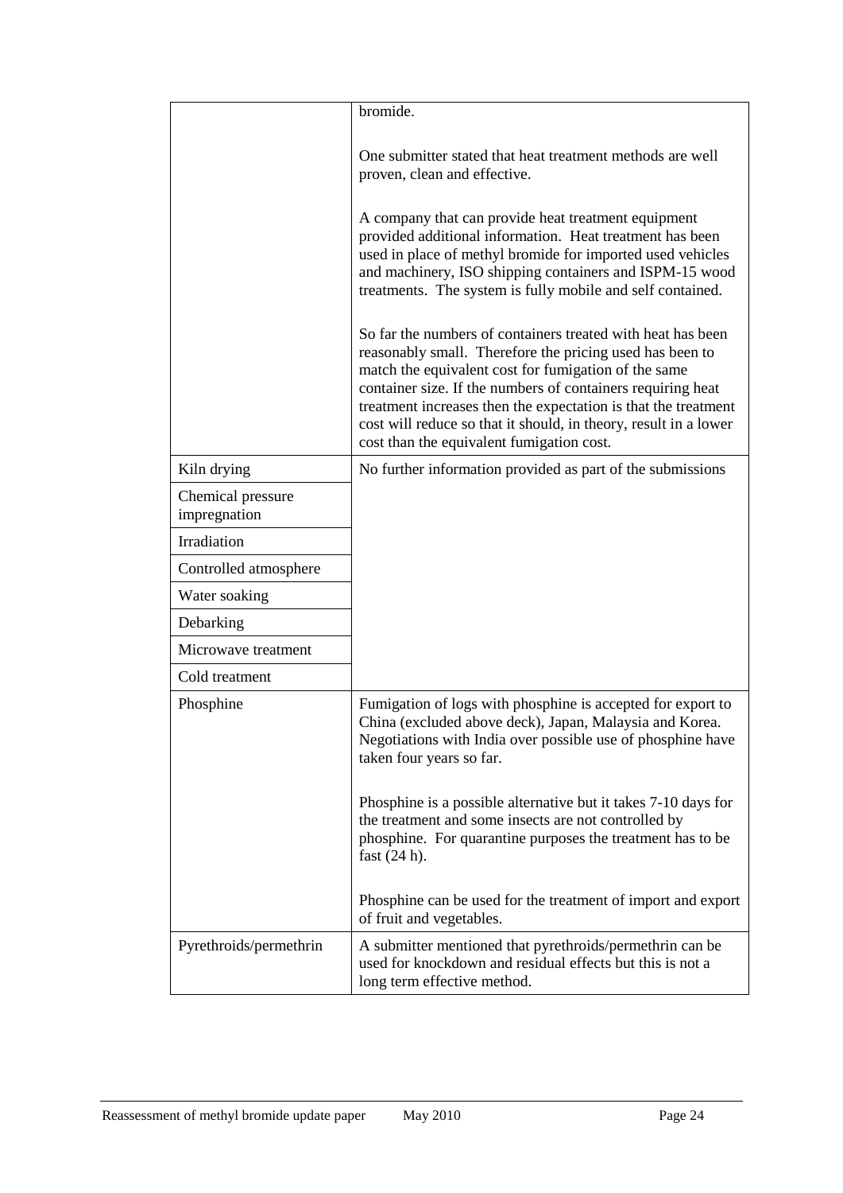| | |
|---|---|
| | bromide.<br><br>One submitter stated that heat treatment methods are well proven, clean and effective.<br><br>A company that can provide heat treatment equipment provided additional information. Heat treatment has been used in place of methyl bromide for imported used vehicles and machinery, ISO shipping containers and ISPM-15 wood treatments. The system is fully mobile and self contained.<br><br>So far the numbers of containers treated with heat has been reasonably small. Therefore the pricing used has been to match the equivalent cost for fumigation of the same container size. If the numbers of containers requiring heat treatment increases then the expectation is that the treatment cost will reduce so that it should, in theory, result in a lower cost than the equivalent fumigation cost. |
| Kiln drying | No further information provided as part of the submissions |
| Chemical pressure impregnation | |
| Irradiation | |
| Controlled atmosphere | |
| Water soaking | |
| Debarking | |
| Microwave treatment | |
| Cold treatment | |
| Phosphine | Fumigation of logs with phosphine is accepted for export to China (excluded above deck), Japan, Malaysia and Korea. Negotiations with India over possible use of phosphine have taken four years so far.<br><br>Phosphine is a possible alternative but it takes 7-10 days for the treatment and some insects are not controlled by phosphine. For quarantine purposes the treatment has to be fast (24 h).<br><br>Phosphine can be used for the treatment of import and export of fruit and vegetables. |
| Pyrethroids/permethrin | A submitter mentioned that pyrethroids/permethrin can be used for knockdown and residual effects but this is not a long term effective method. |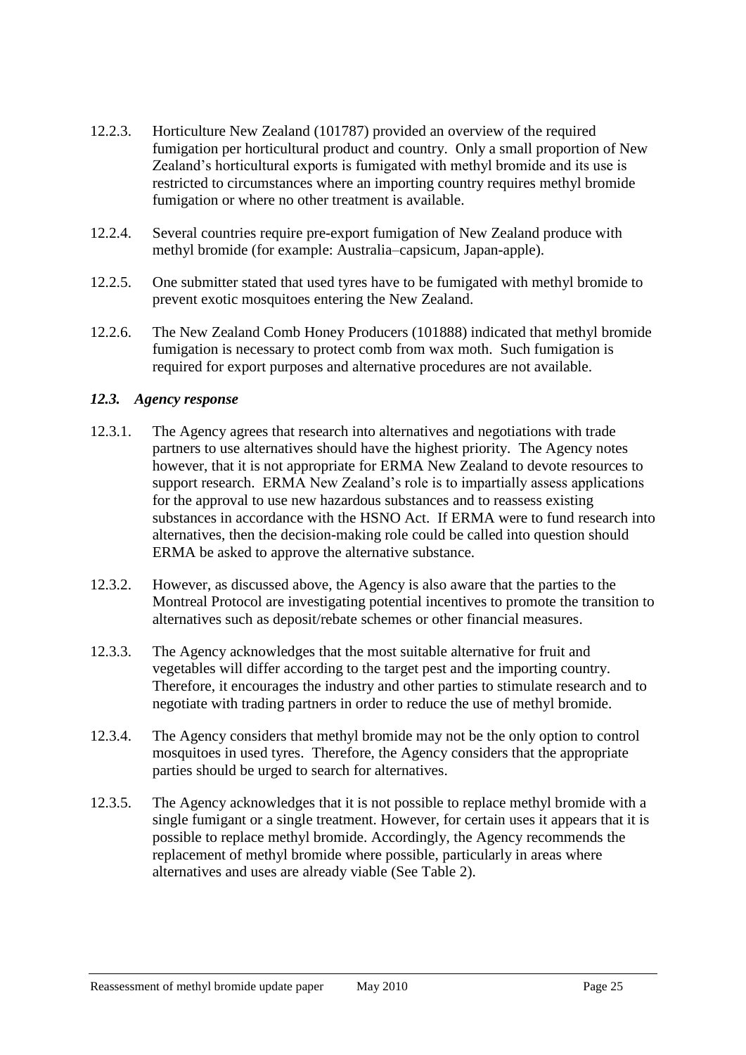12.2.3. Horticulture New Zealand (101787) provided an overview of the required fumigation per horticultural product and country. Only a small proportion of New Zealand's horticultural exports is fumigated with methyl bromide and its use is restricted to circumstances where an importing country requires methyl bromide fumigation or where no other treatment is available.

12.2.4. Several countries require pre-export fumigation of New Zealand produce with methyl bromide (for example: Australia–capsicum, Japan-apple).

12.2.5. One submitter stated that used tyres have to be fumigated with methyl bromide to prevent exotic mosquitoes entering the New Zealand.

12.2.6. The New Zealand Comb Honey Producers (101888) indicated that methyl bromide fumigation is necessary to protect comb from wax moth. Such fumigation is required for export purposes and alternative procedures are not available.

### *12.3. Agency response*

12.3.1. The Agency agrees that research into alternatives and negotiations with trade partners to use alternatives should have the highest priority. The Agency notes however, that it is not appropriate for ERMA New Zealand to devote resources to support research. ERMA New Zealand's role is to impartially assess applications for the approval to use new hazardous substances and to reassess existing substances in accordance with the HSNO Act. If ERMA were to fund research into alternatives, then the decision-making role could be called into question should ERMA be asked to approve the alternative substance.

12.3.2. However, as discussed above, the Agency is also aware that the parties to the Montreal Protocol are investigating potential incentives to promote the transition to alternatives such as deposit/rebate schemes or other financial measures.

12.3.3. The Agency acknowledges that the most suitable alternative for fruit and vegetables will differ according to the target pest and the importing country. Therefore, it encourages the industry and other parties to stimulate research and to negotiate with trading partners in order to reduce the use of methyl bromide.

12.3.4. The Agency considers that methyl bromide may not be the only option to control mosquitoes in used tyres. Therefore, the Agency considers that the appropriate parties should be urged to search for alternatives.

12.3.5. The Agency acknowledges that it is not possible to replace methyl bromide with a single fumigant or a single treatment. However, for certain uses it appears that it is possible to replace methyl bromide. Accordingly, the Agency recommends the replacement of methyl bromide where possible, particularly in areas where alternatives and uses are already viable (See Table 2).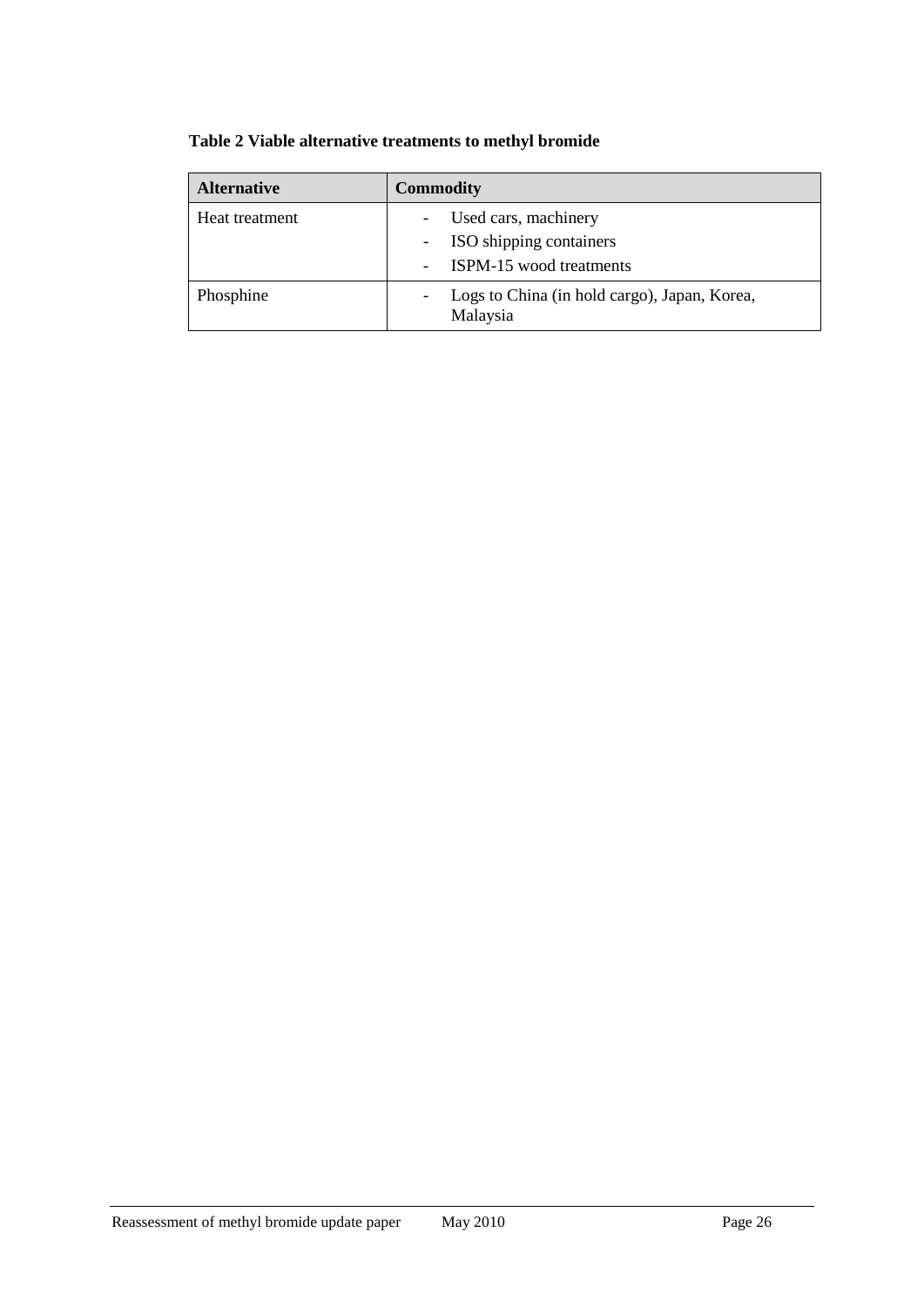**Table 2 Viable alternative treatments to methyl bromide**

| Alternative | Commodity |
| --- | --- |
| Heat treatment | - Used cars, machinery<br>- ISO shipping containers<br>- ISPM-15 wood treatments |
| Phosphine | - Logs to China (in hold cargo), Japan, Korea, Malaysia |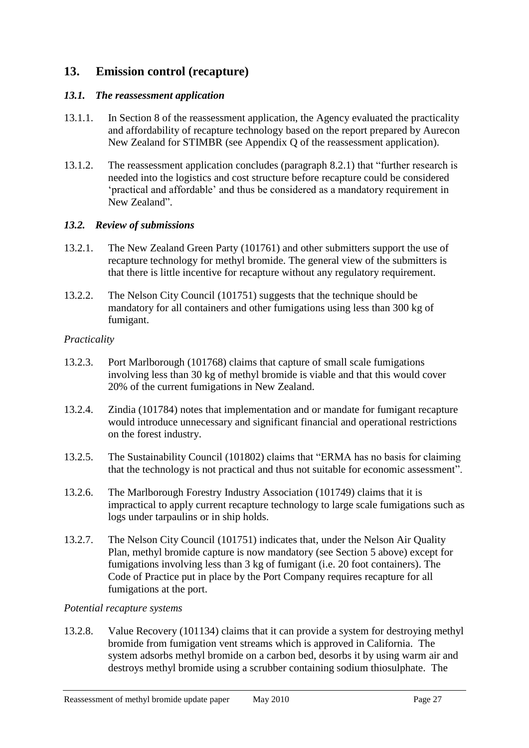## 13. Emission control (recapture)

### *13.1. The reassessment application*

13.1.1. In Section 8 of the reassessment application, the Agency evaluated the practicality and affordability of recapture technology based on the report prepared by Aurecon New Zealand for STIMBR (see Appendix Q of the reassessment application).

13.1.2. The reassessment application concludes (paragraph 8.2.1) that "further research is needed into the logistics and cost structure before recapture could be considered 'practical and affordable' and thus be considered as a mandatory requirement in New Zealand".

### *13.2. Review of submissions*

13.2.1. The New Zealand Green Party (101761) and other submitters support the use of recapture technology for methyl bromide. The general view of the submitters is that there is little incentive for recapture without any regulatory requirement.

13.2.2. The Nelson City Council (101751) suggests that the technique should be mandatory for all containers and other fumigations using less than 300 kg of fumigant.

*Practicality*

13.2.3. Port Marlborough (101768) claims that capture of small scale fumigations involving less than 30 kg of methyl bromide is viable and that this would cover 20% of the current fumigations in New Zealand.

13.2.4. Zindia (101784) notes that implementation and or mandate for fumigant recapture would introduce unnecessary and significant financial and operational restrictions on the forest industry.

13.2.5. The Sustainability Council (101802) claims that "ERMA has no basis for claiming that the technology is not practical and thus not suitable for economic assessment".

13.2.6. The Marlborough Forestry Industry Association (101749) claims that it is impractical to apply current recapture technology to large scale fumigations such as logs under tarpaulins or in ship holds.

13.2.7. The Nelson City Council (101751) indicates that, under the Nelson Air Quality Plan, methyl bromide capture is now mandatory (see Section 5 above) except for fumigations involving less than 3 kg of fumigant (i.e. 20 foot containers). The Code of Practice put in place by the Port Company requires recapture for all fumigations at the port.

*Potential recapture systems*

13.2.8. Value Recovery (101134) claims that it can provide a system for destroying methyl bromide from fumigation vent streams which is approved in California. The system adsorbs methyl bromide on a carbon bed, desorbs it by using warm air and destroys methyl bromide using a scrubber containing sodium thiosulphate. The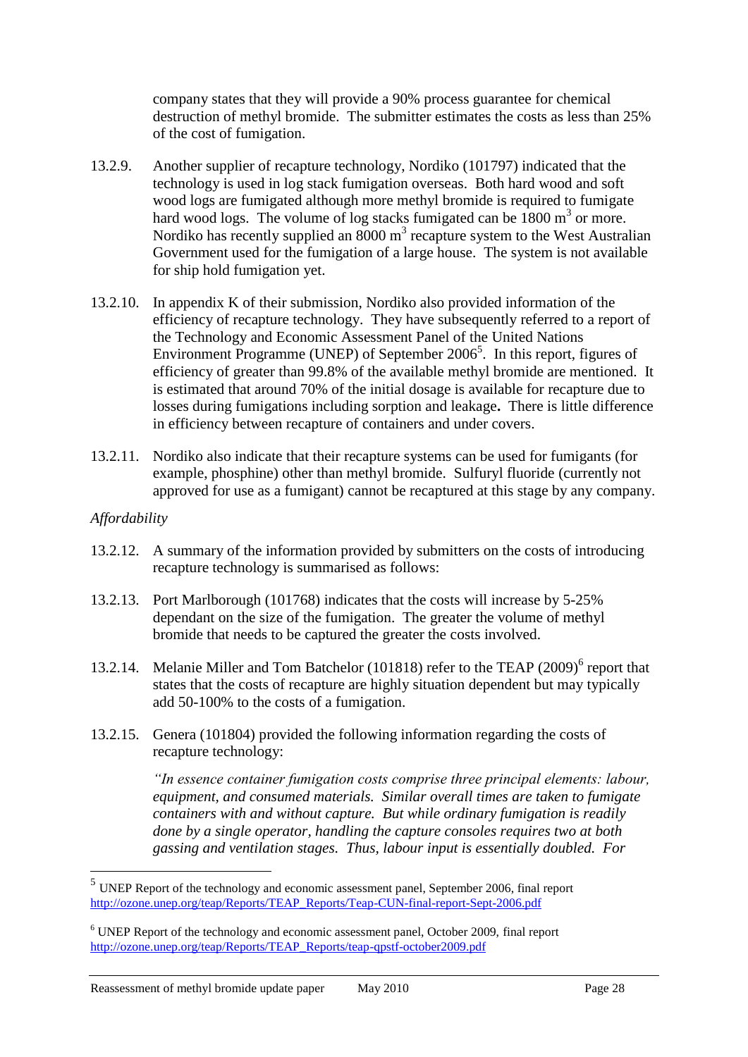company states that they will provide a 90% process guarantee for chemical destruction of methyl bromide. The submitter estimates the costs as less than 25% of the cost of fumigation.

13.2.9. Another supplier of recapture technology, Nordiko (101797) indicated that the technology is used in log stack fumigation overseas. Both hard wood and soft wood logs are fumigated although more methyl bromide is required to fumigate hard wood logs. The volume of log stacks fumigated can be 1800 $m^3$ or more. Nordiko has recently supplied an 8000 $m^3$ recapture system to the West Australian Government used for the fumigation of a large house. The system is not available for ship hold fumigation yet.

13.2.10. In appendix K of their submission, Nordiko also provided information of the efficiency of recapture technology. They have subsequently referred to a report of the Technology and Economic Assessment Panel of the United Nations Environment Programme (UNEP) of September 2006[5]. In this report, figures of efficiency of greater than 99.8% of the available methyl bromide are mentioned. It is estimated that around 70% of the initial dosage is available for recapture due to losses during fumigations including sorption and leakage**.** There is little difference in efficiency between recapture of containers and under covers.

13.2.11. Nordiko also indicate that their recapture systems can be used for fumigants (for example, phosphine) other than methyl bromide. Sulfuryl fluoride (currently not approved for use as a fumigant) cannot be recaptured at this stage by any company.

*Affordability*

13.2.12. A summary of the information provided by submitters on the costs of introducing recapture technology is summarised as follows:

13.2.13. Port Marlborough (101768) indicates that the costs will increase by 5-25% dependant on the size of the fumigation. The greater the volume of methyl bromide that needs to be captured the greater the costs involved.

13.2.14. Melanie Miller and Tom Batchelor (101818) refer to the TEAP (2009)[6] report that states that the costs of recapture are highly situation dependent but may typically add 50-100% to the costs of a fumigation.

13.2.15. Genera (101804) provided the following information regarding the costs of recapture technology:

> *"In essence container fumigation costs comprise three principal elements: labour, equipment, and consumed materials. Similar overall times are taken to fumigate containers with and without capture. But while ordinary fumigation is readily done by a single operator, handling the capture consoles requires two at both gassing and ventilation stages. Thus, labour input is essentially doubled. For*

---

[5] UNEP Report of the technology and economic assessment panel, September 2006, final report http://ozone.unep.org/teap/Reports/TEAP_Reports/Teap-CUN-final-report-Sept-2006.pdf

[6] UNEP Report of the technology and economic assessment panel, October 2009, final report http://ozone.unep.org/teap/Reports/TEAP_Reports/teap-qpstf-october2009.pdf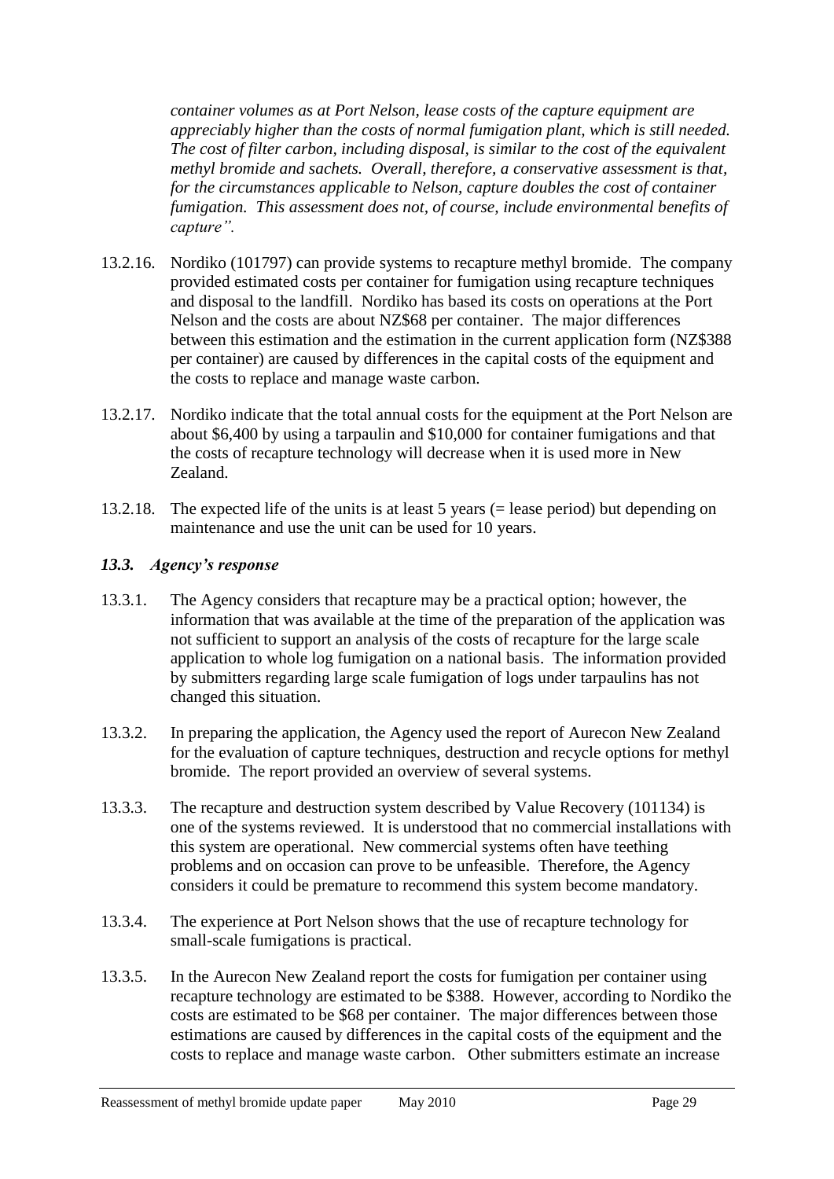*container volumes as at Port Nelson, lease costs of the capture equipment are appreciably higher than the costs of normal fumigation plant, which is still needed. The cost of filter carbon, including disposal, is similar to the cost of the equivalent methyl bromide and sachets. Overall, therefore, a conservative assessment is that, for the circumstances applicable to Nelson, capture doubles the cost of container fumigation. This assessment does not, of course, include environmental benefits of capture".*

13.2.16. Nordiko (101797) can provide systems to recapture methyl bromide. The company provided estimated costs per container for fumigation using recapture techniques and disposal to the landfill. Nordiko has based its costs on operations at the Port Nelson and the costs are about NZ$68 per container. The major differences between this estimation and the estimation in the current application form (NZ$388 per container) are caused by differences in the capital costs of the equipment and the costs to replace and manage waste carbon.

13.2.17. Nordiko indicate that the total annual costs for the equipment at the Port Nelson are about $6,400 by using a tarpaulin and $10,000 for container fumigations and that the costs of recapture technology will decrease when it is used more in New Zealand.

13.2.18. The expected life of the units is at least 5 years (= lease period) but depending on maintenance and use the unit can be used for 10 years.

### *13.3. Agency's response*

13.3.1. The Agency considers that recapture may be a practical option; however, the information that was available at the time of the preparation of the application was not sufficient to support an analysis of the costs of recapture for the large scale application to whole log fumigation on a national basis. The information provided by submitters regarding large scale fumigation of logs under tarpaulins has not changed this situation.

13.3.2. In preparing the application, the Agency used the report of Aurecon New Zealand for the evaluation of capture techniques, destruction and recycle options for methyl bromide. The report provided an overview of several systems.

13.3.3. The recapture and destruction system described by Value Recovery (101134) is one of the systems reviewed. It is understood that no commercial installations with this system are operational. New commercial systems often have teething problems and on occasion can prove to be unfeasible. Therefore, the Agency considers it could be premature to recommend this system become mandatory.

13.3.4. The experience at Port Nelson shows that the use of recapture technology for small-scale fumigations is practical.

13.3.5. In the Aurecon New Zealand report the costs for fumigation per container using recapture technology are estimated to be $388. However, according to Nordiko the costs are estimated to be $68 per container. The major differences between those estimations are caused by differences in the capital costs of the equipment and the costs to replace and manage waste carbon. Other submitters estimate an increase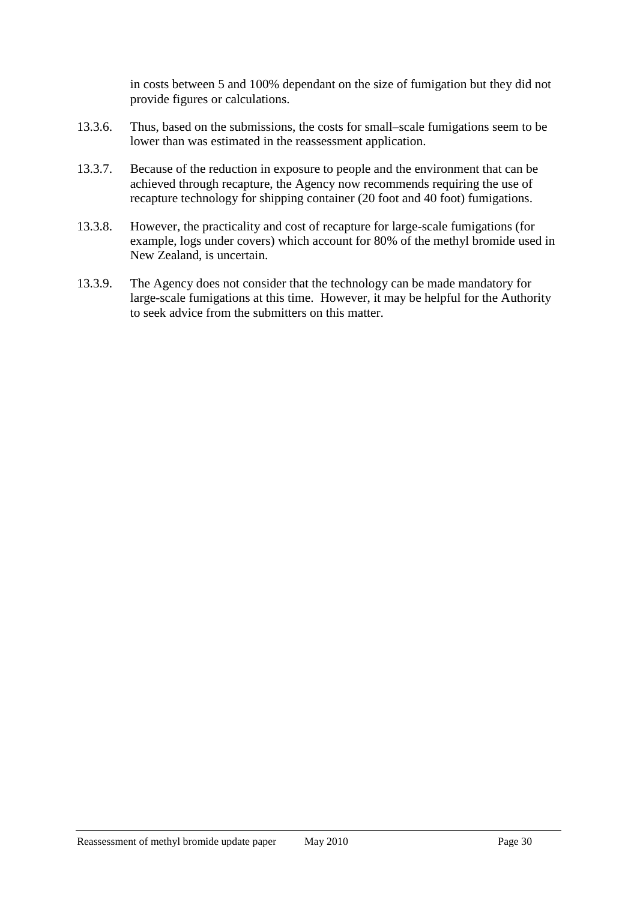in costs between 5 and 100% dependant on the size of fumigation but they did not provide figures or calculations.

13.3.6. Thus, based on the submissions, the costs for small–scale fumigations seem to be lower than was estimated in the reassessment application.

13.3.7. Because of the reduction in exposure to people and the environment that can be achieved through recapture, the Agency now recommends requiring the use of recapture technology for shipping container (20 foot and 40 foot) fumigations.

13.3.8. However, the practicality and cost of recapture for large-scale fumigations (for example, logs under covers) which account for 80% of the methyl bromide used in New Zealand, is uncertain.

13.3.9. The Agency does not consider that the technology can be made mandatory for large-scale fumigations at this time. However, it may be helpful for the Authority to seek advice from the submitters on this matter.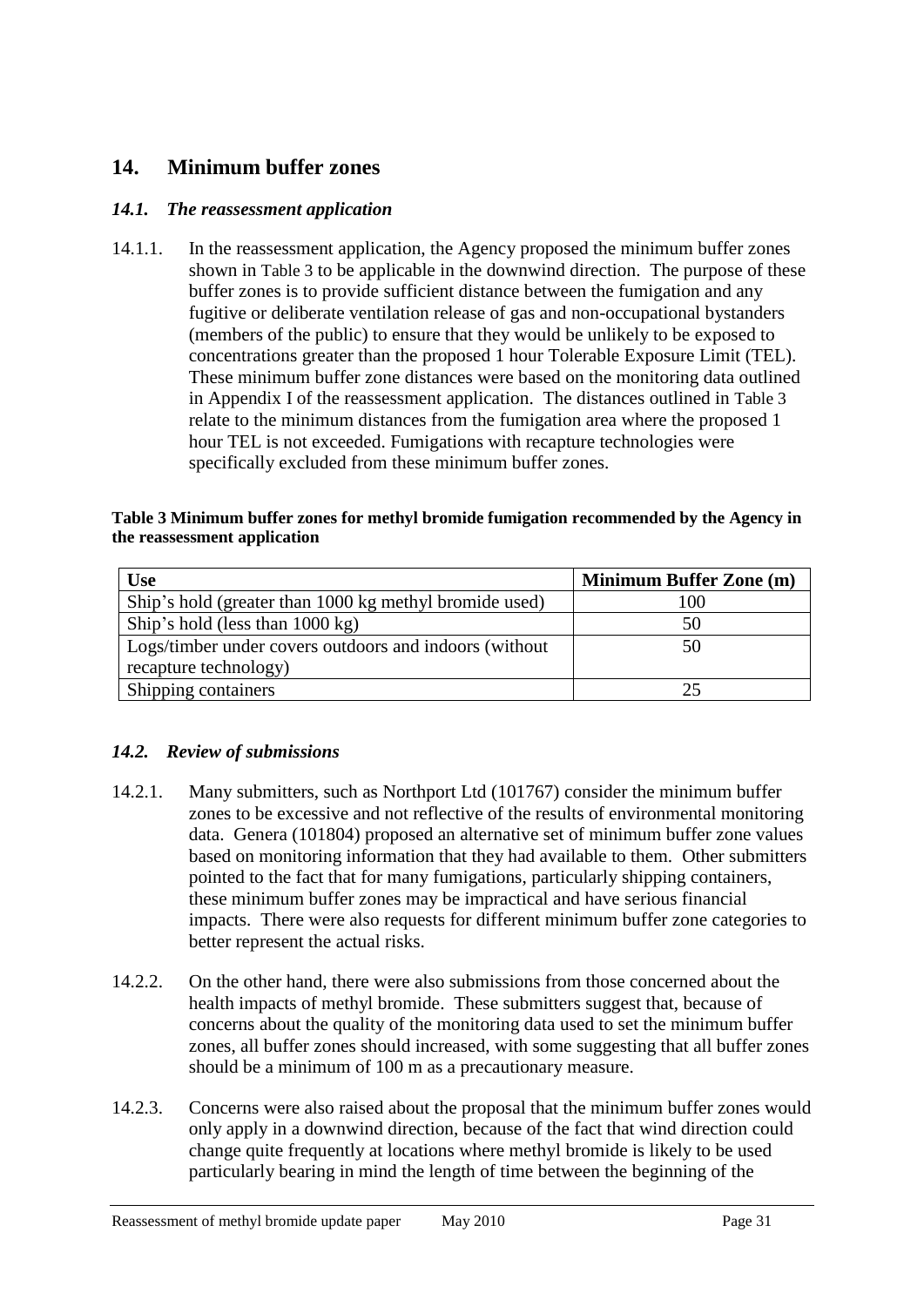## 14. Minimum buffer zones

### *14.1. The reassessment application*

14.1.1. In the reassessment application, the Agency proposed the minimum buffer zones shown in Table 3 to be applicable in the downwind direction. The purpose of these buffer zones is to provide sufficient distance between the fumigation and any fugitive or deliberate ventilation release of gas and non-occupational bystanders (members of the public) to ensure that they would be unlikely to be exposed to concentrations greater than the proposed 1 hour Tolerable Exposure Limit (TEL). These minimum buffer zone distances were based on the monitoring data outlined in Appendix I of the reassessment application. The distances outlined in Table 3 relate to the minimum distances from the fumigation area where the proposed 1 hour TEL is not exceeded. Fumigations with recapture technologies were specifically excluded from these minimum buffer zones.

**Table 3 Minimum buffer zones for methyl bromide fumigation recommended by the Agency in the reassessment application**

| Use | Minimum Buffer Zone (m) |
|---|---|
| Ship's hold (greater than 1000 kg methyl bromide used) | 100 |
| Ship's hold (less than 1000 kg) | 50 |
| Logs/timber under covers outdoors and indoors (without recapture technology) | 50 |
| Shipping containers | 25 |

### *14.2. Review of submissions*

14.2.1. Many submitters, such as Northport Ltd (101767) consider the minimum buffer zones to be excessive and not reflective of the results of environmental monitoring data. Genera (101804) proposed an alternative set of minimum buffer zone values based on monitoring information that they had available to them. Other submitters pointed to the fact that for many fumigations, particularly shipping containers, these minimum buffer zones may be impractical and have serious financial impacts. There were also requests for different minimum buffer zone categories to better represent the actual risks.

14.2.2. On the other hand, there were also submissions from those concerned about the health impacts of methyl bromide. These submitters suggest that, because of concerns about the quality of the monitoring data used to set the minimum buffer zones, all buffer zones should increased, with some suggesting that all buffer zones should be a minimum of 100 m as a precautionary measure.

14.2.3. Concerns were also raised about the proposal that the minimum buffer zones would only apply in a downwind direction, because of the fact that wind direction could change quite frequently at locations where methyl bromide is likely to be used particularly bearing in mind the length of time between the beginning of the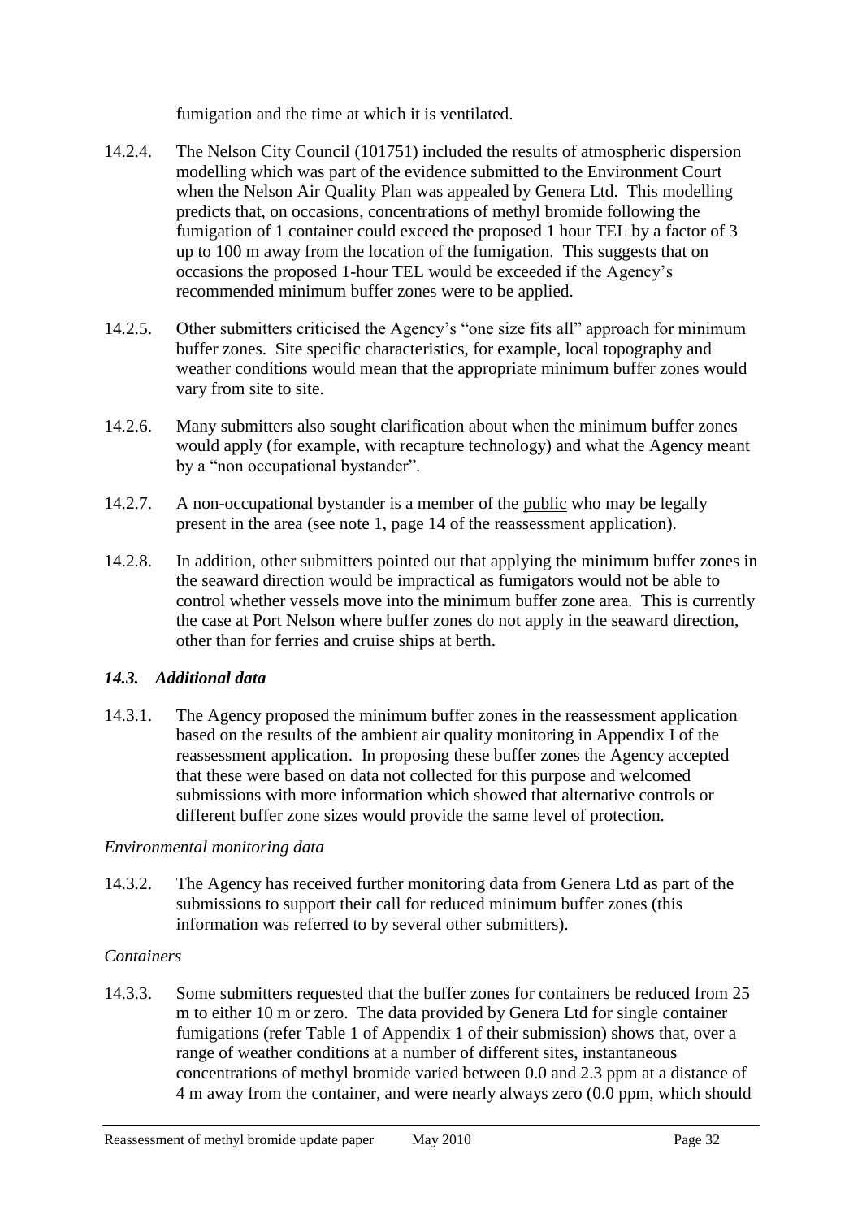fumigation and the time at which it is ventilated.

14.2.4. The Nelson City Council (101751) included the results of atmospheric dispersion modelling which was part of the evidence submitted to the Environment Court when the Nelson Air Quality Plan was appealed by Genera Ltd. This modelling predicts that, on occasions, concentrations of methyl bromide following the fumigation of 1 container could exceed the proposed 1 hour TEL by a factor of 3 up to 100 m away from the location of the fumigation. This suggests that on occasions the proposed 1-hour TEL would be exceeded if the Agency's recommended minimum buffer zones were to be applied.

14.2.5. Other submitters criticised the Agency's "one size fits all" approach for minimum buffer zones. Site specific characteristics, for example, local topography and weather conditions would mean that the appropriate minimum buffer zones would vary from site to site.

14.2.6. Many submitters also sought clarification about when the minimum buffer zones would apply (for example, with recapture technology) and what the Agency meant by a "non occupational bystander".

14.2.7. A non-occupational bystander is a member of the public who may be legally present in the area (see note 1, page 14 of the reassessment application).

14.2.8. In addition, other submitters pointed out that applying the minimum buffer zones in the seaward direction would be impractical as fumigators would not be able to control whether vessels move into the minimum buffer zone area. This is currently the case at Port Nelson where buffer zones do not apply in the seaward direction, other than for ferries and cruise ships at berth.

### *14.3. Additional data*

14.3.1. The Agency proposed the minimum buffer zones in the reassessment application based on the results of the ambient air quality monitoring in Appendix I of the reassessment application. In proposing these buffer zones the Agency accepted that these were based on data not collected for this purpose and welcomed submissions with more information which showed that alternative controls or different buffer zone sizes would provide the same level of protection.

*Environmental monitoring data*

14.3.2. The Agency has received further monitoring data from Genera Ltd as part of the submissions to support their call for reduced minimum buffer zones (this information was referred to by several other submitters).

*Containers*

14.3.3. Some submitters requested that the buffer zones for containers be reduced from 25 m to either 10 m or zero. The data provided by Genera Ltd for single container fumigations (refer Table 1 of Appendix 1 of their submission) shows that, over a range of weather conditions at a number of different sites, instantaneous concentrations of methyl bromide varied between 0.0 and 2.3 ppm at a distance of 4 m away from the container, and were nearly always zero (0.0 ppm, which should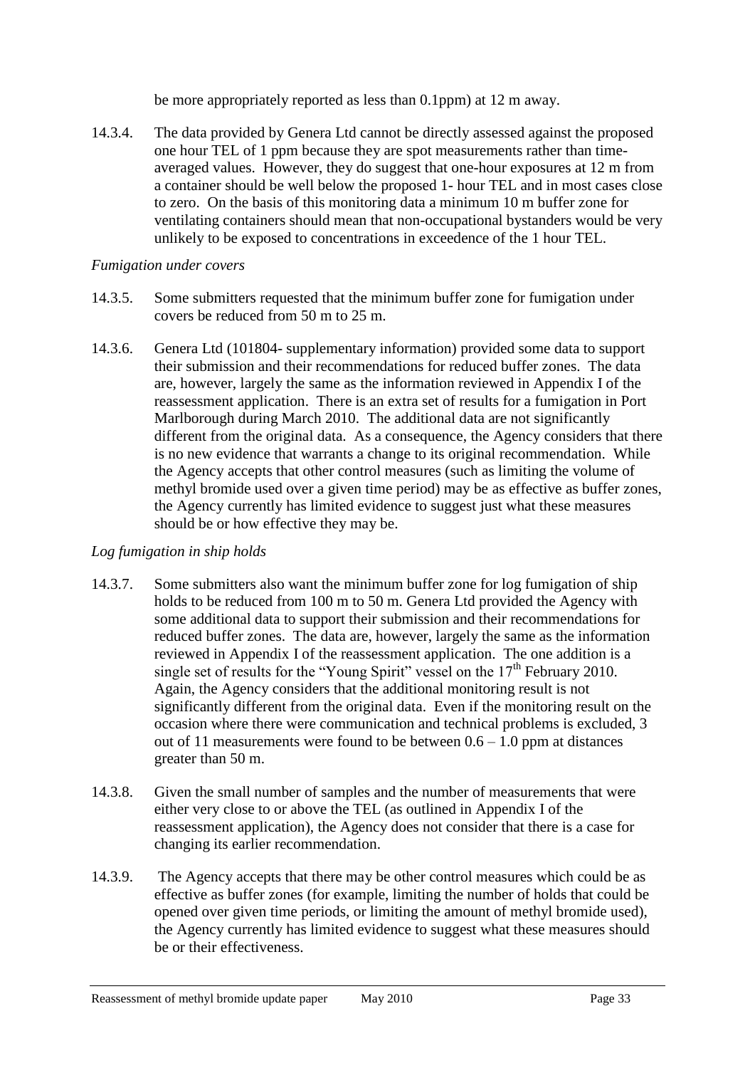be more appropriately reported as less than 0.1ppm) at 12 m away.

14.3.4. The data provided by Genera Ltd cannot be directly assessed against the proposed one hour TEL of 1 ppm because they are spot measurements rather than time-averaged values. However, they do suggest that one-hour exposures at 12 m from a container should be well below the proposed 1- hour TEL and in most cases close to zero. On the basis of this monitoring data a minimum 10 m buffer zone for ventilating containers should mean that non-occupational bystanders would be very unlikely to be exposed to concentrations in exceedence of the 1 hour TEL.

*Fumigation under covers*

14.3.5. Some submitters requested that the minimum buffer zone for fumigation under covers be reduced from 50 m to 25 m.

14.3.6. Genera Ltd (101804- supplementary information) provided some data to support their submission and their recommendations for reduced buffer zones. The data are, however, largely the same as the information reviewed in Appendix I of the reassessment application. There is an extra set of results for a fumigation in Port Marlborough during March 2010. The additional data are not significantly different from the original data. As a consequence, the Agency considers that there is no new evidence that warrants a change to its original recommendation. While the Agency accepts that other control measures (such as limiting the volume of methyl bromide used over a given time period) may be as effective as buffer zones, the Agency currently has limited evidence to suggest just what these measures should be or how effective they may be.

*Log fumigation in ship holds*

14.3.7. Some submitters also want the minimum buffer zone for log fumigation of ship holds to be reduced from 100 m to 50 m. Genera Ltd provided the Agency with some additional data to support their submission and their recommendations for reduced buffer zones. The data are, however, largely the same as the information reviewed in Appendix I of the reassessment application. The one addition is a single set of results for the "Young Spirit" vessel on the 17th February 2010. Again, the Agency considers that the additional monitoring result is not significantly different from the original data. Even if the monitoring result on the occasion where there were communication and technical problems is excluded, 3 out of 11 measurements were found to be between 0.6 – 1.0 ppm at distances greater than 50 m.

14.3.8. Given the small number of samples and the number of measurements that were either very close to or above the TEL (as outlined in Appendix I of the reassessment application), the Agency does not consider that there is a case for changing its earlier recommendation.

14.3.9. The Agency accepts that there may be other control measures which could be as effective as buffer zones (for example, limiting the number of holds that could be opened over given time periods, or limiting the amount of methyl bromide used), the Agency currently has limited evidence to suggest what these measures should be or their effectiveness.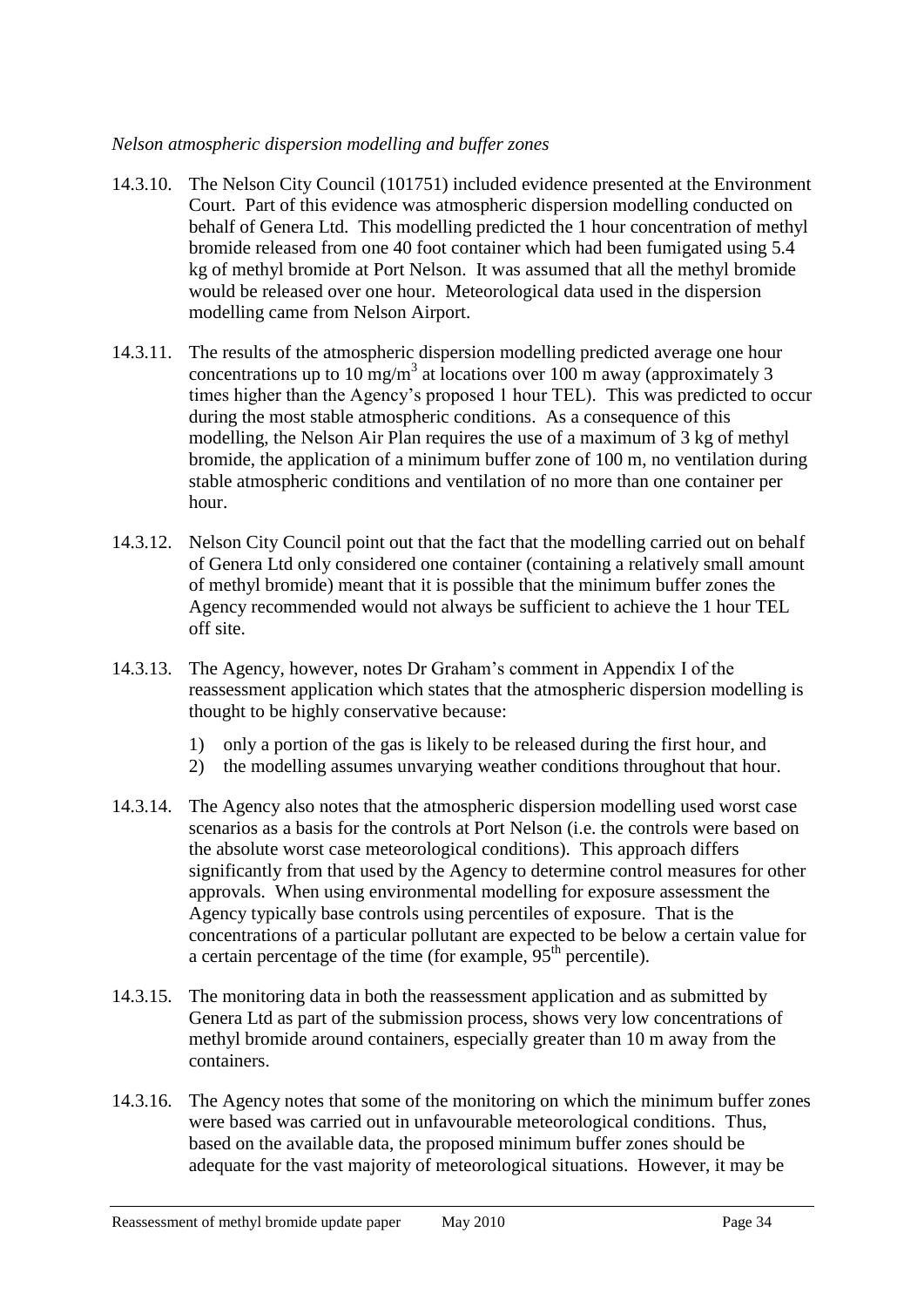*Nelson atmospheric dispersion modelling and buffer zones*

14.3.10. The Nelson City Council (101751) included evidence presented at the Environment Court. Part of this evidence was atmospheric dispersion modelling conducted on behalf of Genera Ltd. This modelling predicted the 1 hour concentration of methyl bromide released from one 40 foot container which had been fumigated using 5.4 kg of methyl bromide at Port Nelson. It was assumed that all the methyl bromide would be released over one hour. Meteorological data used in the dispersion modelling came from Nelson Airport.

14.3.11. The results of the atmospheric dispersion modelling predicted average one hour concentrations up to 10 mg/m$^3$ at locations over 100 m away (approximately 3 times higher than the Agency's proposed 1 hour TEL). This was predicted to occur during the most stable atmospheric conditions. As a consequence of this modelling, the Nelson Air Plan requires the use of a maximum of 3 kg of methyl bromide, the application of a minimum buffer zone of 100 m, no ventilation during stable atmospheric conditions and ventilation of no more than one container per hour.

14.3.12. Nelson City Council point out that the fact that the modelling carried out on behalf of Genera Ltd only considered one container (containing a relatively small amount of methyl bromide) meant that it is possible that the minimum buffer zones the Agency recommended would not always be sufficient to achieve the 1 hour TEL off site.

14.3.13. The Agency, however, notes Dr Graham's comment in Appendix I of the reassessment application which states that the atmospheric dispersion modelling is thought to be highly conservative because:

1) only a portion of the gas is likely to be released during the first hour, and
2) the modelling assumes unvarying weather conditions throughout that hour.

14.3.14. The Agency also notes that the atmospheric dispersion modelling used worst case scenarios as a basis for the controls at Port Nelson (i.e. the controls were based on the absolute worst case meteorological conditions). This approach differs significantly from that used by the Agency to determine control measures for other approvals. When using environmental modelling for exposure assessment the Agency typically base controls using percentiles of exposure. That is the concentrations of a particular pollutant are expected to be below a certain value for a certain percentage of the time (for example, 95$^{th}$ percentile).

14.3.15. The monitoring data in both the reassessment application and as submitted by Genera Ltd as part of the submission process, shows very low concentrations of methyl bromide around containers, especially greater than 10 m away from the containers.

14.3.16. The Agency notes that some of the monitoring on which the minimum buffer zones were based was carried out in unfavourable meteorological conditions. Thus, based on the available data, the proposed minimum buffer zones should be adequate for the vast majority of meteorological situations. However, it may be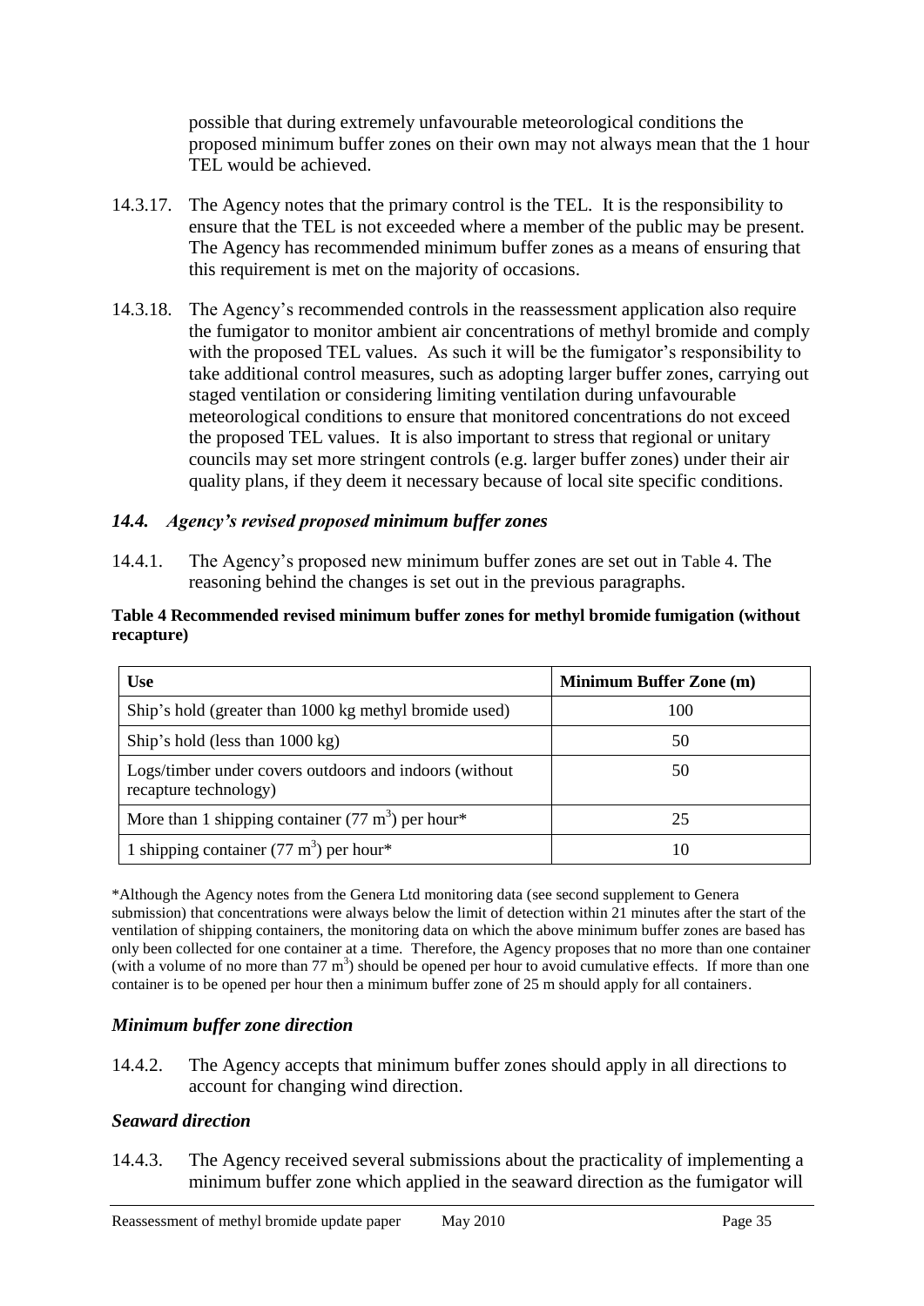possible that during extremely unfavourable meteorological conditions the proposed minimum buffer zones on their own may not always mean that the 1 hour TEL would be achieved.

14.3.17. The Agency notes that the primary control is the TEL. It is the responsibility to ensure that the TEL is not exceeded where a member of the public may be present. The Agency has recommended minimum buffer zones as a means of ensuring that this requirement is met on the majority of occasions.

14.3.18. The Agency's recommended controls in the reassessment application also require the fumigator to monitor ambient air concentrations of methyl bromide and comply with the proposed TEL values. As such it will be the fumigator's responsibility to take additional control measures, such as adopting larger buffer zones, carrying out staged ventilation or considering limiting ventilation during unfavourable meteorological conditions to ensure that monitored concentrations do not exceed the proposed TEL values. It is also important to stress that regional or unitary councils may set more stringent controls (e.g. larger buffer zones) under their air quality plans, if they deem it necessary because of local site specific conditions.

### *14.4. Agency's revised proposed minimum buffer zones*

14.4.1. The Agency's proposed new minimum buffer zones are set out in Table 4. The reasoning behind the changes is set out in the previous paragraphs.

**Table 4 Recommended revised minimum buffer zones for methyl bromide fumigation (without recapture)**

| Use | Minimum Buffer Zone (m) |
| --- | --- |
| Ship's hold (greater than 1000 kg methyl bromide used) | 100 |
| Ship's hold (less than 1000 kg) | 50 |
| Logs/timber under covers outdoors and indoors (without recapture technology) | 50 |
| More than 1 shipping container (77 $m^3$) per hour* | 25 |
| 1 shipping container (77 $m^3$) per hour* | 10 |

*Although the Agency notes from the Genera Ltd monitoring data (see second supplement to Genera submission) that concentrations were always below the limit of detection within 21 minutes after the start of the ventilation of shipping containers, the monitoring data on which the above minimum buffer zones are based has only been collected for one container at a time. Therefore, the Agency proposes that no more than one container (with a volume of no more than 77 $m^3$) should be opened per hour to avoid cumulative effects. If more than one container is to be opened per hour then a minimum buffer zone of 25 m should apply for all containers.

#### *Minimum buffer zone direction*

14.4.2. The Agency accepts that minimum buffer zones should apply in all directions to account for changing wind direction.

#### *Seaward direction*

14.4.3. The Agency received several submissions about the practicality of implementing a minimum buffer zone which applied in the seaward direction as the fumigator will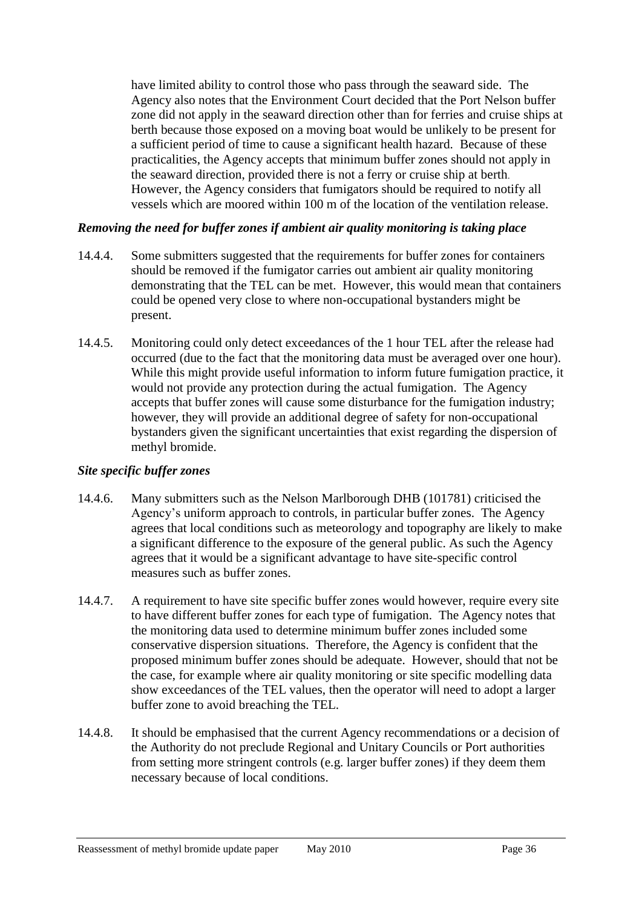have limited ability to control those who pass through the seaward side. The Agency also notes that the Environment Court decided that the Port Nelson buffer zone did not apply in the seaward direction other than for ferries and cruise ships at berth because those exposed on a moving boat would be unlikely to be present for a sufficient period of time to cause a significant health hazard. Because of these practicalities, the Agency accepts that minimum buffer zones should not apply in the seaward direction, provided there is not a ferry or cruise ship at berth. However, the Agency considers that fumigators should be required to notify all vessels which are moored within 100 m of the location of the ventilation release.

### *Removing the need for buffer zones if ambient air quality monitoring is taking place*

14.4.4. Some submitters suggested that the requirements for buffer zones for containers should be removed if the fumigator carries out ambient air quality monitoring demonstrating that the TEL can be met. However, this would mean that containers could be opened very close to where non-occupational bystanders might be present.

14.4.5. Monitoring could only detect exceedances of the 1 hour TEL after the release had occurred (due to the fact that the monitoring data must be averaged over one hour). While this might provide useful information to inform future fumigation practice, it would not provide any protection during the actual fumigation. The Agency accepts that buffer zones will cause some disturbance for the fumigation industry; however, they will provide an additional degree of safety for non-occupational bystanders given the significant uncertainties that exist regarding the dispersion of methyl bromide.

### *Site specific buffer zones*

14.4.6. Many submitters such as the Nelson Marlborough DHB (101781) criticised the Agency's uniform approach to controls, in particular buffer zones. The Agency agrees that local conditions such as meteorology and topography are likely to make a significant difference to the exposure of the general public. As such the Agency agrees that it would be a significant advantage to have site-specific control measures such as buffer zones.

14.4.7. A requirement to have site specific buffer zones would however, require every site to have different buffer zones for each type of fumigation. The Agency notes that the monitoring data used to determine minimum buffer zones included some conservative dispersion situations. Therefore, the Agency is confident that the proposed minimum buffer zones should be adequate. However, should that not be the case, for example where air quality monitoring or site specific modelling data show exceedances of the TEL values, then the operator will need to adopt a larger buffer zone to avoid breaching the TEL.

14.4.8. It should be emphasised that the current Agency recommendations or a decision of the Authority do not preclude Regional and Unitary Councils or Port authorities from setting more stringent controls (e.g. larger buffer zones) if they deem them necessary because of local conditions.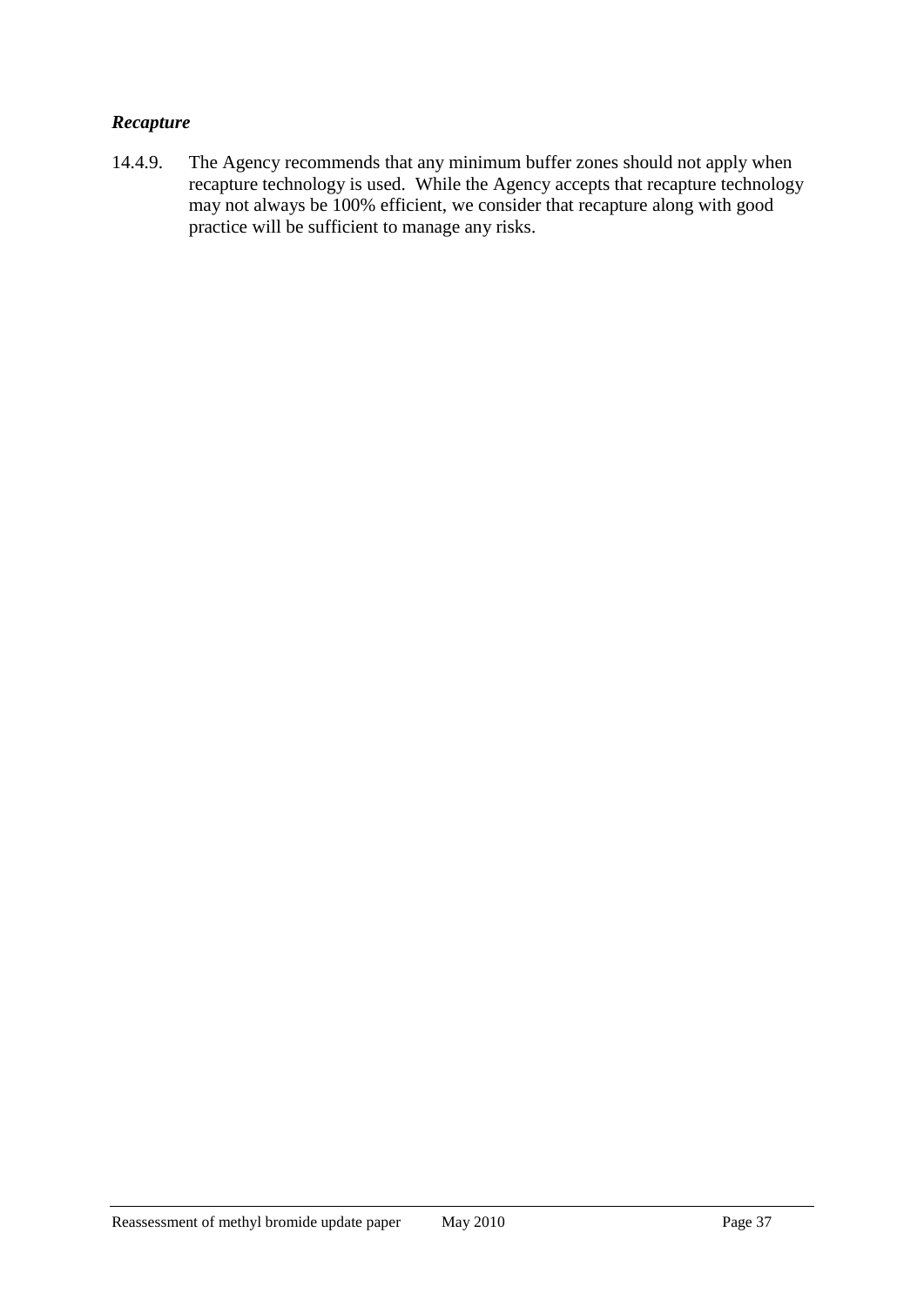### *Recapture*

14.4.9. The Agency recommends that any minimum buffer zones should not apply when recapture technology is used. While the Agency accepts that recapture technology may not always be 100% efficient, we consider that recapture along with good practice will be sufficient to manage any risks.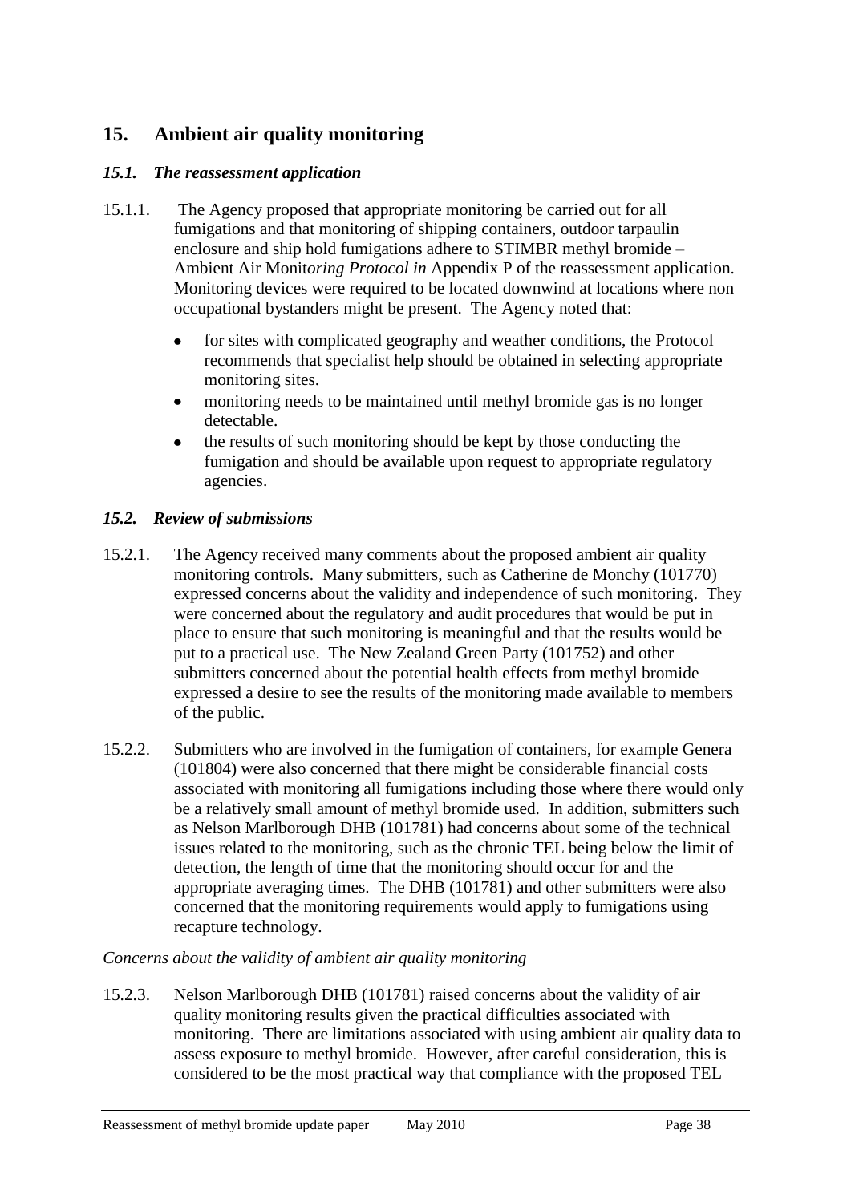## 15. Ambient air quality monitoring

### *15.1. The reassessment application*

15.1.1. The Agency proposed that appropriate monitoring be carried out for all fumigations and that monitoring of shipping containers, outdoor tarpaulin enclosure and ship hold fumigations adhere to STIMBR methyl bromide – Ambient Air Monit*oring Protocol in* Appendix P of the reassessment application. Monitoring devices were required to be located downwind at locations where non occupational bystanders might be present. The Agency noted that:

- for sites with complicated geography and weather conditions, the Protocol recommends that specialist help should be obtained in selecting appropriate monitoring sites.
- monitoring needs to be maintained until methyl bromide gas is no longer detectable.
- the results of such monitoring should be kept by those conducting the fumigation and should be available upon request to appropriate regulatory agencies.

### *15.2. Review of submissions*

15.2.1. The Agency received many comments about the proposed ambient air quality monitoring controls. Many submitters, such as Catherine de Monchy (101770) expressed concerns about the validity and independence of such monitoring. They were concerned about the regulatory and audit procedures that would be put in place to ensure that such monitoring is meaningful and that the results would be put to a practical use. The New Zealand Green Party (101752) and other submitters concerned about the potential health effects from methyl bromide expressed a desire to see the results of the monitoring made available to members of the public.

15.2.2. Submitters who are involved in the fumigation of containers, for example Genera (101804) were also concerned that there might be considerable financial costs associated with monitoring all fumigations including those where there would only be a relatively small amount of methyl bromide used. In addition, submitters such as Nelson Marlborough DHB (101781) had concerns about some of the technical issues related to the monitoring, such as the chronic TEL being below the limit of detection, the length of time that the monitoring should occur for and the appropriate averaging times. The DHB (101781) and other submitters were also concerned that the monitoring requirements would apply to fumigations using recapture technology.

*Concerns about the validity of ambient air quality monitoring*

15.2.3. Nelson Marlborough DHB (101781) raised concerns about the validity of air quality monitoring results given the practical difficulties associated with monitoring. There are limitations associated with using ambient air quality data to assess exposure to methyl bromide. However, after careful consideration, this is considered to be the most practical way that compliance with the proposed TEL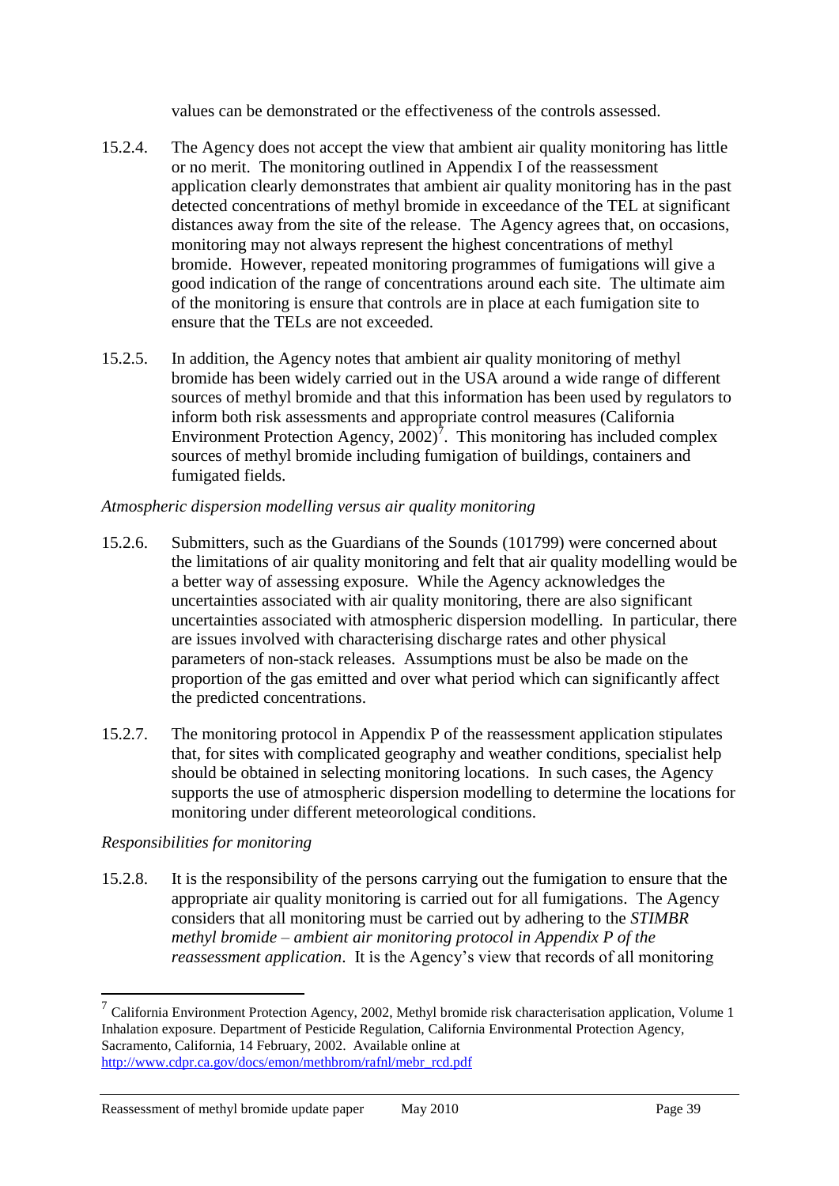values can be demonstrated or the effectiveness of the controls assessed.

15.2.4. The Agency does not accept the view that ambient air quality monitoring has little or no merit. The monitoring outlined in Appendix I of the reassessment application clearly demonstrates that ambient air quality monitoring has in the past detected concentrations of methyl bromide in exceedance of the TEL at significant distances away from the site of the release. The Agency agrees that, on occasions, monitoring may not always represent the highest concentrations of methyl bromide. However, repeated monitoring programmes of fumigations will give a good indication of the range of concentrations around each site. The ultimate aim of the monitoring is ensure that controls are in place at each fumigation site to ensure that the TELs are not exceeded.

15.2.5. In addition, the Agency notes that ambient air quality monitoring of methyl bromide has been widely carried out in the USA around a wide range of different sources of methyl bromide and that this information has been used by regulators to inform both risk assessments and appropriate control measures (California Environment Protection Agency, 2002)[7]. This monitoring has included complex sources of methyl bromide including fumigation of buildings, containers and fumigated fields.

*Atmospheric dispersion modelling versus air quality monitoring*

15.2.6. Submitters, such as the Guardians of the Sounds (101799) were concerned about the limitations of air quality monitoring and felt that air quality modelling would be a better way of assessing exposure. While the Agency acknowledges the uncertainties associated with air quality monitoring, there are also significant uncertainties associated with atmospheric dispersion modelling. In particular, there are issues involved with characterising discharge rates and other physical parameters of non-stack releases. Assumptions must be also be made on the proportion of the gas emitted and over what period which can significantly affect the predicted concentrations.

15.2.7. The monitoring protocol in Appendix P of the reassessment application stipulates that, for sites with complicated geography and weather conditions, specialist help should be obtained in selecting monitoring locations. In such cases, the Agency supports the use of atmospheric dispersion modelling to determine the locations for monitoring under different meteorological conditions.

*Responsibilities for monitoring*

15.2.8. It is the responsibility of the persons carrying out the fumigation to ensure that the appropriate air quality monitoring is carried out for all fumigations. The Agency considers that all monitoring must be carried out by adhering to the *STIMBR methyl bromide – ambient air monitoring protocol in Appendix P of the reassessment application*. It is the Agency's view that records of all monitoring

---

[7] California Environment Protection Agency, 2002, Methyl bromide risk characterisation application, Volume 1 Inhalation exposure. Department of Pesticide Regulation, California Environmental Protection Agency, Sacramento, California, 14 February, 2002. Available online at http://www.cdpr.ca.gov/docs/emon/methbrom/rafnl/mebr_rcd.pdf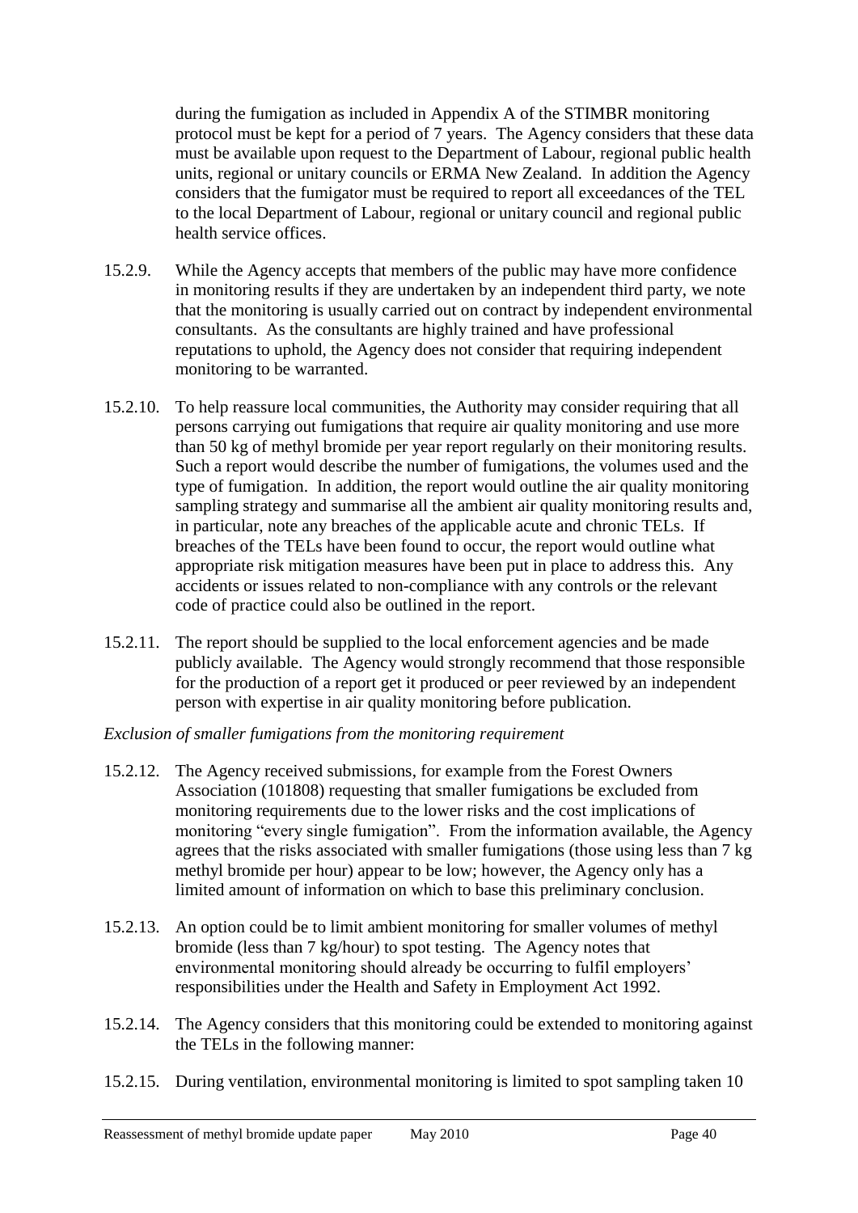during the fumigation as included in Appendix A of the STIMBR monitoring protocol must be kept for a period of 7 years. The Agency considers that these data must be available upon request to the Department of Labour, regional public health units, regional or unitary councils or ERMA New Zealand. In addition the Agency considers that the fumigator must be required to report all exceedances of the TEL to the local Department of Labour, regional or unitary council and regional public health service offices.

15.2.9. While the Agency accepts that members of the public may have more confidence in monitoring results if they are undertaken by an independent third party, we note that the monitoring is usually carried out on contract by independent environmental consultants. As the consultants are highly trained and have professional reputations to uphold, the Agency does not consider that requiring independent monitoring to be warranted.

15.2.10. To help reassure local communities, the Authority may consider requiring that all persons carrying out fumigations that require air quality monitoring and use more than 50 kg of methyl bromide per year report regularly on their monitoring results. Such a report would describe the number of fumigations, the volumes used and the type of fumigation. In addition, the report would outline the air quality monitoring sampling strategy and summarise all the ambient air quality monitoring results and, in particular, note any breaches of the applicable acute and chronic TELs. If breaches of the TELs have been found to occur, the report would outline what appropriate risk mitigation measures have been put in place to address this. Any accidents or issues related to non-compliance with any controls or the relevant code of practice could also be outlined in the report.

15.2.11. The report should be supplied to the local enforcement agencies and be made publicly available. The Agency would strongly recommend that those responsible for the production of a report get it produced or peer reviewed by an independent person with expertise in air quality monitoring before publication.

*Exclusion of smaller fumigations from the monitoring requirement*

15.2.12. The Agency received submissions, for example from the Forest Owners Association (101808) requesting that smaller fumigations be excluded from monitoring requirements due to the lower risks and the cost implications of monitoring "every single fumigation". From the information available, the Agency agrees that the risks associated with smaller fumigations (those using less than 7 kg methyl bromide per hour) appear to be low; however, the Agency only has a limited amount of information on which to base this preliminary conclusion.

15.2.13. An option could be to limit ambient monitoring for smaller volumes of methyl bromide (less than 7 kg/hour) to spot testing. The Agency notes that environmental monitoring should already be occurring to fulfil employers' responsibilities under the Health and Safety in Employment Act 1992.

15.2.14. The Agency considers that this monitoring could be extended to monitoring against the TELs in the following manner:

15.2.15. During ventilation, environmental monitoring is limited to spot sampling taken 10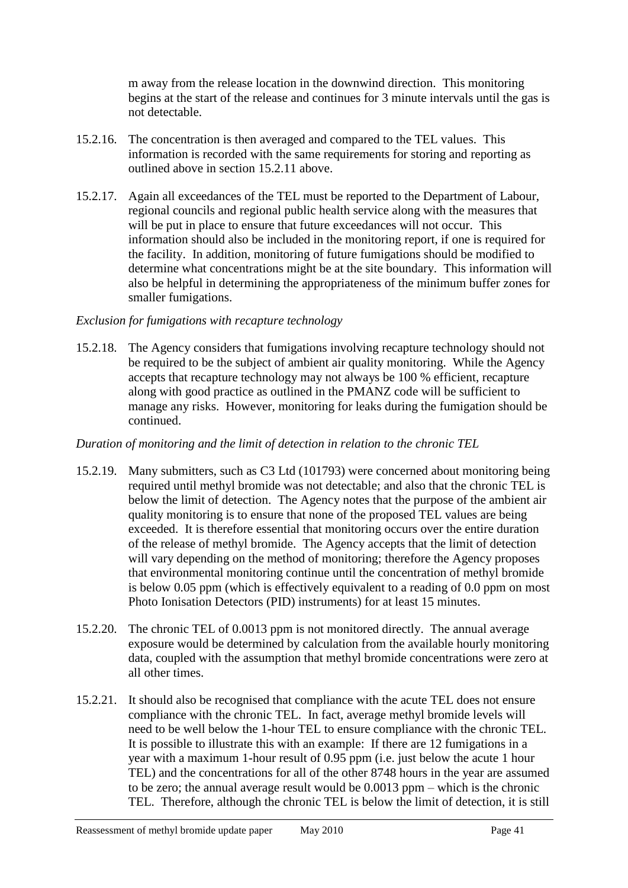m away from the release location in the downwind direction. This monitoring begins at the start of the release and continues for 3 minute intervals until the gas is not detectable.

15.2.16. The concentration is then averaged and compared to the TEL values. This information is recorded with the same requirements for storing and reporting as outlined above in section 15.2.11 above.

15.2.17. Again all exceedances of the TEL must be reported to the Department of Labour, regional councils and regional public health service along with the measures that will be put in place to ensure that future exceedances will not occur. This information should also be included in the monitoring report, if one is required for the facility. In addition, monitoring of future fumigations should be modified to determine what concentrations might be at the site boundary. This information will also be helpful in determining the appropriateness of the minimum buffer zones for smaller fumigations.

*Exclusion for fumigations with recapture technology*

15.2.18. The Agency considers that fumigations involving recapture technology should not be required to be the subject of ambient air quality monitoring. While the Agency accepts that recapture technology may not always be 100 % efficient, recapture along with good practice as outlined in the PMANZ code will be sufficient to manage any risks. However, monitoring for leaks during the fumigation should be continued.

*Duration of monitoring and the limit of detection in relation to the chronic TEL*

15.2.19. Many submitters, such as C3 Ltd (101793) were concerned about monitoring being required until methyl bromide was not detectable; and also that the chronic TEL is below the limit of detection. The Agency notes that the purpose of the ambient air quality monitoring is to ensure that none of the proposed TEL values are being exceeded. It is therefore essential that monitoring occurs over the entire duration of the release of methyl bromide. The Agency accepts that the limit of detection will vary depending on the method of monitoring; therefore the Agency proposes that environmental monitoring continue until the concentration of methyl bromide is below 0.05 ppm (which is effectively equivalent to a reading of 0.0 ppm on most Photo Ionisation Detectors (PID) instruments) for at least 15 minutes.

15.2.20. The chronic TEL of 0.0013 ppm is not monitored directly. The annual average exposure would be determined by calculation from the available hourly monitoring data, coupled with the assumption that methyl bromide concentrations were zero at all other times.

15.2.21. It should also be recognised that compliance with the acute TEL does not ensure compliance with the chronic TEL. In fact, average methyl bromide levels will need to be well below the 1-hour TEL to ensure compliance with the chronic TEL. It is possible to illustrate this with an example: If there are 12 fumigations in a year with a maximum 1-hour result of 0.95 ppm (i.e. just below the acute 1 hour TEL) and the concentrations for all of the other 8748 hours in the year are assumed to be zero; the annual average result would be 0.0013 ppm – which is the chronic TEL. Therefore, although the chronic TEL is below the limit of detection, it is still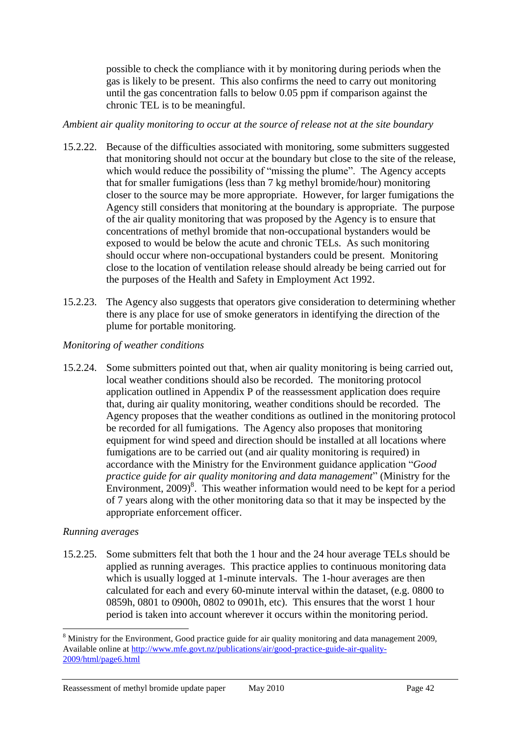possible to check the compliance with it by monitoring during periods when the gas is likely to be present. This also confirms the need to carry out monitoring until the gas concentration falls to below 0.05 ppm if comparison against the chronic TEL is to be meaningful.

*Ambient air quality monitoring to occur at the source of release not at the site boundary*

15.2.22. Because of the difficulties associated with monitoring, some submitters suggested that monitoring should not occur at the boundary but close to the site of the release, which would reduce the possibility of "missing the plume". The Agency accepts that for smaller fumigations (less than 7 kg methyl bromide/hour) monitoring closer to the source may be more appropriate. However, for larger fumigations the Agency still considers that monitoring at the boundary is appropriate. The purpose of the air quality monitoring that was proposed by the Agency is to ensure that concentrations of methyl bromide that non-occupational bystanders would be exposed to would be below the acute and chronic TELs. As such monitoring should occur where non-occupational bystanders could be present. Monitoring close to the location of ventilation release should already be being carried out for the purposes of the Health and Safety in Employment Act 1992.

15.2.23. The Agency also suggests that operators give consideration to determining whether there is any place for use of smoke generators in identifying the direction of the plume for portable monitoring.

*Monitoring of weather conditions*

15.2.24. Some submitters pointed out that, when air quality monitoring is being carried out, local weather conditions should also be recorded. The monitoring protocol application outlined in Appendix P of the reassessment application does require that, during air quality monitoring, weather conditions should be recorded. The Agency proposes that the weather conditions as outlined in the monitoring protocol be recorded for all fumigations. The Agency also proposes that monitoring equipment for wind speed and direction should be installed at all locations where fumigations are to be carried out (and air quality monitoring is required) in accordance with the Ministry for the Environment guidance application "*Good practice guide for air quality monitoring and data management*" (Ministry for the Environment, 2009)[8]. This weather information would need to be kept for a period of 7 years along with the other monitoring data so that it may be inspected by the appropriate enforcement officer.

*Running averages*

15.2.25. Some submitters felt that both the 1 hour and the 24 hour average TELs should be applied as running averages. This practice applies to continuous monitoring data which is usually logged at 1-minute intervals. The 1-hour averages are then calculated for each and every 60-minute interval within the dataset, (e.g. 0800 to 0859h, 0801 to 0900h, 0802 to 0901h, etc). This ensures that the worst 1 hour period is taken into account wherever it occurs within the monitoring period.

---

[8] Ministry for the Environment, Good practice guide for air quality monitoring and data management 2009, Available online at http://www.mfe.govt.nz/publications/air/good-practice-guide-air-quality-2009/html/page6.html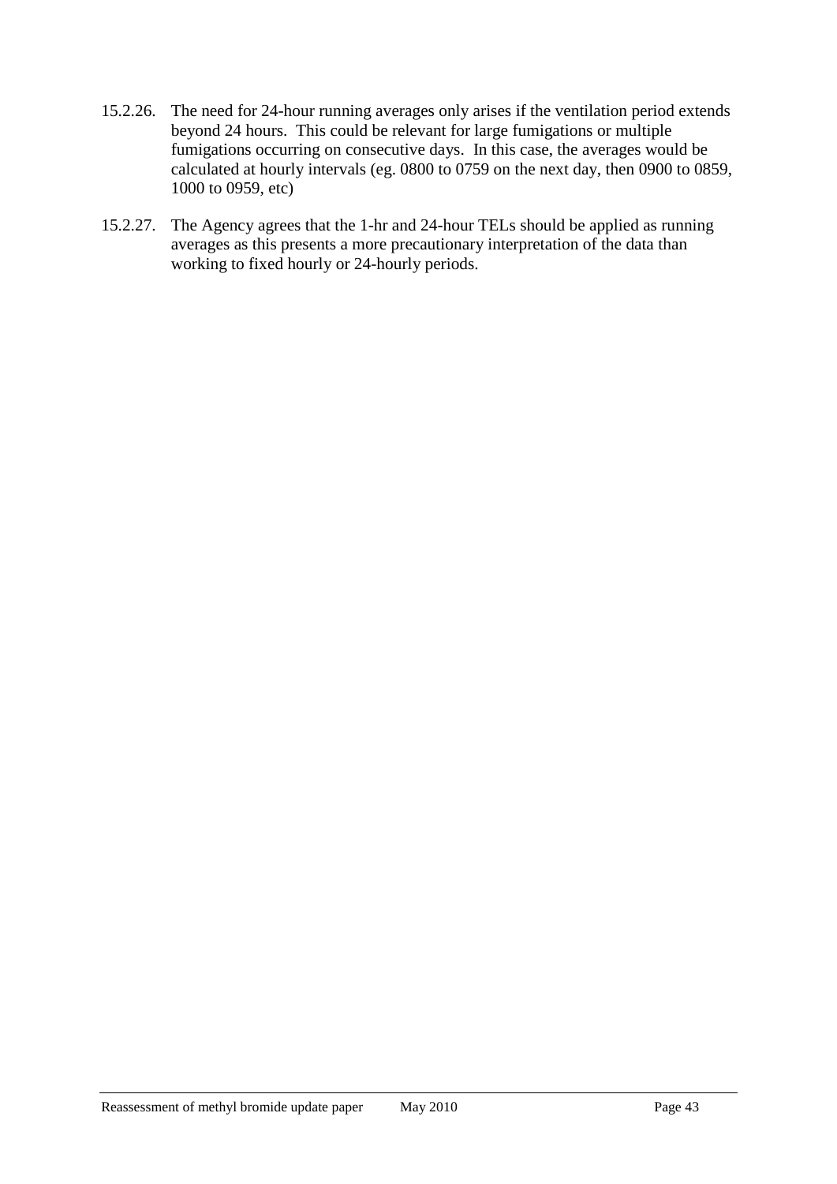15.2.26. The need for 24-hour running averages only arises if the ventilation period extends beyond 24 hours. This could be relevant for large fumigations or multiple fumigations occurring on consecutive days. In this case, the averages would be calculated at hourly intervals (eg. 0800 to 0759 on the next day, then 0900 to 0859, 1000 to 0959, etc)

15.2.27. The Agency agrees that the 1-hr and 24-hour TELs should be applied as running averages as this presents a more precautionary interpretation of the data than working to fixed hourly or 24-hourly periods.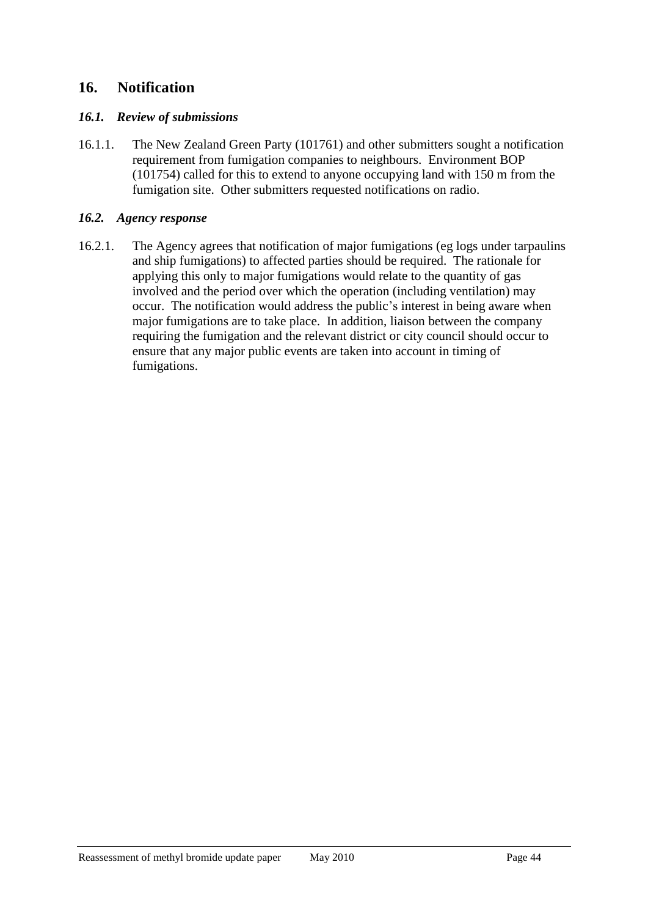## 16. Notification

### *16.1. Review of submissions*

16.1.1. The New Zealand Green Party (101761) and other submitters sought a notification requirement from fumigation companies to neighbours. Environment BOP (101754) called for this to extend to anyone occupying land with 150 m from the fumigation site. Other submitters requested notifications on radio.

### *16.2. Agency response*

16.2.1. The Agency agrees that notification of major fumigations (eg logs under tarpaulins and ship fumigations) to affected parties should be required. The rationale for applying this only to major fumigations would relate to the quantity of gas involved and the period over which the operation (including ventilation) may occur. The notification would address the public's interest in being aware when major fumigations are to take place. In addition, liaison between the company requiring the fumigation and the relevant district or city council should occur to ensure that any major public events are taken into account in timing of fumigations.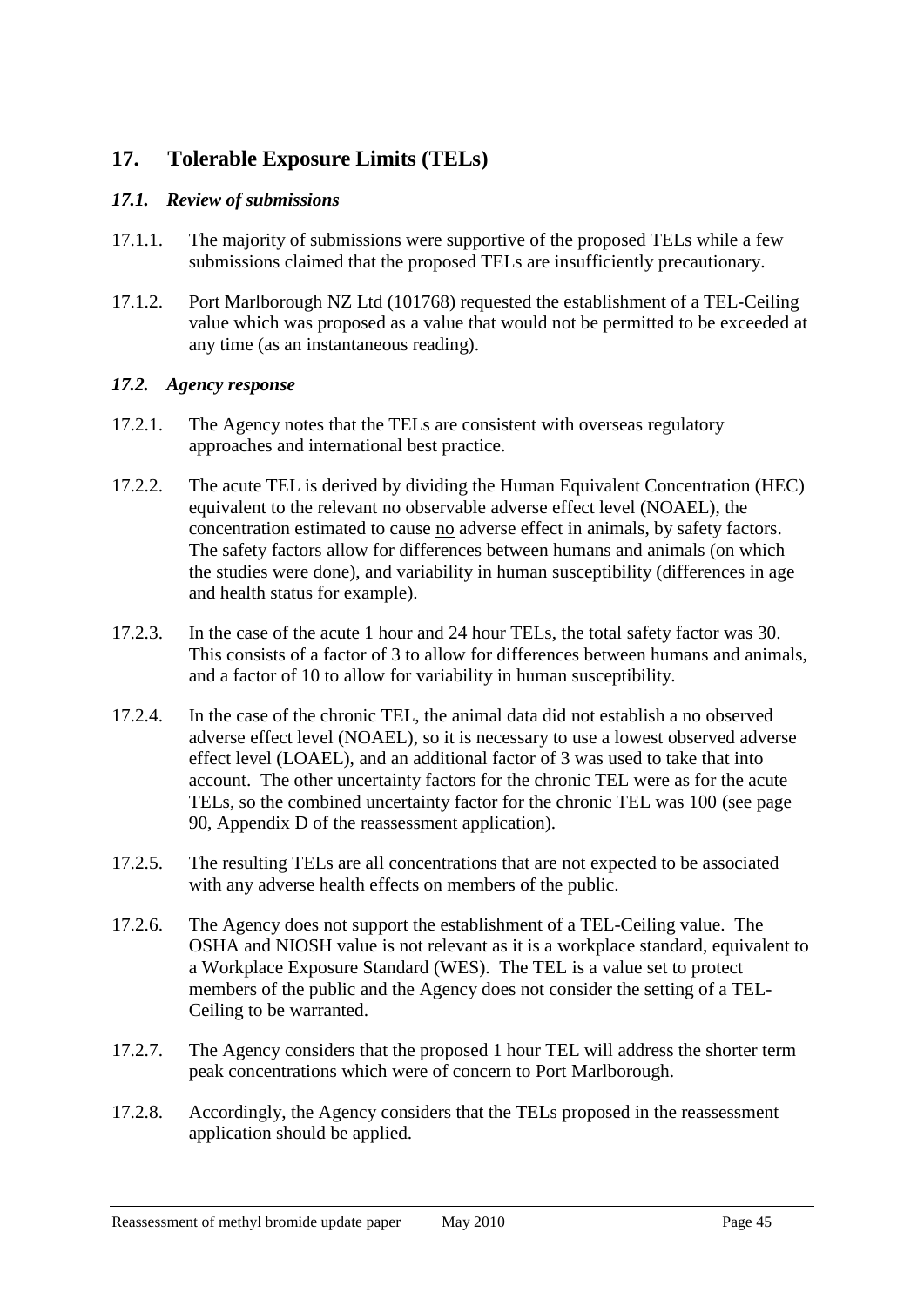# 17. Tolerable Exposure Limits (TELs)

## *17.1. Review of submissions*

17.1.1. The majority of submissions were supportive of the proposed TELs while a few submissions claimed that the proposed TELs are insufficiently precautionary.

17.1.2. Port Marlborough NZ Ltd (101768) requested the establishment of a TEL-Ceiling value which was proposed as a value that would not be permitted to be exceeded at any time (as an instantaneous reading).

## *17.2. Agency response*

17.2.1. The Agency notes that the TELs are consistent with overseas regulatory approaches and international best practice.

17.2.2. The acute TEL is derived by dividing the Human Equivalent Concentration (HEC) equivalent to the relevant no observable adverse effect level (NOAEL), the concentration estimated to cause no adverse effect in animals, by safety factors. The safety factors allow for differences between humans and animals (on which the studies were done), and variability in human susceptibility (differences in age and health status for example).

17.2.3. In the case of the acute 1 hour and 24 hour TELs, the total safety factor was 30. This consists of a factor of 3 to allow for differences between humans and animals, and a factor of 10 to allow for variability in human susceptibility.

17.2.4. In the case of the chronic TEL, the animal data did not establish a no observed adverse effect level (NOAEL), so it is necessary to use a lowest observed adverse effect level (LOAEL), and an additional factor of 3 was used to take that into account. The other uncertainty factors for the chronic TEL were as for the acute TELs, so the combined uncertainty factor for the chronic TEL was 100 (see page 90, Appendix D of the reassessment application).

17.2.5. The resulting TELs are all concentrations that are not expected to be associated with any adverse health effects on members of the public.

17.2.6. The Agency does not support the establishment of a TEL-Ceiling value. The OSHA and NIOSH value is not relevant as it is a workplace standard, equivalent to a Workplace Exposure Standard (WES). The TEL is a value set to protect members of the public and the Agency does not consider the setting of a TEL-Ceiling to be warranted.

17.2.7. The Agency considers that the proposed 1 hour TEL will address the shorter term peak concentrations which were of concern to Port Marlborough.

17.2.8. Accordingly, the Agency considers that the TELs proposed in the reassessment application should be applied.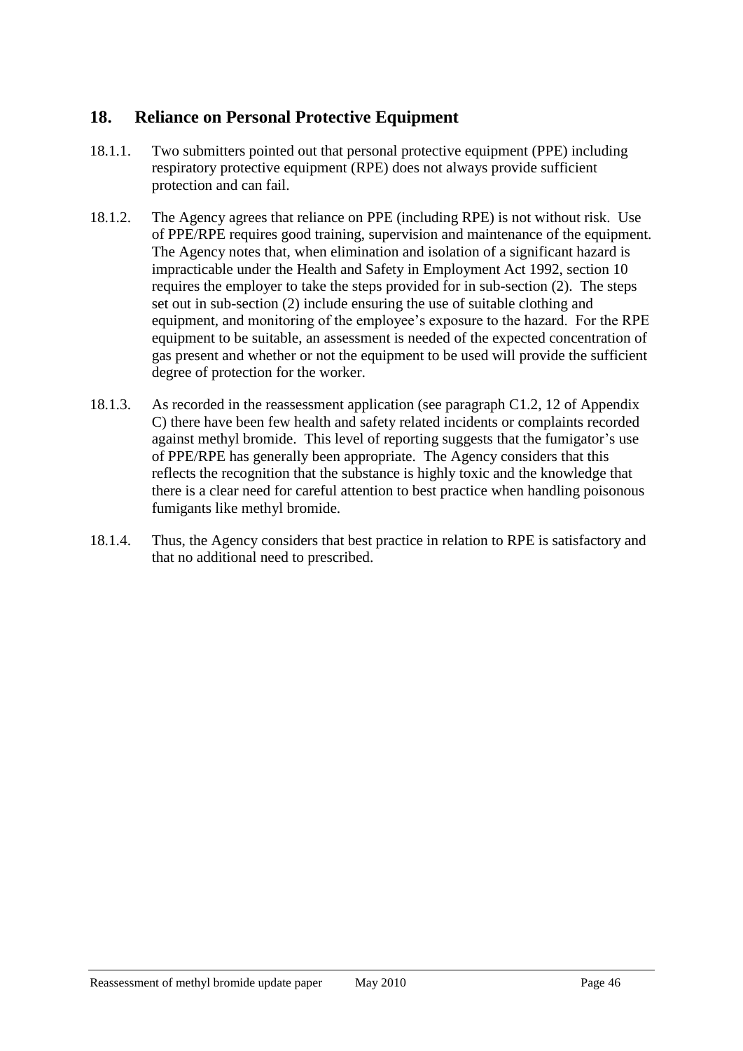## 18. Reliance on Personal Protective Equipment

18.1.1. Two submitters pointed out that personal protective equipment (PPE) including respiratory protective equipment (RPE) does not always provide sufficient protection and can fail.

18.1.2. The Agency agrees that reliance on PPE (including RPE) is not without risk. Use of PPE/RPE requires good training, supervision and maintenance of the equipment. The Agency notes that, when elimination and isolation of a significant hazard is impracticable under the Health and Safety in Employment Act 1992, section 10 requires the employer to take the steps provided for in sub-section (2). The steps set out in sub-section (2) include ensuring the use of suitable clothing and equipment, and monitoring of the employee's exposure to the hazard. For the RPE equipment to be suitable, an assessment is needed of the expected concentration of gas present and whether or not the equipment to be used will provide the sufficient degree of protection for the worker.

18.1.3. As recorded in the reassessment application (see paragraph C1.2, 12 of Appendix C) there have been few health and safety related incidents or complaints recorded against methyl bromide. This level of reporting suggests that the fumigator's use of PPE/RPE has generally been appropriate. The Agency considers that this reflects the recognition that the substance is highly toxic and the knowledge that there is a clear need for careful attention to best practice when handling poisonous fumigants like methyl bromide.

18.1.4. Thus, the Agency considers that best practice in relation to RPE is satisfactory and that no additional need to prescribed.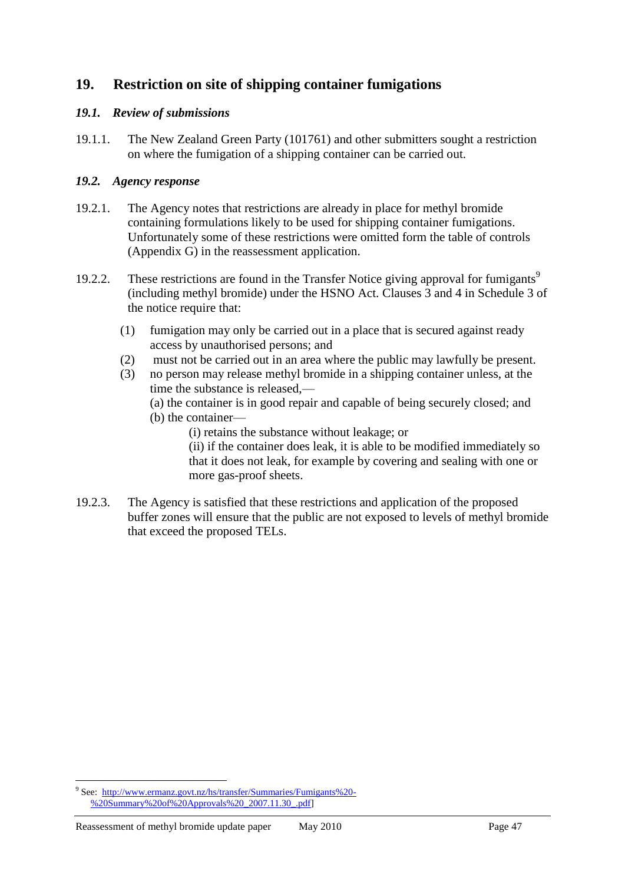## 19. Restriction on site of shipping container fumigations

### *19.1. Review of submissions*

19.1.1. The New Zealand Green Party (101761) and other submitters sought a restriction on where the fumigation of a shipping container can be carried out.

### *19.2. Agency response*

19.2.1. The Agency notes that restrictions are already in place for methyl bromide containing formulations likely to be used for shipping container fumigations. Unfortunately some of these restrictions were omitted form the table of controls (Appendix G) in the reassessment application.

19.2.2. These restrictions are found in the Transfer Notice giving approval for fumigants[9] (including methyl bromide) under the HSNO Act. Clauses 3 and 4 in Schedule 3 of the notice require that:

(1) fumigation may only be carried out in a place that is secured against ready access by unauthorised persons; and

(2) must not be carried out in an area where the public may lawfully be present.

(3) no person may release methyl bromide in a shipping container unless, at the time the substance is released,—

(a) the container is in good repair and capable of being securely closed; and

(b) the container—

(i) retains the substance without leakage; or

(ii) if the container does leak, it is able to be modified immediately so that it does not leak, for example by covering and sealing with one or more gas-proof sheets.

19.2.3. The Agency is satisfied that these restrictions and application of the proposed buffer zones will ensure that the public are not exposed to levels of methyl bromide that exceed the proposed TELs.

---

[9] See: http://www.ermanz.govt.nz/hs/transfer/Summaries/Fumigants%20-%20Summary%20of%20Approvals%20_2007.11.30_.pdf]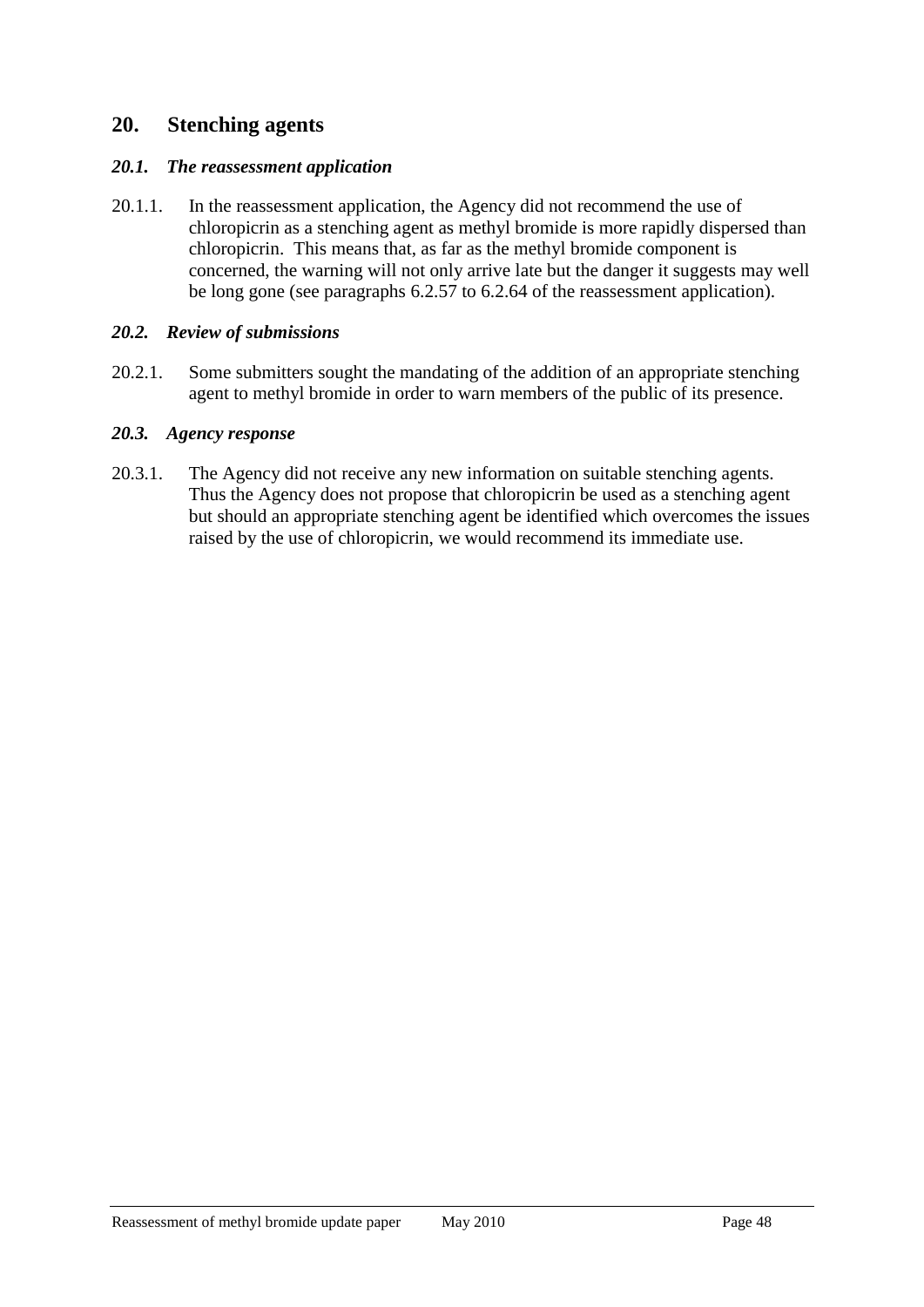## 20. Stenching agents

### *20.1. The reassessment application*

20.1.1. In the reassessment application, the Agency did not recommend the use of chloropicrin as a stenching agent as methyl bromide is more rapidly dispersed than chloropicrin. This means that, as far as the methyl bromide component is concerned, the warning will not only arrive late but the danger it suggests may well be long gone (see paragraphs 6.2.57 to 6.2.64 of the reassessment application).

### *20.2. Review of submissions*

20.2.1. Some submitters sought the mandating of the addition of an appropriate stenching agent to methyl bromide in order to warn members of the public of its presence.

### *20.3. Agency response*

20.3.1. The Agency did not receive any new information on suitable stenching agents. Thus the Agency does not propose that chloropicrin be used as a stenching agent but should an appropriate stenching agent be identified which overcomes the issues raised by the use of chloropicrin, we would recommend its immediate use.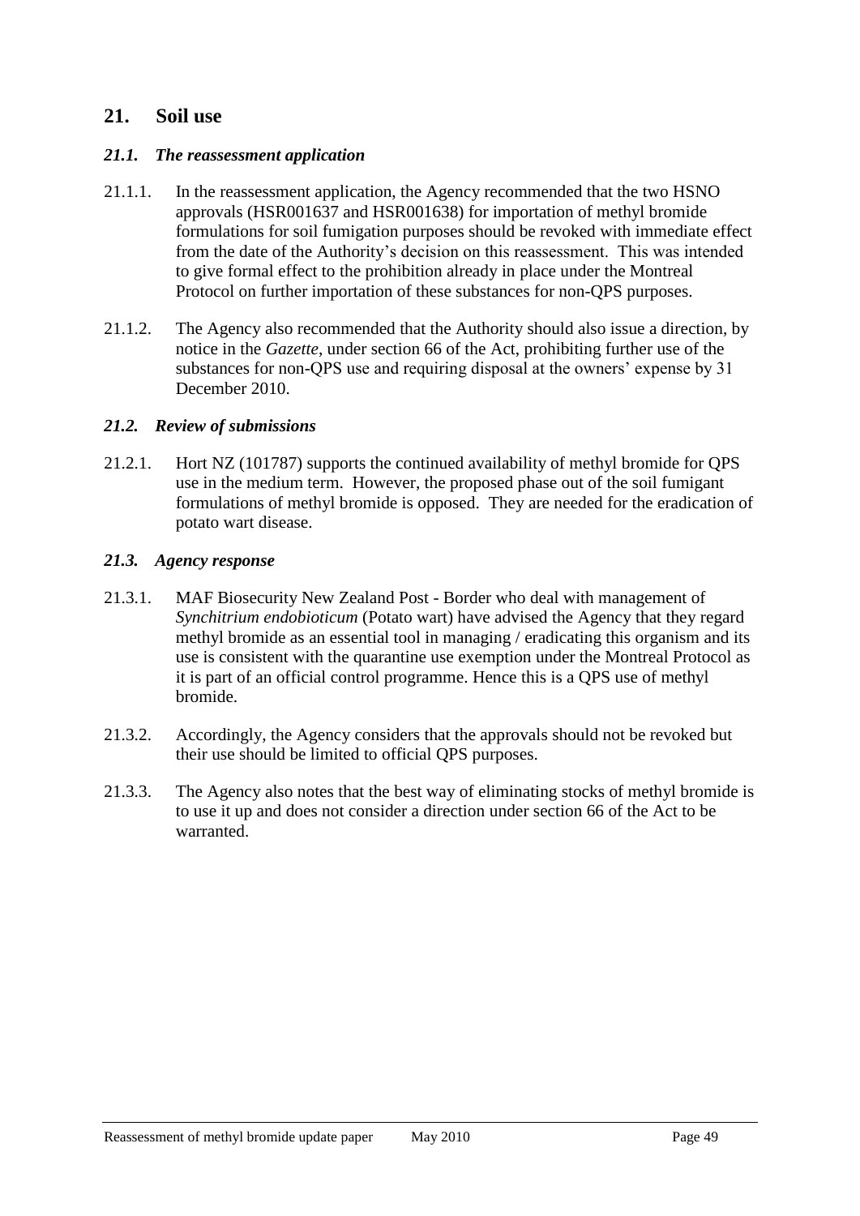## 21. Soil use

### *21.1. The reassessment application*

21.1.1. In the reassessment application, the Agency recommended that the two HSNO approvals (HSR001637 and HSR001638) for importation of methyl bromide formulations for soil fumigation purposes should be revoked with immediate effect from the date of the Authority's decision on this reassessment. This was intended to give formal effect to the prohibition already in place under the Montreal Protocol on further importation of these substances for non-QPS purposes.

21.1.2. The Agency also recommended that the Authority should also issue a direction, by notice in the *Gazette*, under section 66 of the Act, prohibiting further use of the substances for non-QPS use and requiring disposal at the owners' expense by 31 December 2010.

### *21.2. Review of submissions*

21.2.1. Hort NZ (101787) supports the continued availability of methyl bromide for QPS use in the medium term. However, the proposed phase out of the soil fumigant formulations of methyl bromide is opposed. They are needed for the eradication of potato wart disease.

### *21.3. Agency response*

21.3.1. MAF Biosecurity New Zealand Post - Border who deal with management of *Synchitrium endobioticum* (Potato wart) have advised the Agency that they regard methyl bromide as an essential tool in managing / eradicating this organism and its use is consistent with the quarantine use exemption under the Montreal Protocol as it is part of an official control programme. Hence this is a QPS use of methyl bromide.

21.3.2. Accordingly, the Agency considers that the approvals should not be revoked but their use should be limited to official QPS purposes.

21.3.3. The Agency also notes that the best way of eliminating stocks of methyl bromide is to use it up and does not consider a direction under section 66 of the Act to be warranted.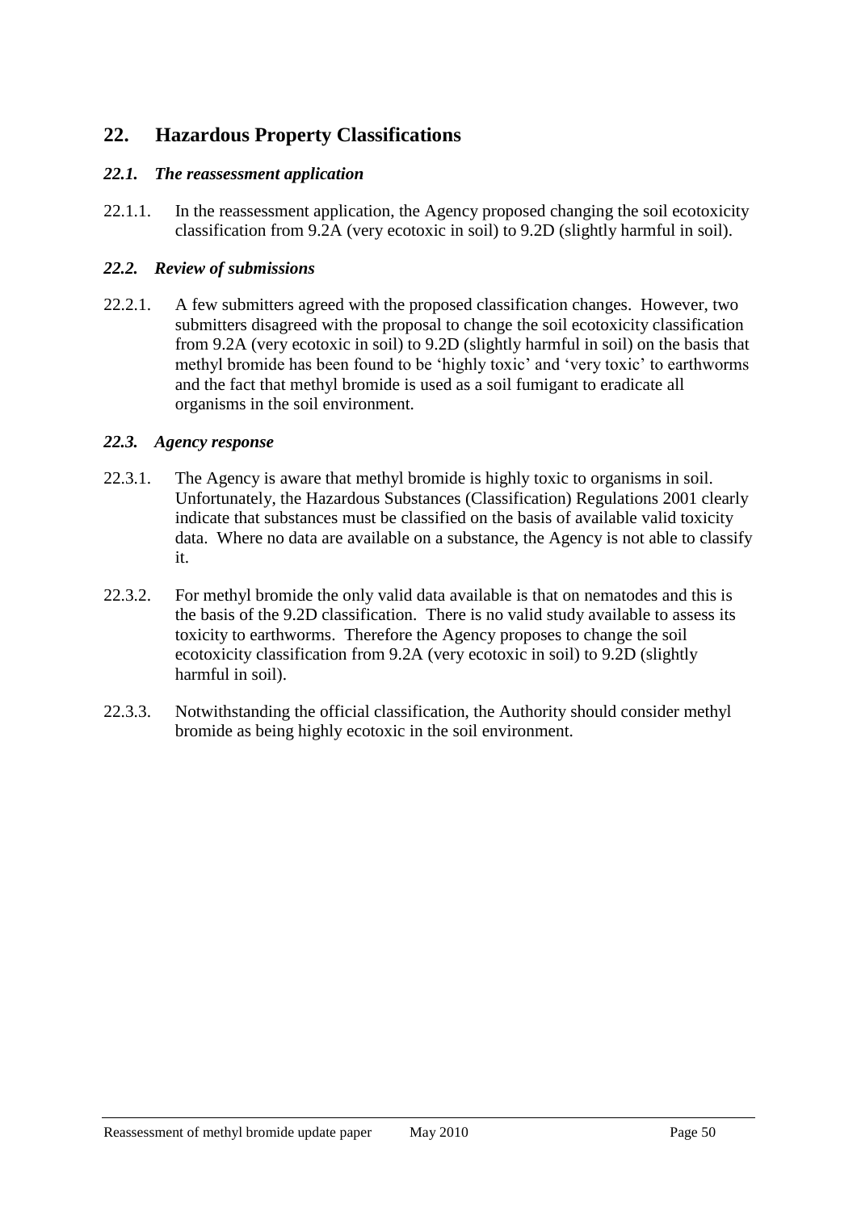## 22. Hazardous Property Classifications

### *22.1. The reassessment application*

22.1.1. In the reassessment application, the Agency proposed changing the soil ecotoxicity classification from 9.2A (very ecotoxic in soil) to 9.2D (slightly harmful in soil).

### *22.2. Review of submissions*

22.2.1. A few submitters agreed with the proposed classification changes. However, two submitters disagreed with the proposal to change the soil ecotoxicity classification from 9.2A (very ecotoxic in soil) to 9.2D (slightly harmful in soil) on the basis that methyl bromide has been found to be 'highly toxic' and 'very toxic' to earthworms and the fact that methyl bromide is used as a soil fumigant to eradicate all organisms in the soil environment.

### *22.3. Agency response*

22.3.1. The Agency is aware that methyl bromide is highly toxic to organisms in soil. Unfortunately, the Hazardous Substances (Classification) Regulations 2001 clearly indicate that substances must be classified on the basis of available valid toxicity data. Where no data are available on a substance, the Agency is not able to classify it.

22.3.2. For methyl bromide the only valid data available is that on nematodes and this is the basis of the 9.2D classification. There is no valid study available to assess its toxicity to earthworms. Therefore the Agency proposes to change the soil ecotoxicity classification from 9.2A (very ecotoxic in soil) to 9.2D (slightly harmful in soil).

22.3.3. Notwithstanding the official classification, the Authority should consider methyl bromide as being highly ecotoxic in the soil environment.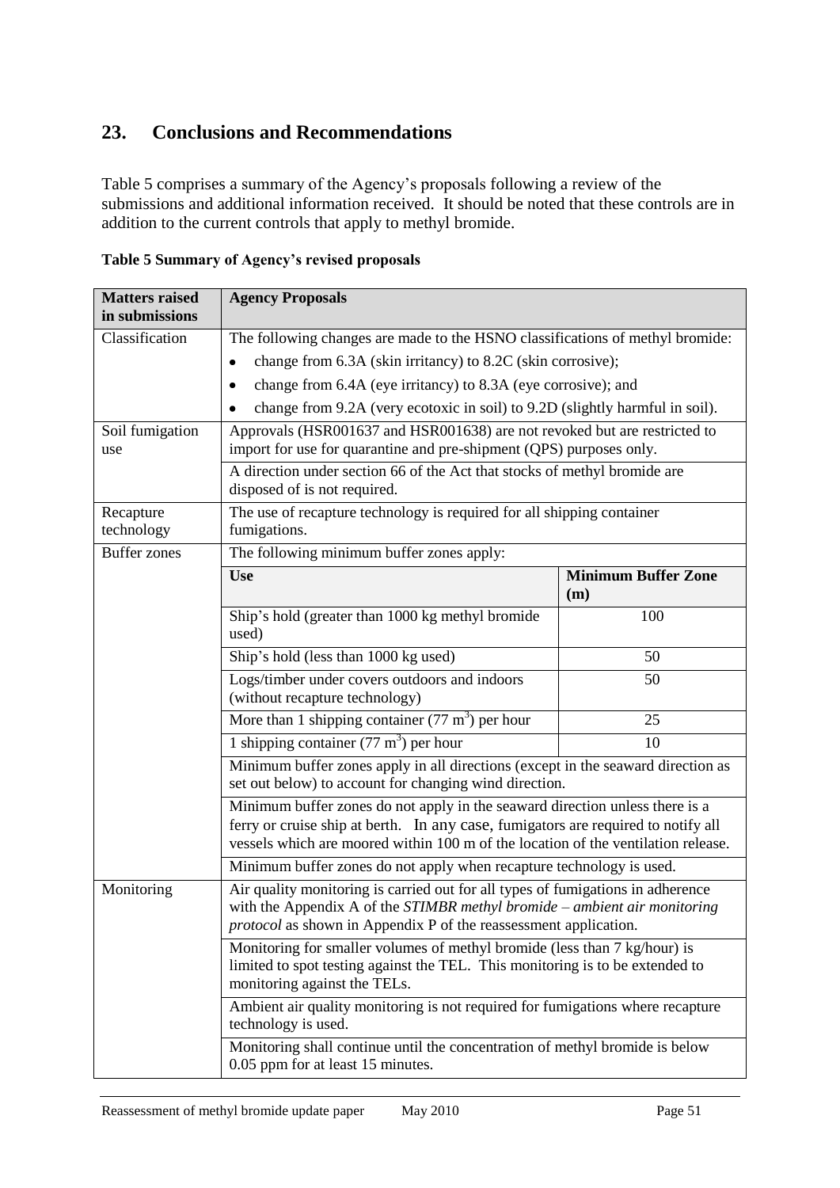## 23. Conclusions and Recommendations

Table 5 comprises a summary of the Agency's proposals following a review of the submissions and additional information received. It should be noted that these controls are in addition to the current controls that apply to methyl bromide.

**Table 5 Summary of Agency's revised proposals**

| Matters raised in submissions | Agency Proposals | |
|---|---|---|
| Classification | The following changes are made to the HSNO classifications of methyl bromide:<br>• change from 6.3A (skin irritancy) to 8.2C (skin corrosive);<br>• change from 6.4A (eye irritancy) to 8.3A (eye corrosive); and<br>• change from 9.2A (very ecotoxic in soil) to 9.2D (slightly harmful in soil). | |
| Soil fumigation use | Approvals (HSR001637 and HSR001638) are not revoked but are restricted to import for use for quarantine and pre-shipment (QPS) purposes only. | |
| | A direction under section 66 of the Act that stocks of methyl bromide are disposed of is not required. | |
| Recapture technology | The use of recapture technology is required for all shipping container fumigations. | |
| Buffer zones | The following minimum buffer zones apply: | |
| | **Use** | **Minimum Buffer Zone (m)** |
| | Ship's hold (greater than 1000 kg methyl bromide used) | 100 |
| | Ship's hold (less than 1000 kg used) | 50 |
| | Logs/timber under covers outdoors and indoors (without recapture technology) | 50 |
| | More than 1 shipping container (77 $m^3$) per hour | 25 |
| | 1 shipping container (77 $m^3$) per hour | 10 |
| | Minimum buffer zones apply in all directions (except in the seaward direction as set out below) to account for changing wind direction. | |
| | Minimum buffer zones do not apply in the seaward direction unless there is a ferry or cruise ship at berth. In any case, fumigators are required to notify all vessels which are moored within 100 m of the location of the ventilation release. | |
| | Minimum buffer zones do not apply when recapture technology is used. | |
| Monitoring | Air quality monitoring is carried out for all types of fumigations in adherence with the Appendix A of the *STIMBR methyl bromide – ambient air monitoring protocol* as shown in Appendix P of the reassessment application. | |
| | Monitoring for smaller volumes of methyl bromide (less than 7 kg/hour) is limited to spot testing against the TEL. This monitoring is to be extended to monitoring against the TELs. | |
| | Ambient air quality monitoring is not required for fumigations where recapture technology is used. | |
| | Monitoring shall continue until the concentration of methyl bromide is below 0.05 ppm for at least 15 minutes. | |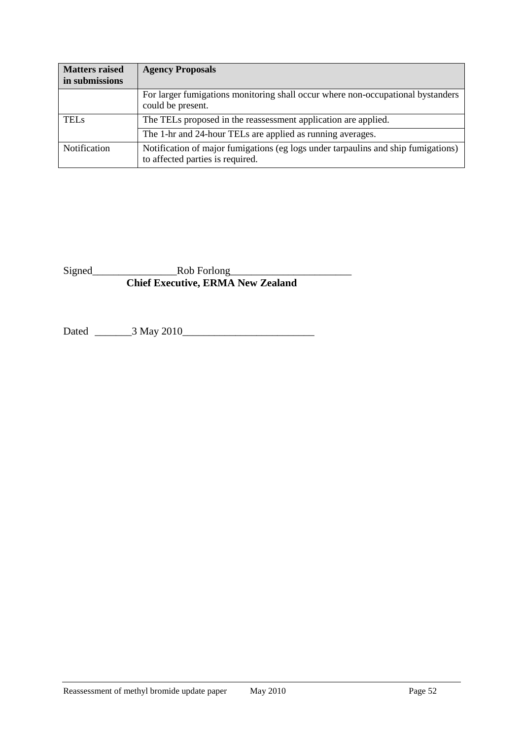| Matters raised in submissions | Agency Proposals |
|---|---|
| | For larger fumigations monitoring shall occur where non-occupational bystanders could be present. |
| TELs | The TELs proposed in the reassessment application are applied. |
| | The 1-hr and 24-hour TELs are applied as running averages. |
| Notification | Notification of major fumigations (eg logs under tarpaulins and ship fumigations) to affected parties is required. |

Signed________________Rob Forlong_______________________
**Chief Executive, ERMA New Zealand**

Dated _______3 May 2010_________________________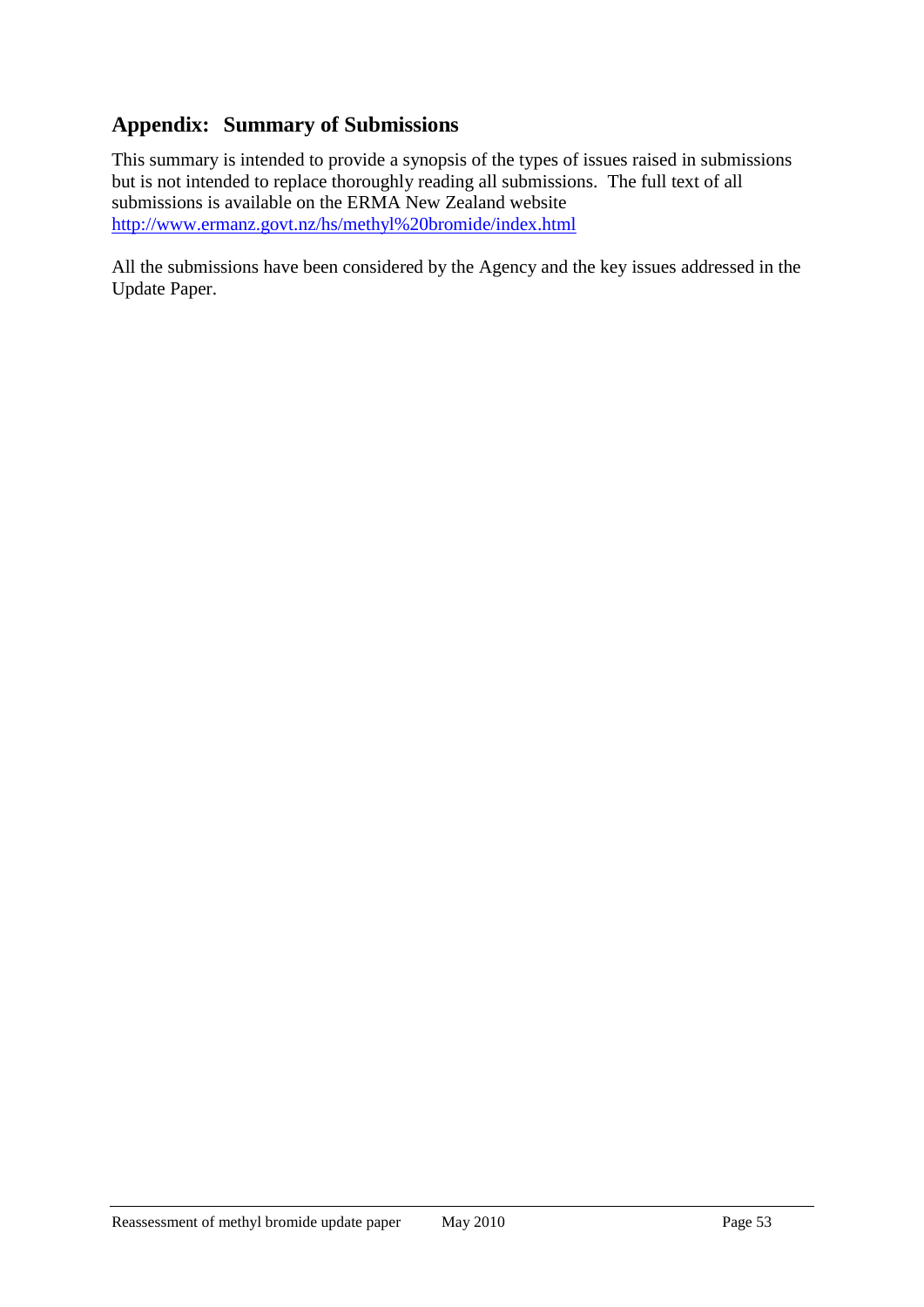## Appendix: Summary of Submissions

This summary is intended to provide a synopsis of the types of issues raised in submissions but is not intended to replace thoroughly reading all submissions. The full text of all submissions is available on the ERMA New Zealand website http://www.ermanz.govt.nz/hs/methyl%20bromide/index.html

All the submissions have been considered by the Agency and the key issues addressed in the Update Paper.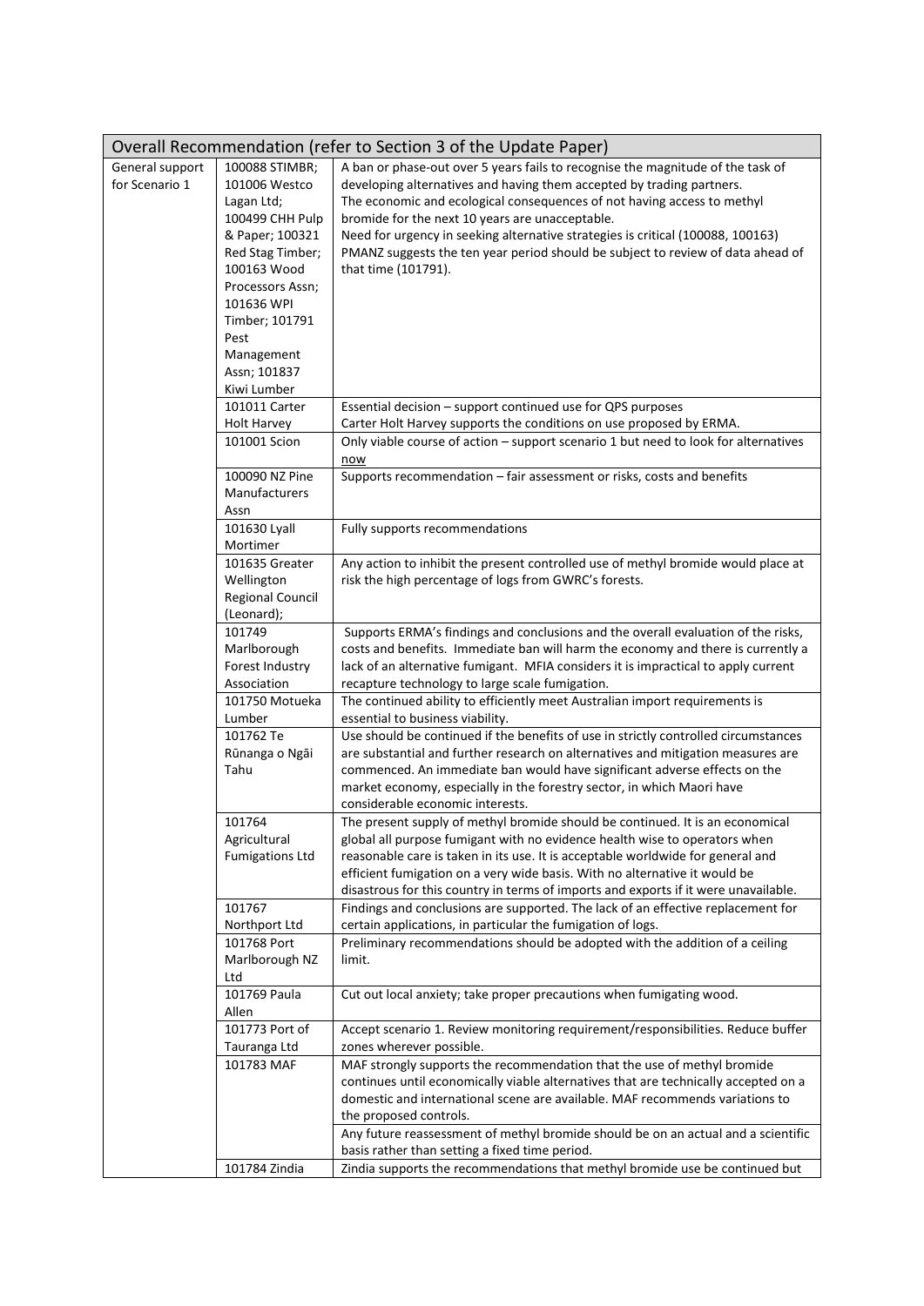| Overall Recommendation (refer to Section 3 of the Update Paper) | | |
|---|---|---|
| General support for Scenario 1 | 100088 STIMBR; 101006 Westco Lagan Ltd; 100499 CHH Pulp & Paper; 100321 Red Stag Timber; 100163 Wood Processors Assn; 101636 WPI Timber; 101791 Pest Management Assn; 101837 Kiwi Lumber | A ban or phase-out over 5 years fails to recognise the magnitude of the task of developing alternatives and having them accepted by trading partners.<br>The economic and ecological consequences of not having access to methyl bromide for the next 10 years are unacceptable.<br>Need for urgency in seeking alternative strategies is critical (100088, 100163)<br>PMANZ suggests the ten year period should be subject to review of data ahead of that time (101791). |
| | 101011 Carter Holt Harvey | Essential decision – support continued use for QPS purposes<br>Carter Holt Harvey supports the conditions on use proposed by ERMA. |
| | 101001 Scion | Only viable course of action – support scenario 1 but need to look for alternatives now |
| | 100090 NZ Pine Manufacturers Assn | Supports recommendation – fair assessment or risks, costs and benefits |
| | 101630 Lyall Mortimer | Fully supports recommendations |
| | 101635 Greater Wellington Regional Council (Leonard); | Any action to inhibit the present controlled use of methyl bromide would place at risk the high percentage of logs from GWRC's forests. |
| | 101749 Marlborough Forest Industry Association | Supports ERMA's findings and conclusions and the overall evaluation of the risks, costs and benefits. Immediate ban will harm the economy and there is currently a lack of an alternative fumigant. MFIA considers it is impractical to apply current recapture technology to large scale fumigation. |
| | 101750 Motueka Lumber | The continued ability to efficiently meet Australian import requirements is essential to business viability. |
| | 101762 Te Rūnanga o Ngāi Tahu | Use should be continued if the benefits of use in strictly controlled circumstances are substantial and further research on alternatives and mitigation measures are commenced. An immediate ban would have significant adverse effects on the market economy, especially in the forestry sector, in which Maori have considerable economic interests. |
| | 101764 Agricultural Fumigations Ltd | The present supply of methyl bromide should be continued. It is an economical global all purpose fumigant with no evidence health wise to operators when reasonable care is taken in its use. It is acceptable worldwide for general and efficient fumigation on a very wide basis. With no alternative it would be disastrous for this country in terms of imports and exports if it were unavailable. |
| | 101767 Northport Ltd | Findings and conclusions are supported. The lack of an effective replacement for certain applications, in particular the fumigation of logs. |
| | 101768 Port Marlborough NZ Ltd | Preliminary recommendations should be adopted with the addition of a ceiling limit. |
| | 101769 Paula Allen | Cut out local anxiety; take proper precautions when fumigating wood. |
| | 101773 Port of Tauranga Ltd | Accept scenario 1. Review monitoring requirement/responsibilities. Reduce buffer zones wherever possible. |
| | 101783 MAF | MAF strongly supports the recommendation that the use of methyl bromide continues until economically viable alternatives that are technically accepted on a domestic and international scene are available. MAF recommends variations to the proposed controls.<br>Any future reassessment of methyl bromide should be on an actual and a scientific basis rather than setting a fixed time period. |
| | 101784 Zindia | Zindia supports the recommendations that methyl bromide use be continued but |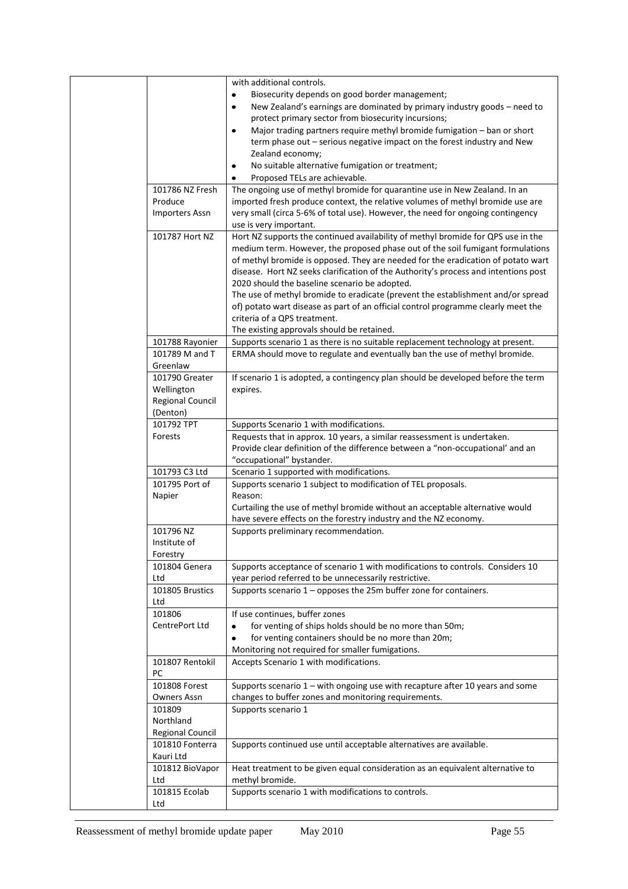| | | |
|---|---|---|
| | | with additional controls.<br>• Biosecurity depends on good border management;<br>• New Zealand's earnings are dominated by primary industry goods – need to protect primary sector from biosecurity incursions;<br>• Major trading partners require methyl bromide fumigation – ban or short term phase out – serious negative impact on the forest industry and New Zealand economy;<br>• No suitable alternative fumigation or treatment;<br>• Proposed TELs are achievable. |
| | 101786 NZ Fresh Produce Importers Assn | The ongoing use of methyl bromide for quarantine use in New Zealand. In an imported fresh produce context, the relative volumes of methyl bromide use are very small (circa 5-6% of total use). However, the need for ongoing contingency use is very important. |
| | 101787 Hort NZ | Hort NZ supports the continued availability of methyl bromide for QPS use in the medium term. However, the proposed phase out of the soil fumigant formulations of methyl bromide is opposed. They are needed for the eradication of potato wart disease. Hort NZ seeks clarification of the Authority's process and intentions post 2020 should the baseline scenario be adopted.<br>The use of methyl bromide to eradicate (prevent the establishment and/or spread of) potato wart disease as part of an official control programme clearly meet the criteria of a QPS treatment.<br>The existing approvals should be retained. |
| | 101788 Rayonier | Supports scenario 1 as there is no suitable replacement technology at present. |
| | 101789 M and T Greenlaw | ERMA should move to regulate and eventually ban the use of methyl bromide. |
| | 101790 Greater Wellington Regional Council (Denton) | If scenario 1 is adopted, a contingency plan should be developed before the term expires. |
| | 101792 TPT Forests | Supports Scenario 1 with modifications.<br>Requests that in approx. 10 years, a similar reassessment is undertaken.<br>Provide clear definition of the difference between a "non-occupational' and an "occupational" bystander. |
| | 101793 C3 Ltd | Scenario 1 supported with modifications. |
| | 101795 Port of Napier | Supports scenario 1 subject to modification of TEL proposals.<br>Reason:<br>Curtailing the use of methyl bromide without an acceptable alternative would have severe effects on the forestry industry and the NZ economy. |
| | 101796 NZ Institute of Forestry | Supports preliminary recommendation. |
| | 101804 Genera Ltd | Supports acceptance of scenario 1 with modifications to controls. Considers 10 year period referred to be unnecessarily restrictive. |
| | 101805 Brustics Ltd | Supports scenario 1 – opposes the 25m buffer zone for containers. |
| | 101806 CentrePort Ltd | If use continues, buffer zones<br>• for venting of ships holds should be no more than 50m;<br>• for venting containers should be no more than 20m;<br>Monitoring not required for smaller fumigations. |
| | 101807 Rentokil PC | Accepts Scenario 1 with modifications. |
| | 101808 Forest Owners Assn | Supports scenario 1 – with ongoing use with recapture after 10 years and some changes to buffer zones and monitoring requirements. |
| | 101809 Northland Regional Council | Supports scenario 1 |
| | 101810 Fonterra Kauri Ltd | Supports continued use until acceptable alternatives are available. |
| | 101812 BioVapor Ltd | Heat treatment to be given equal consideration as an equivalent alternative to methyl bromide. |
| | 101815 Ecolab Ltd | Supports scenario 1 with modifications to controls. |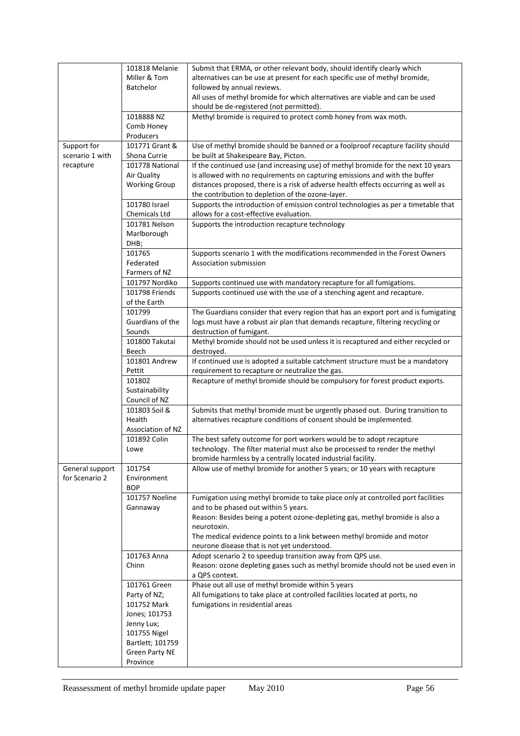| | | |
|---|---|---|
| | 101818 Melanie Miller & Tom Batchelor | Submit that ERMA, or other relevant body, should identify clearly which alternatives can be use at present for each specific use of methyl bromide, followed by annual reviews.<br>All uses of methyl bromide for which alternatives are viable and can be used should be de-registered (not permitted). |
| | 1018888 NZ Comb Honey Producers | Methyl bromide is required to protect comb honey from wax moth. |
| Support for scenario 1 with recapture | 101771 Grant & Shona Currie | Use of methyl bromide should be banned or a foolproof recapture facility should be built at Shakespeare Bay, Picton. |
| | 101778 National Air Quality Working Group | If the continued use (and increasing use) of methyl bromide for the next 10 years is allowed with no requirements on capturing emissions and with the buffer distances proposed, there is a risk of adverse health effects occurring as well as the contribution to depletion of the ozone-layer. |
| | 101780 Israel Chemicals Ltd | Supports the introduction of emission control technologies as per a timetable that allows for a cost-effective evaluation. |
| | 101781 Nelson Marlborough DHB; | Supports the introduction recapture technology |
| | 101765 Federated Farmers of NZ | Supports scenario 1 with the modifications recommended in the Forest Owners Association submission |
| | 101797 Nordiko | Supports continued use with mandatory recapture for all fumigations. |
| | 101798 Friends of the Earth | Supports continued use with the use of a stenching agent and recapture. |
| | 101799 Guardians of the Sounds | The Guardians consider that every region that has an export port and is fumigating logs must have a robust air plan that demands recapture, filtering recycling or destruction of fumigant. |
| | 101800 Takutai Beech | Methyl bromide should not be used unless it is recaptured and either recycled or destroyed. |
| | 101801 Andrew Pettit | If continued use is adopted a suitable catchment structure must be a mandatory requirement to recapture or neutralize the gas. |
| | 101802 Sustainability Council of NZ | Recapture of methyl bromide should be compulsory for forest product exports. |
| | 101803 Soil & Health Association of NZ | Submits that methyl bromide must be urgently phased out. During transition to alternatives recapture conditions of consent should be implemented. |
| | 101892 Colin Lowe | The best safety outcome for port workers would be to adopt recapture technology. The filter material must also be processed to render the methyl bromide harmless by a centrally located industrial facility. |
| General support for Scenario 2 | 101754 Environment BOP | Allow use of methyl bromide for another 5 years; or 10 years with recapture |
| | 101757 Noeline Gannaway | Fumigation using methyl bromide to take place only at controlled port facilities and to be phased out within 5 years.<br>Reason: Besides being a potent ozone-depleting gas, methyl bromide is also a neurotoxin.<br>The medical evidence points to a link between methyl bromide and motor neurone disease that is not yet understood. |
| | 101763 Anna Chinn | Adopt scenario 2 to speedup transition away from QPS use.<br>Reason: ozone depleting gases such as methyl bromide should not be used even in a QPS context. |
| | 101761 Green Party of NZ; 101752 Mark Jones; 101753 Jenny Lux; 101755 Nigel Bartlett; 101759 Green Party NE Province | Phase out all use of methyl bromide within 5 years<br>All fumigations to take place at controlled facilities located at ports, no fumigations in residential areas |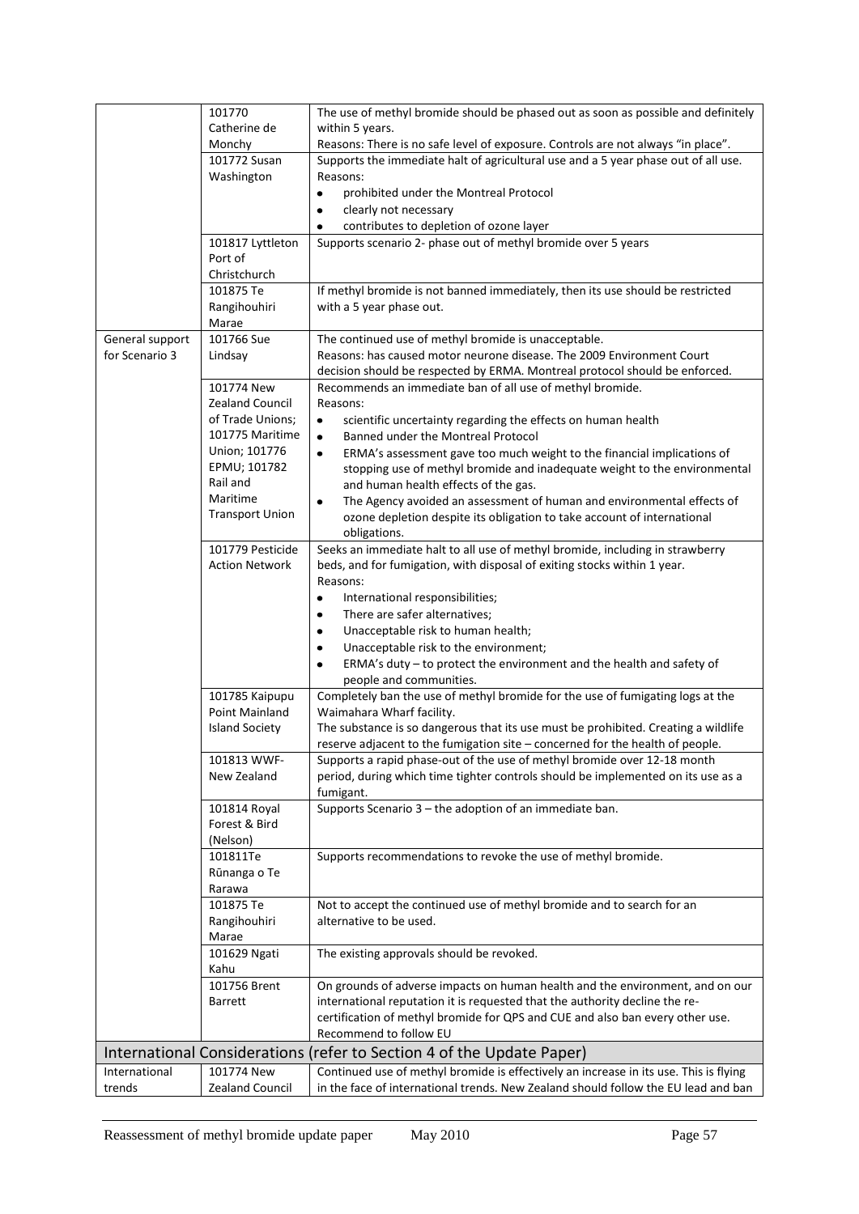|  |  |  |
|---|---|---|
|  | 101770 Catherine de Monchy | The use of methyl bromide should be phased out as soon as possible and definitely within 5 years.<br>Reasons: There is no safe level of exposure. Controls are not always "in place". |
|  | 101772 Susan Washington | Supports the immediate halt of agricultural use and a 5 year phase out of all use.<br>Reasons:<br>• prohibited under the Montreal Protocol<br>• clearly not necessary<br>• contributes to depletion of ozone layer |
|  | 101817 Lyttleton Port of Christchurch | Supports scenario 2- phase out of methyl bromide over 5 years |
|  | 101875 Te Rangihouhiri Marae | If methyl bromide is not banned immediately, then its use should be restricted with a 5 year phase out. |
| General support for Scenario 3 | 101766 Sue Lindsay | The continued use of methyl bromide is unacceptable.<br>Reasons: has caused motor neurone disease. The 2009 Environment Court decision should be respected by ERMA. Montreal protocol should be enforced. |
|  | 101774 New Zealand Council of Trade Unions; 101775 Maritime Union; 101776 EPMU; 101782 Rail and Maritime Transport Union | Recommends an immediate ban of all use of methyl bromide.<br>Reasons:<br>• scientific uncertainty regarding the effects on human health<br>• Banned under the Montreal Protocol<br>• ERMA's assessment gave too much weight to the financial implications of stopping use of methyl bromide and inadequate weight to the environmental and human health effects of the gas.<br>• The Agency avoided an assessment of human and environmental effects of ozone depletion despite its obligation to take account of international obligations. |
|  | 101779 Pesticide Action Network | Seeks an immediate halt to all use of methyl bromide, including in strawberry beds, and for fumigation, with disposal of exiting stocks within 1 year.<br>Reasons:<br>• International responsibilities;<br>• There are safer alternatives;<br>• Unacceptable risk to human health;<br>• Unacceptable risk to the environment;<br>• ERMA's duty – to protect the environment and the health and safety of people and communities. |
|  | 101785 Kaipupu Point Mainland Island Society | Completely ban the use of methyl bromide for the use of fumigating logs at the Waimahara Wharf facility.<br>The substance is so dangerous that its use must be prohibited. Creating a wildlife reserve adjacent to the fumigation site – concerned for the health of people. |
|  | 101813 WWF-New Zealand | Supports a rapid phase-out of the use of methyl bromide over 12-18 month period, during which time tighter controls should be implemented on its use as a fumigant. |
|  | 101814 Royal Forest & Bird (Nelson) | Supports Scenario 3 – the adoption of an immediate ban. |
|  | 101811Te Rūnanga o Te Rarawa | Supports recommendations to revoke the use of methyl bromide. |
|  | 101875 Te Rangihouhiri Marae | Not to accept the continued use of methyl bromide and to search for an alternative to be used. |
|  | 101629 Ngati Kahu | The existing approvals should be revoked. |
|  | 101756 Brent Barrett | On grounds of adverse impacts on human health and the environment, and on our international reputation it is requested that the authority decline the re-certification of methyl bromide for QPS and CUE and also ban every other use. Recommend to follow EU |
| **International Considerations (refer to Section 4 of the Update Paper)** | | |
| International trends | 101774 New Zealand Council | Continued use of methyl bromide is effectively an increase in its use. This is flying in the face of international trends. New Zealand should follow the EU lead and ban |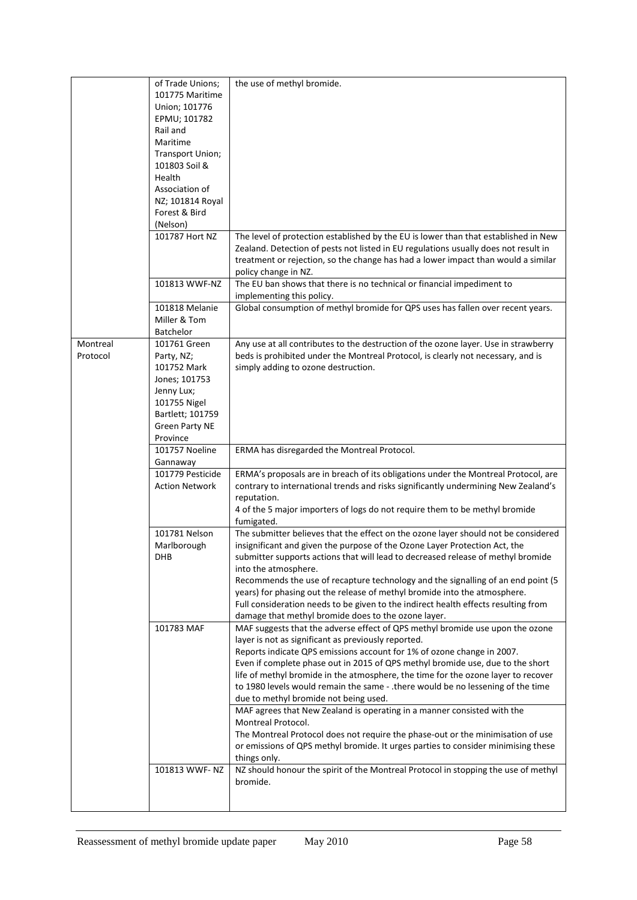| | | |
|---|---|---|
| | of Trade Unions; 101775 Maritime Union; 101776 EPMU; 101782 Rail and Maritime Transport Union; 101803 Soil & Health Association of NZ; 101814 Royal Forest & Bird (Nelson) | the use of methyl bromide. |
| | 101787 Hort NZ | The level of protection established by the EU is lower than that established in New Zealand. Detection of pests not listed in EU regulations usually does not result in treatment or rejection, so the change has had a lower impact than would a similar policy change in NZ. |
| | 101813 WWF-NZ | The EU ban shows that there is no technical or financial impediment to implementing this policy. |
| | 101818 Melanie Miller & Tom Batchelor | Global consumption of methyl bromide for QPS uses has fallen over recent years. |
| Montreal Protocol | 101761 Green Party, NZ; 101752 Mark Jones; 101753 Jenny Lux; 101755 Nigel Bartlett; 101759 Green Party NE Province | Any use at all contributes to the destruction of the ozone layer. Use in strawberry beds is prohibited under the Montreal Protocol, is clearly not necessary, and is simply adding to ozone destruction. |
| | 101757 Noeline Gannaway | ERMA has disregarded the Montreal Protocol. |
| | 101779 Pesticide Action Network | ERMA's proposals are in breach of its obligations under the Montreal Protocol, are contrary to international trends and risks significantly undermining New Zealand's reputation.<br>4 of the 5 major importers of logs do not require them to be methyl bromide fumigated. |
| | 101781 Nelson Marlborough DHB | The submitter believes that the effect on the ozone layer should not be considered insignificant and given the purpose of the Ozone Layer Protection Act, the submitter supports actions that will lead to decreased release of methyl bromide into the atmosphere.<br>Recommends the use of recapture technology and the signalling of an end point (5 years) for phasing out the release of methyl bromide into the atmosphere.<br>Full consideration needs to be given to the indirect health effects resulting from damage that methyl bromide does to the ozone layer. |
| | 101783 MAF | MAF suggests that the adverse effect of QPS methyl bromide use upon the ozone layer is not as significant as previously reported.<br>Reports indicate QPS emissions account for 1% of ozone change in 2007.<br>Even if complete phase out in 2015 of QPS methyl bromide use, due to the short life of methyl bromide in the atmosphere, the time for the ozone layer to recover to 1980 levels would remain the same - .there would be no lessening of the time due to methyl bromide not being used.<br>MAF agrees that New Zealand is operating in a manner consisted with the Montreal Protocol.<br>The Montreal Protocol does not require the phase-out or the minimisation of use or emissions of QPS methyl bromide. It urges parties to consider minimising these things only. |
| | 101813 WWF- NZ | NZ should honour the spirit of the Montreal Protocol in stopping the use of methyl bromide. |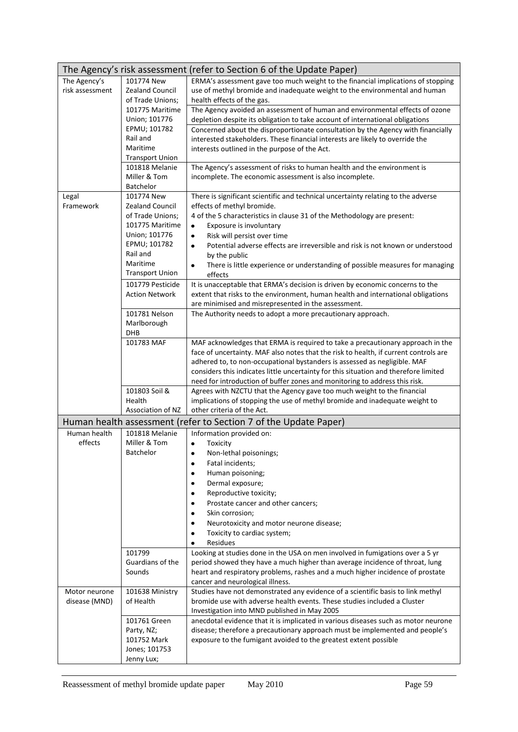| The Agency's risk assessment (refer to Section 6 of the Update Paper) | | |
|---|---|---|
| The Agency's risk assessment | 101774 New Zealand Council of Trade Unions; 101775 Maritime Union; 101776 EPMU; 101782 Rail and Maritime Transport Union | ERMA's assessment gave too much weight to the financial implications of stopping use of methyl bromide and inadequate weight to the environmental and human health effects of the gas. |
| | | The Agency avoided an assessment of human and environmental effects of ozone depletion despite its obligation to take account of international obligations |
| | | Concerned about the disproportionate consultation by the Agency with financially interested stakeholders. These financial interests are likely to override the interests outlined in the purpose of the Act. |
| | 101818 Melanie Miller & Tom Batchelor | The Agency's assessment of risks to human health and the environment is incomplete. The economic assessment is also incomplete. |
| Legal Framework | 101774 New Zealand Council of Trade Unions; 101775 Maritime Union; 101776 EPMU; 101782 Rail and Maritime Transport Union | There is significant scientific and technical uncertainty relating to the adverse effects of methyl bromide.<br>4 of the 5 characteristics in clause 31 of the Methodology are present:<br>• Exposure is involuntary<br>• Risk will persist over time<br>• Potential adverse effects are irreversible and risk is not known or understood by the public<br>• There is little experience or understanding of possible measures for managing effects |
| | 101779 Pesticide Action Network | It is unacceptable that ERMA's decision is driven by economic concerns to the extent that risks to the environment, human health and international obligations are minimised and misrepresented in the assessment. |
| | 101781 Nelson Marlborough DHB | The Authority needs to adopt a more precautionary approach. |
| | 101783 MAF | MAF acknowledges that ERMA is required to take a precautionary approach in the face of uncertainty. MAF also notes that the risk to health, if current controls are adhered to, to non-occupational bystanders is assessed as negligible. MAF considers this indicates little uncertainty for this situation and therefore limited need for introduction of buffer zones and monitoring to address this risk. |
| | 101803 Soil & Health Association of NZ | Agrees with NZCTU that the Agency gave too much weight to the financial implications of stopping the use of methyl bromide and inadequate weight to other criteria of the Act. |
| **Human health assessment (refer to Section 7 of the Update Paper)** | | |
| Human health effects | 101818 Melanie Miller & Tom Batchelor | Information provided on:<br>• Toxicity<br>• Non-lethal poisonings;<br>• Fatal incidents;<br>• Human poisoning;<br>• Dermal exposure;<br>• Reproductive toxicity;<br>• Prostate cancer and other cancers;<br>• Skin corrosion;<br>• Neurotoxicity and motor neurone disease;<br>• Toxicity to cardiac system;<br>• Residues |
| | 101799 Guardians of the Sounds | Looking at studies done in the USA on men involved in fumigations over a 5 yr period showed they have a much higher than average incidence of throat, lung heart and respiratory problems, rashes and a much higher incidence of prostate cancer and neurological illness. |
| Motor neurone disease (MND) | 101638 Ministry of Health | Studies have not demonstrated any evidence of a scientific basis to link methyl bromide use with adverse health events. These studies included a Cluster Investigation into MND published in May 2005 |
| | 101761 Green Party, NZ; 101752 Mark Jones; 101753 Jenny Lux; | anecdotal evidence that it is implicated in various diseases such as motor neurone disease; therefore a precautionary approach must be implemented and people's exposure to the fumigant avoided to the greatest extent possible |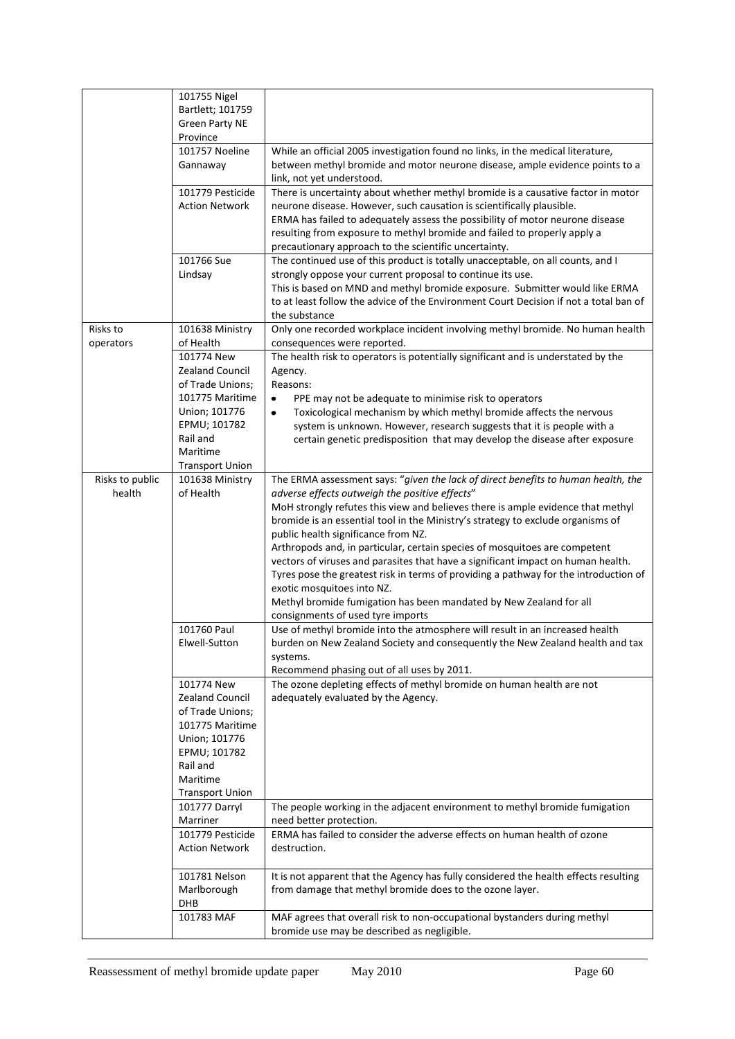| | | |
|---|---|---|
| | 101755 Nigel Bartlett; 101759 Green Party NE Province | |
| | 101757 Noeline Gannaway | While an official 2005 investigation found no links, in the medical literature, between methyl bromide and motor neurone disease, ample evidence points to a link, not yet understood. |
| | 101779 Pesticide Action Network | There is uncertainty about whether methyl bromide is a causative factor in motor neurone disease. However, such causation is scientifically plausible.<br>ERMA has failed to adequately assess the possibility of motor neurone disease resulting from exposure to methyl bromide and failed to properly apply a precautionary approach to the scientific uncertainty. |
| | 101766 Sue Lindsay | The continued use of this product is totally unacceptable, on all counts, and I strongly oppose your current proposal to continue its use.<br>This is based on MND and methyl bromide exposure. Submitter would like ERMA to at least follow the advice of the Environment Court Decision if not a total ban of the substance |
| Risks to operators | 101638 Ministry of Health | Only one recorded workplace incident involving methyl bromide. No human health consequences were reported. |
| | 101774 New Zealand Council of Trade Unions; 101775 Maritime Union; 101776 EPMU; 101782 Rail and Maritime Transport Union | The health risk to operators is potentially significant and is understated by the Agency.<br>Reasons:<br>• PPE may not be adequate to minimise risk to operators<br>• Toxicological mechanism by which methyl bromide affects the nervous system is unknown. However, research suggests that it is people with a certain genetic predisposition that may develop the disease after exposure |
| Risks to public health | 101638 Ministry of Health | The ERMA assessment says: "*given the lack of direct benefits to human health, the adverse effects outweigh the positive effects*"<br>MoH strongly refutes this view and believes there is ample evidence that methyl bromide is an essential tool in the Ministry's strategy to exclude organisms of public health significance from NZ.<br>Arthropods and, in particular, certain species of mosquitoes are competent vectors of viruses and parasites that have a significant impact on human health. Tyres pose the greatest risk in terms of providing a pathway for the introduction of exotic mosquitoes into NZ.<br>Methyl bromide fumigation has been mandated by New Zealand for all consignments of used tyre imports |
| | 101760 Paul Elwell-Sutton | Use of methyl bromide into the atmosphere will result in an increased health burden on New Zealand Society and consequently the New Zealand health and tax systems.<br>Recommend phasing out of all uses by 2011. |
| | 101774 New Zealand Council of Trade Unions; 101775 Maritime Union; 101776 EPMU; 101782 Rail and Maritime Transport Union | The ozone depleting effects of methyl bromide on human health are not adequately evaluated by the Agency. |
| | 101777 Darryl Marriner | The people working in the adjacent environment to methyl bromide fumigation need better protection. |
| | 101779 Pesticide Action Network | ERMA has failed to consider the adverse effects on human health of ozone destruction. |
| | 101781 Nelson Marlborough DHB | It is not apparent that the Agency has fully considered the health effects resulting from damage that methyl bromide does to the ozone layer. |
| | 101783 MAF | MAF agrees that overall risk to non-occupational bystanders during methyl bromide use may be described as negligible. |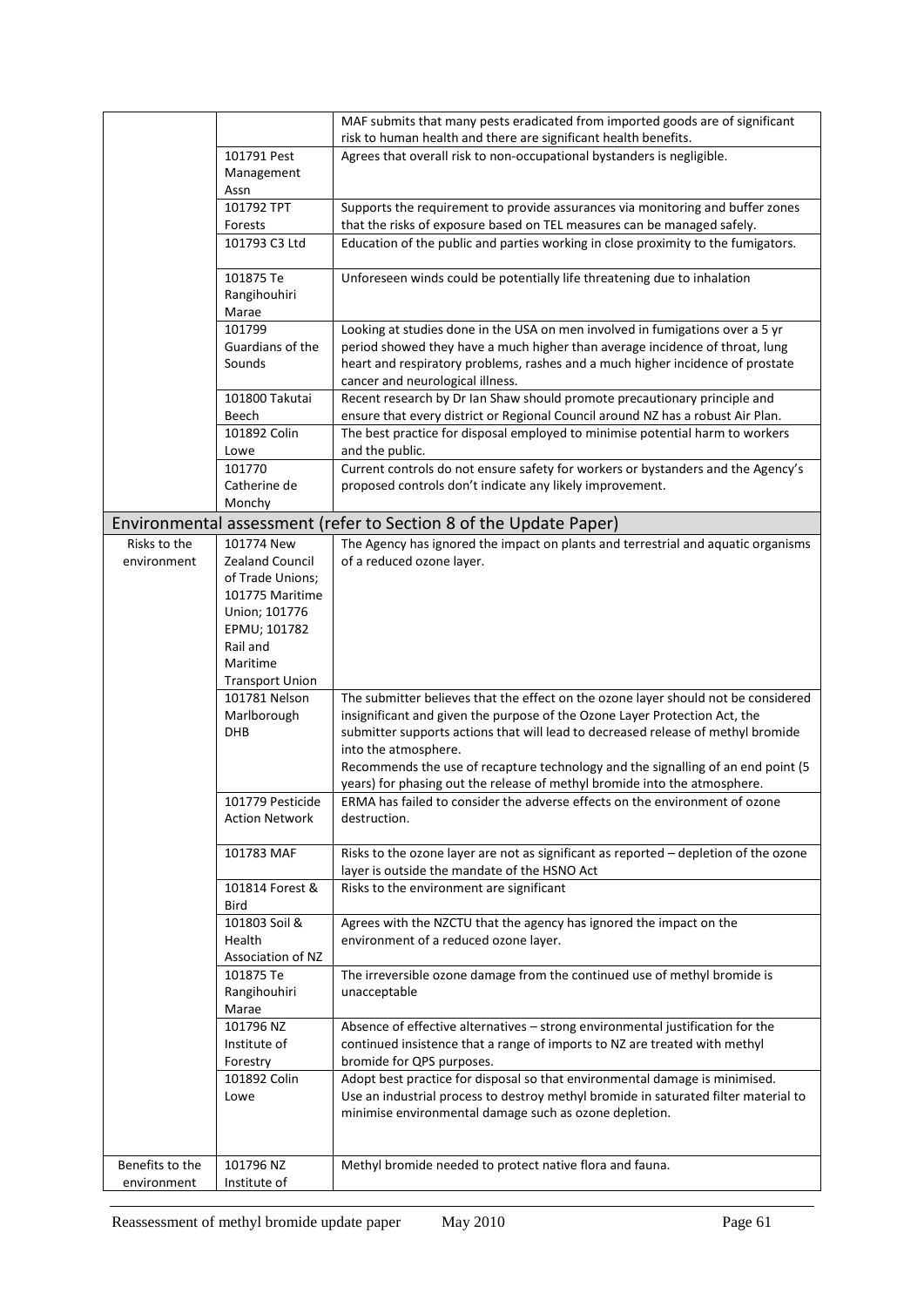| | | |
|---|---|---|
| | | MAF submits that many pests eradicated from imported goods are of significant risk to human health and there are significant health benefits. |
| | 101791 Pest Management Assn | Agrees that overall risk to non-occupational bystanders is negligible. |
| | 101792 TPT Forests | Supports the requirement to provide assurances via monitoring and buffer zones that the risks of exposure based on TEL measures can be managed safely. |
| | 101793 C3 Ltd | Education of the public and parties working in close proximity to the fumigators. |
| | 101875 Te Rangihouhiri Marae | Unforeseen winds could be potentially life threatening due to inhalation |
| | 101799 Guardians of the Sounds | Looking at studies done in the USA on men involved in fumigations over a 5 yr period showed they have a much higher than average incidence of throat, lung heart and respiratory problems, rashes and a much higher incidence of prostate cancer and neurological illness. |
| | 101800 Takutai Beech | Recent research by Dr Ian Shaw should promote precautionary principle and ensure that every district or Regional Council around NZ has a robust Air Plan. |
| | 101892 Colin Lowe | The best practice for disposal employed to minimise potential harm to workers and the public. |
| | 101770 Catherine de Monchy | Current controls do not ensure safety for workers or bystanders and the Agency's proposed controls don't indicate any likely improvement. |
| **Environmental assessment (refer to Section 8 of the Update Paper)** | | |
| Risks to the environment | 101774 New Zealand Council of Trade Unions; 101775 Maritime Union; 101776 EPMU; 101782 Rail and Maritime Transport Union | The Agency has ignored the impact on plants and terrestrial and aquatic organisms of a reduced ozone layer. |
| | 101781 Nelson Marlborough DHB | The submitter believes that the effect on the ozone layer should not be considered insignificant and given the purpose of the Ozone Layer Protection Act, the submitter supports actions that will lead to decreased release of methyl bromide into the atmosphere.<br>Recommends the use of recapture technology and the signalling of an end point (5 years) for phasing out the release of methyl bromide into the atmosphere. |
| | 101779 Pesticide Action Network | ERMA has failed to consider the adverse effects on the environment of ozone destruction. |
| | 101783 MAF | Risks to the ozone layer are not as significant as reported – depletion of the ozone layer is outside the mandate of the HSNO Act |
| | 101814 Forest & Bird | Risks to the environment are significant |
| | 101803 Soil & Health Association of NZ | Agrees with the NZCTU that the agency has ignored the impact on the environment of a reduced ozone layer. |
| | 101875 Te Rangihouhiri Marae | The irreversible ozone damage from the continued use of methyl bromide is unacceptable |
| | 101796 NZ Institute of Forestry | Absence of effective alternatives – strong environmental justification for the continued insistence that a range of imports to NZ are treated with methyl bromide for QPS purposes. |
| | 101892 Colin Lowe | Adopt best practice for disposal so that environmental damage is minimised.<br>Use an industrial process to destroy methyl bromide in saturated filter material to minimise environmental damage such as ozone depletion. |
| Benefits to the environment | 101796 NZ Institute of | Methyl bromide needed to protect native flora and fauna. |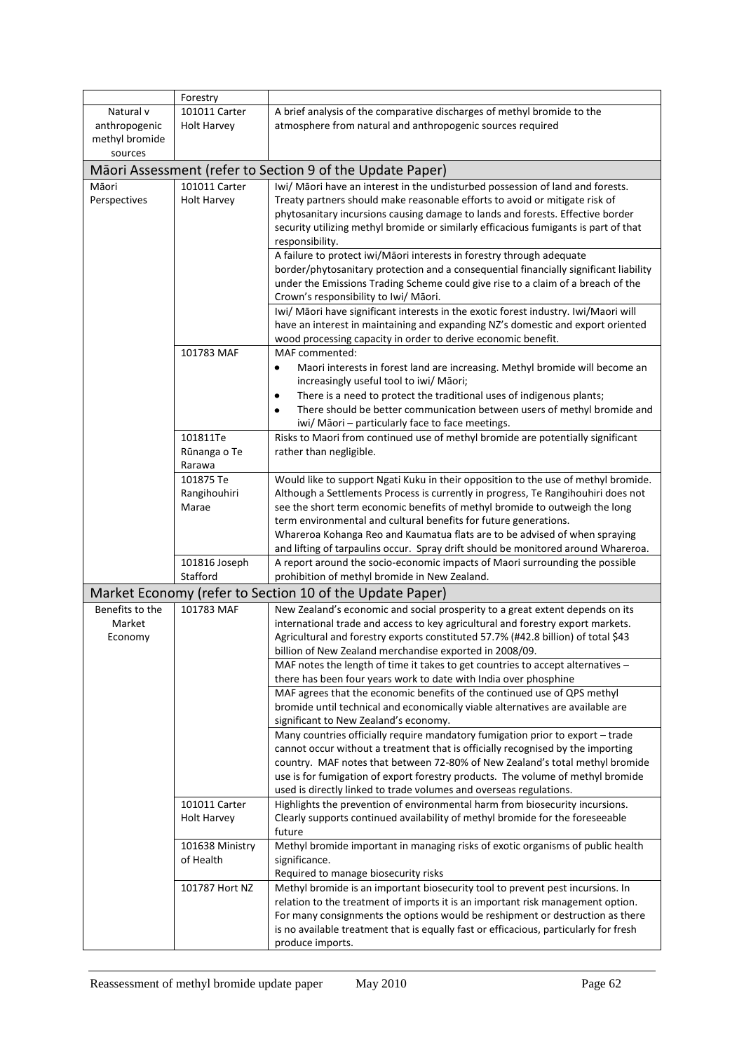| | | |
|---|---|---|
| | Forestry | |
| Natural v anthropogenic methyl bromide sources | 101011 Carter Holt Harvey | A brief analysis of the comparative discharges of methyl bromide to the atmosphere from natural and anthropogenic sources required |
| **Māori Assessment (refer to Section 9 of the Update Paper)** | | |
| Māori Perspectives | 101011 Carter Holt Harvey | Iwi/ Māori have an interest in the undisturbed possession of land and forests. Treaty partners should make reasonable efforts to avoid or mitigate risk of phytosanitary incursions causing damage to lands and forests. Effective border security utilizing methyl bromide or similarly efficacious fumigants is part of that responsibility. |
| | | A failure to protect iwi/Māori interests in forestry through adequate border/phytosanitary protection and a consequential financially significant liability under the Emissions Trading Scheme could give rise to a claim of a breach of the Crown's responsibility to Iwi/ Māori. |
| | | Iwi/ Māori have significant interests in the exotic forest industry. Iwi/Maori will have an interest in maintaining and expanding NZ's domestic and export oriented wood processing capacity in order to derive economic benefit. |
| | 101783 MAF | MAF commented:<br>• Maori interests in forest land are increasing. Methyl bromide will become an increasingly useful tool to iwi/ Māori;<br>• There is a need to protect the traditional uses of indigenous plants;<br>• There should be better communication between users of methyl bromide and iwi/ Māori – particularly face to face meetings. |
| | 101811Te Rūnanga o Te Rarawa | Risks to Maori from continued use of methyl bromide are potentially significant rather than negligible. |
| | 101875 Te Rangihouhiri Marae | Would like to support Ngati Kuku in their opposition to the use of methyl bromide. Although a Settlements Process is currently in progress, Te Rangihouhiri does not see the short term economic benefits of methyl bromide to outweigh the long term environmental and cultural benefits for future generations.<br>Whareroa Kohanga Reo and Kaumatua flats are to be advised of when spraying and lifting of tarpaulins occur. Spray drift should be monitored around Whareroa. |
| | 101816 Joseph Stafford | A report around the socio-economic impacts of Maori surrounding the possible prohibition of methyl bromide in New Zealand. |
| **Market Economy (refer to Section 10 of the Update Paper)** | | |
| Benefits to the Market Economy | 101783 MAF | New Zealand's economic and social prosperity to a great extent depends on its international trade and access to key agricultural and forestry export markets. Agricultural and forestry exports constituted 57.7% (#42.8 billion) of total $43 billion of New Zealand merchandise exported in 2008/09. |
| | | MAF notes the length of time it takes to get countries to accept alternatives – there has been four years work to date with India over phosphine |
| | | MAF agrees that the economic benefits of the continued use of QPS methyl bromide until technical and economically viable alternatives are available are significant to New Zealand's economy. |
| | | Many countries officially require mandatory fumigation prior to export – trade cannot occur without a treatment that is officially recognised by the importing country. MAF notes that between 72-80% of New Zealand's total methyl bromide use is for fumigation of export forestry products. The volume of methyl bromide used is directly linked to trade volumes and overseas regulations. |
| | 101011 Carter Holt Harvey | Highlights the prevention of environmental harm from biosecurity incursions. Clearly supports continued availability of methyl bromide for the foreseeable future |
| | 101638 Ministry of Health | Methyl bromide important in managing risks of exotic organisms of public health significance.<br>Required to manage biosecurity risks |
| | 101787 Hort NZ | Methyl bromide is an important biosecurity tool to prevent pest incursions. In relation to the treatment of imports it is an important risk management option. For many consignments the options would be reshipment or destruction as there is no available treatment that is equally fast or efficacious, particularly for fresh produce imports. |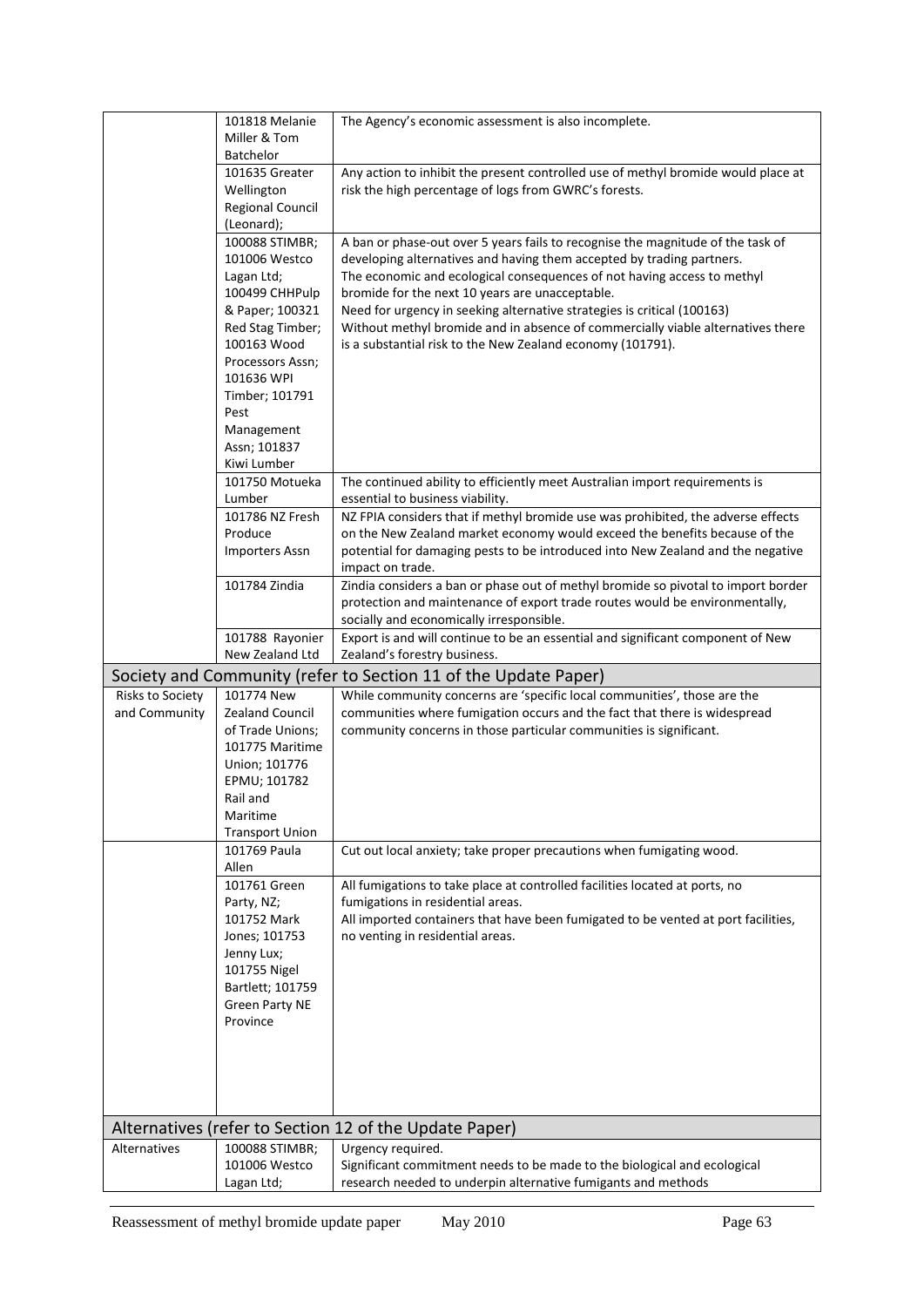| | | |
|---|---|---|
| | 101818 Melanie Miller & Tom Batchelor | The Agency's economic assessment is also incomplete. |
| | 101635 Greater Wellington Regional Council (Leonard); | Any action to inhibit the present controlled use of methyl bromide would place at risk the high percentage of logs from GWRC's forests. |
| | 100088 STIMBR; 101006 Westco Lagan Ltd; 100499 CHHPulp & Paper; 100321 Red Stag Timber; 100163 Wood Processors Assn; 101636 WPI Timber; 101791 Pest Management Assn; 101837 Kiwi Lumber | A ban or phase-out over 5 years fails to recognise the magnitude of the task of developing alternatives and having them accepted by trading partners.<br>The economic and ecological consequences of not having access to methyl bromide for the next 10 years are unacceptable.<br>Need for urgency in seeking alternative strategies is critical (100163)<br>Without methyl bromide and in absence of commercially viable alternatives there is a substantial risk to the New Zealand economy (101791). |
| | 101750 Motueka Lumber | The continued ability to efficiently meet Australian import requirements is essential to business viability. |
| | 101786 NZ Fresh Produce Importers Assn | NZ FPIA considers that if methyl bromide use was prohibited, the adverse effects on the New Zealand market economy would exceed the benefits because of the potential for damaging pests to be introduced into New Zealand and the negative impact on trade. |
| | 101784 Zindia | Zindia considers a ban or phase out of methyl bromide so pivotal to import border protection and maintenance of export trade routes would be environmentally, socially and economically irresponsible. |
| | 101788 Rayonier New Zealand Ltd | Export is and will continue to be an essential and significant component of New Zealand's forestry business. |
| **Society and Community (refer to Section 11 of the Update Paper)** | | |
| Risks to Society and Community | 101774 New Zealand Council of Trade Unions; 101775 Maritime Union; 101776 EPMU; 101782 Rail and Maritime Transport Union | While community concerns are 'specific local communities', those are the communities where fumigation occurs and the fact that there is widespread community concerns in those particular communities is significant. |
| | 101769 Paula Allen | Cut out local anxiety; take proper precautions when fumigating wood. |
| | 101761 Green Party, NZ; 101752 Mark Jones; 101753 Jenny Lux; 101755 Nigel Bartlett; 101759 Green Party NE Province | All fumigations to take place at controlled facilities located at ports, no fumigations in residential areas.<br>All imported containers that have been fumigated to be vented at port facilities, no venting in residential areas. |
| **Alternatives (refer to Section 12 of the Update Paper)** | | |
| Alternatives | 100088 STIMBR; 101006 Westco Lagan Ltd; | Urgency required.<br>Significant commitment needs to be made to the biological and ecological research needed to underpin alternative fumigants and methods |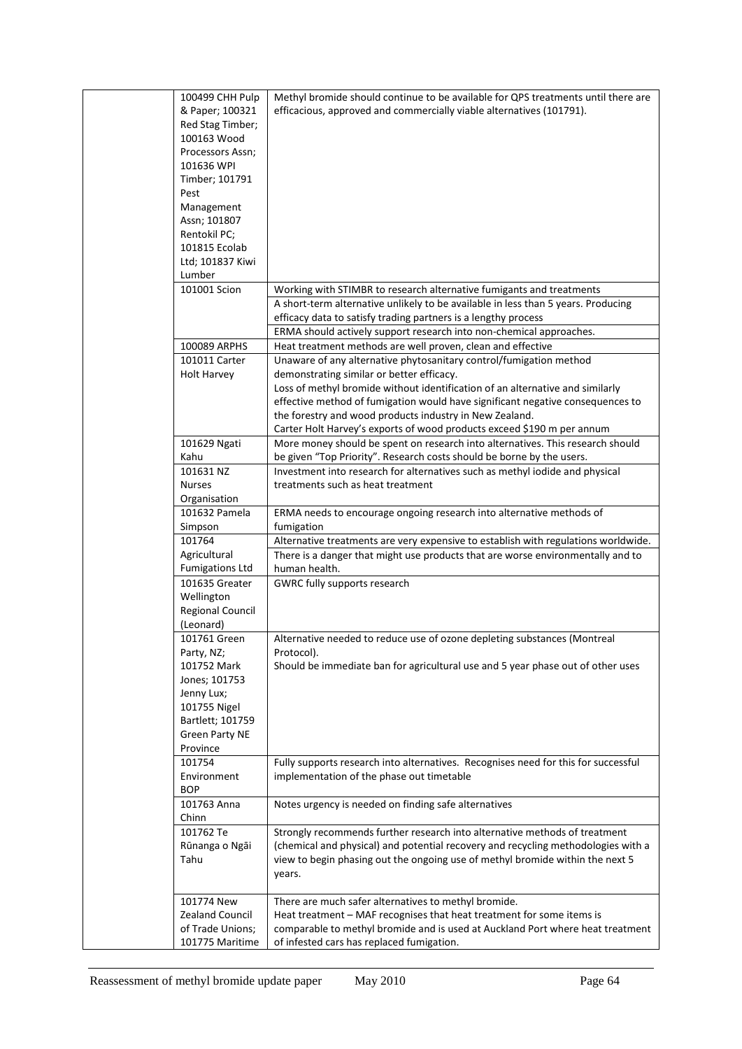| | | |
|---|---|---|
| | 100499 CHH Pulp & Paper; 100321 Red Stag Timber; 100163 Wood Processors Assn; 101636 WPI Timber; 101791 Pest Management Assn; 101807 Rentokil PC; 101815 Ecolab Ltd; 101837 Kiwi Lumber | Methyl bromide should continue to be available for QPS treatments until there are efficacious, approved and commercially viable alternatives (101791). |
| | 101001 Scion | Working with STIMBR to research alternative fumigants and treatments |
| | | A short-term alternative unlikely to be available in less than 5 years. Producing efficacy data to satisfy trading partners is a lengthy process |
| | | ERMA should actively support research into non-chemical approaches. |
| | 100089 ARPHS | Heat treatment methods are well proven, clean and effective |
| | 101011 Carter Holt Harvey | Unaware of any alternative phytosanitary control/fumigation method demonstrating similar or better efficacy.<br>Loss of methyl bromide without identification of an alternative and similarly effective method of fumigation would have significant negative consequences to the forestry and wood products industry in New Zealand.<br>Carter Holt Harvey's exports of wood products exceed \$190 m per annum |
| | 101629 Ngati Kahu | More money should be spent on research into alternatives. This research should be given "Top Priority". Research costs should be borne by the users. |
| | 101631 NZ Nurses Organisation | Investment into research for alternatives such as methyl iodide and physical treatments such as heat treatment |
| | 101632 Pamela Simpson | ERMA needs to encourage ongoing research into alternative methods of fumigation |
| | 101764 Agricultural Fumigations Ltd | Alternative treatments are very expensive to establish with regulations worldwide.<br>There is a danger that might use products that are worse environmentally and to human health. |
| | 101635 Greater Wellington Regional Council (Leonard) | GWRC fully supports research |
| | 101761 Green Party, NZ; 101752 Mark Jones; 101753 Jenny Lux; 101755 Nigel Bartlett; 101759 Green Party NE Province | Alternative needed to reduce use of ozone depleting substances (Montreal Protocol).<br>Should be immediate ban for agricultural use and 5 year phase out of other uses |
| | 101754 Environment BOP | Fully supports research into alternatives. Recognises need for this for successful implementation of the phase out timetable |
| | 101763 Anna Chinn | Notes urgency is needed on finding safe alternatives |
| | 101762 Te Rūnanga o Ngāi Tahu | Strongly recommends further research into alternative methods of treatment (chemical and physical) and potential recovery and recycling methodologies with a view to begin phasing out the ongoing use of methyl bromide within the next 5 years. |
| | 101774 New Zealand Council of Trade Unions; 101775 Maritime | There are much safer alternatives to methyl bromide.<br>Heat treatment – MAF recognises that heat treatment for some items is comparable to methyl bromide and is used at Auckland Port where heat treatment of infested cars has replaced fumigation. |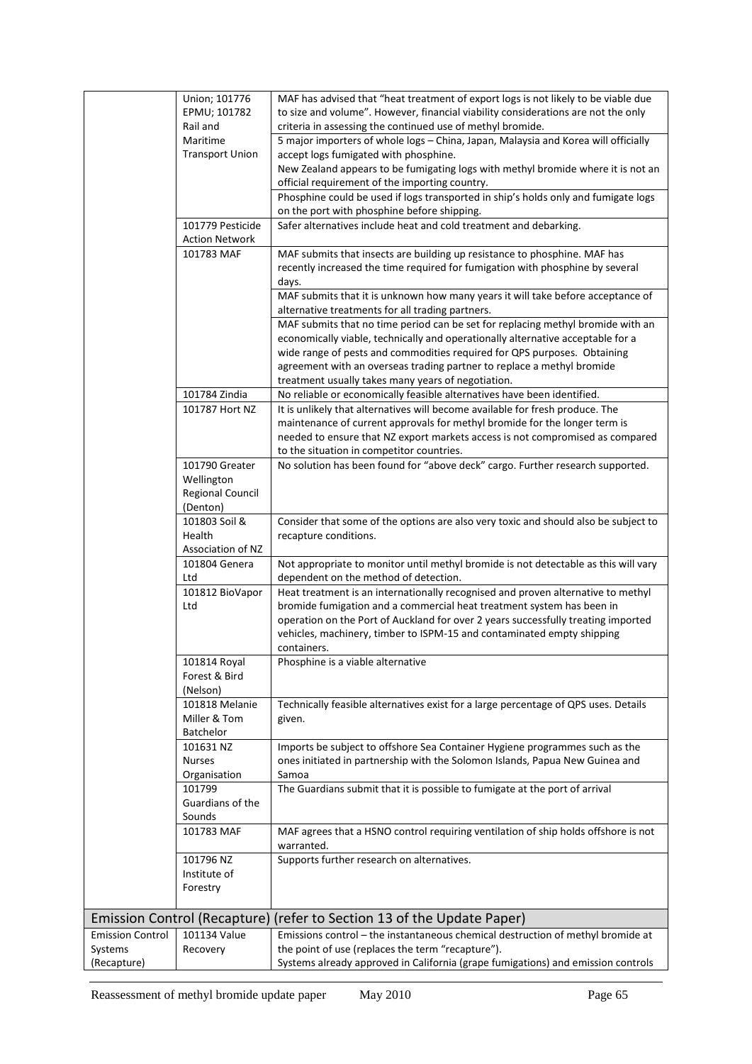| | | |
|---|---|---|
| | Union; 101776 EPMU; 101782 Rail and Maritime Transport Union | MAF has advised that "heat treatment of export logs is not likely to be viable due to size and volume". However, financial viability considerations are not the only criteria in assessing the continued use of methyl bromide. |
| | | 5 major importers of whole logs – China, Japan, Malaysia and Korea will officially accept logs fumigated with phosphine. New Zealand appears to be fumigating logs with methyl bromide where it is not an official requirement of the importing country. |
| | | Phosphine could be used if logs transported in ship's holds only and fumigate logs on the port with phosphine before shipping. |
| | 101779 Pesticide Action Network | Safer alternatives include heat and cold treatment and debarking. |
| | 101783 MAF | MAF submits that insects are building up resistance to phosphine. MAF has recently increased the time required for fumigation with phosphine by several days. |
| | | MAF submits that it is unknown how many years it will take before acceptance of alternative treatments for all trading partners. |
| | | MAF submits that no time period can be set for replacing methyl bromide with an economically viable, technically and operationally alternative acceptable for a wide range of pests and commodities required for QPS purposes. Obtaining agreement with an overseas trading partner to replace a methyl bromide treatment usually takes many years of negotiation. |
| | 101784 Zindia | No reliable or economically feasible alternatives have been identified. |
| | 101787 Hort NZ | It is unlikely that alternatives will become available for fresh produce. The maintenance of current approvals for methyl bromide for the longer term is needed to ensure that NZ export markets access is not compromised as compared to the situation in competitor countries. |
| | 101790 Greater Wellington Regional Council (Denton) | No solution has been found for "above deck" cargo. Further research supported. |
| | 101803 Soil & Health Association of NZ | Consider that some of the options are also very toxic and should also be subject to recapture conditions. |
| | 101804 Genera Ltd | Not appropriate to monitor until methyl bromide is not detectable as this will vary dependent on the method of detection. |
| | 101812 BioVapor Ltd | Heat treatment is an internationally recognised and proven alternative to methyl bromide fumigation and a commercial heat treatment system has been in operation on the Port of Auckland for over 2 years successfully treating imported vehicles, machinery, timber to ISPM-15 and contaminated empty shipping containers. |
| | 101814 Royal Forest & Bird (Nelson) | Phosphine is a viable alternative |
| | 101818 Melanie Miller & Tom Batchelor | Technically feasible alternatives exist for a large percentage of QPS uses. Details given. |
| | 101631 NZ Nurses Organisation | Imports be subject to offshore Sea Container Hygiene programmes such as the ones initiated in partnership with the Solomon Islands, Papua New Guinea and Samoa |
| | 101799 Guardians of the Sounds | The Guardians submit that it is possible to fumigate at the port of arrival |
| | 101783 MAF | MAF agrees that a HSNO control requiring ventilation of ship holds offshore is not warranted. |
| | 101796 NZ Institute of Forestry | Supports further research on alternatives. |
| **Emission Control (Recapture) (refer to Section 13 of the Update Paper)** | | |
| Emission Control Systems (Recapture) | 101134 Value Recovery | Emissions control – the instantaneous chemical destruction of methyl bromide at the point of use (replaces the term "recapture"). Systems already approved in California (grape fumigations) and emission controls |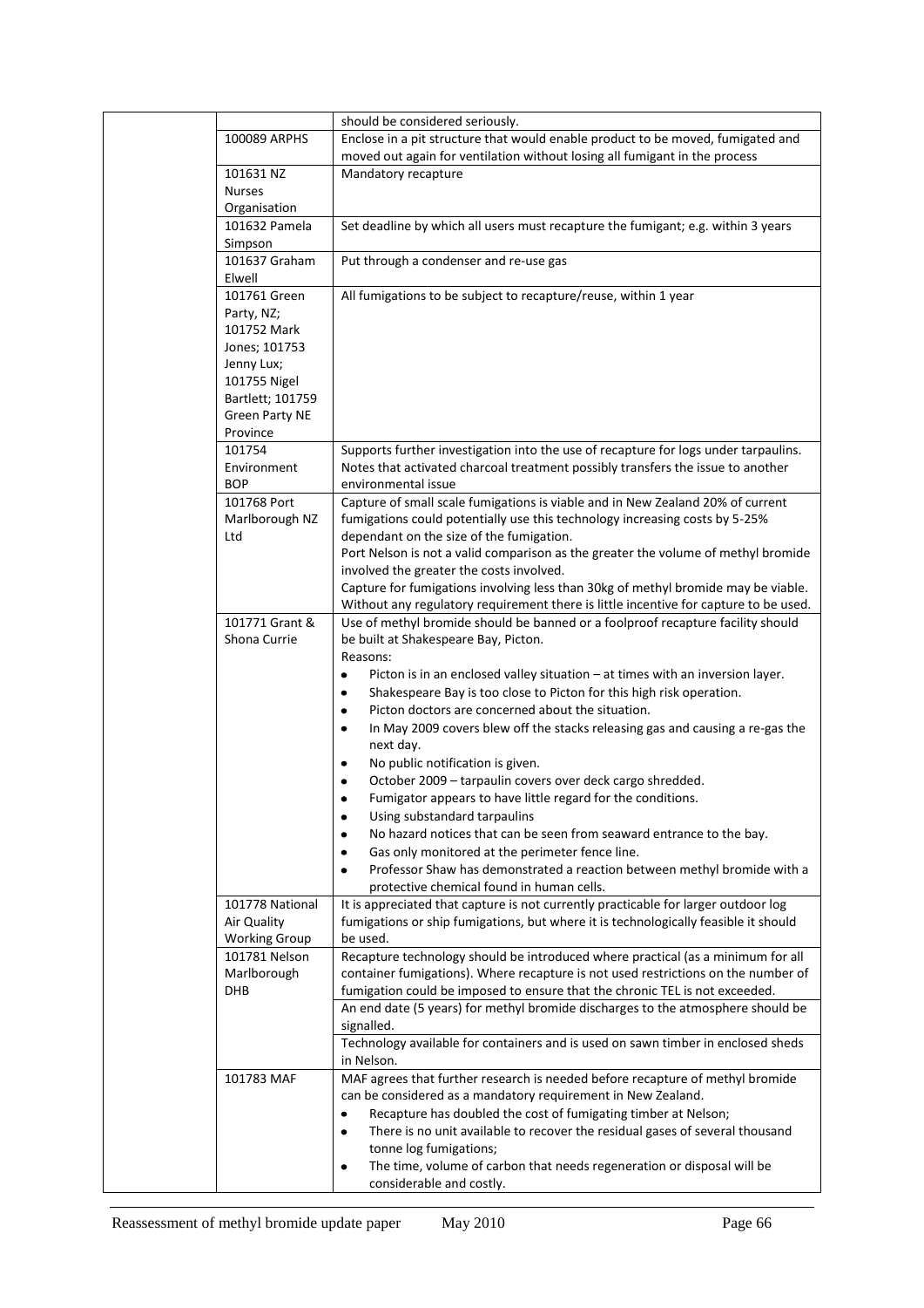| | | |
|---|---|---|
| | | should be considered seriously. |
| | 100089 ARPHS | Enclose in a pit structure that would enable product to be moved, fumigated and moved out again for ventilation without losing all fumigant in the process |
| | 101631 NZ Nurses Organisation | Mandatory recapture |
| | 101632 Pamela Simpson | Set deadline by which all users must recapture the fumigant; e.g. within 3 years |
| | 101637 Graham Elwell | Put through a condenser and re-use gas |
| | 101761 Green Party, NZ; 101752 Mark Jones; 101753 Jenny Lux; 101755 Nigel Bartlett; 101759 Green Party NE Province | All fumigations to be subject to recapture/reuse, within 1 year |
| | 101754 Environment BOP | Supports further investigation into the use of recapture for logs under tarpaulins. Notes that activated charcoal treatment possibly transfers the issue to another environmental issue |
| | 101768 Port Marlborough NZ Ltd | Capture of small scale fumigations is viable and in New Zealand 20% of current fumigations could potentially use this technology increasing costs by 5-25% dependant on the size of the fumigation.<br>Port Nelson is not a valid comparison as the greater the volume of methyl bromide involved the greater the costs involved.<br>Capture for fumigations involving less than 30kg of methyl bromide may be viable. Without any regulatory requirement there is little incentive for capture to be used. |
| | 101771 Grant & Shona Currie | Use of methyl bromide should be banned or a foolproof recapture facility should be built at Shakespeare Bay, Picton.<br>Reasons:<br>• Picton is in an enclosed valley situation – at times with an inversion layer.<br>• Shakespeare Bay is too close to Picton for this high risk operation.<br>• Picton doctors are concerned about the situation.<br>• In May 2009 covers blew off the stacks releasing gas and causing a re-gas the next day.<br>• No public notification is given.<br>• October 2009 – tarpaulin covers over deck cargo shredded.<br>• Fumigator appears to have little regard for the conditions.<br>• Using substandard tarpaulins<br>• No hazard notices that can be seen from seaward entrance to the bay.<br>• Gas only monitored at the perimeter fence line.<br>• Professor Shaw has demonstrated a reaction between methyl bromide with a protective chemical found in human cells. |
| | 101778 National Air Quality Working Group | It is appreciated that capture is not currently practicable for larger outdoor log fumigations or ship fumigations, but where it is technologically feasible it should be used. |
| | 101781 Nelson Marlborough DHB | Recapture technology should be introduced where practical (as a minimum for all container fumigations). Where recapture is not used restrictions on the number of fumigation could be imposed to ensure that the chronic TEL is not exceeded.<br>An end date (5 years) for methyl bromide discharges to the atmosphere should be signalled.<br>Technology available for containers and is used on sawn timber in enclosed sheds in Nelson. |
| | 101783 MAF | MAF agrees that further research is needed before recapture of methyl bromide can be considered as a mandatory requirement in New Zealand.<br>• Recapture has doubled the cost of fumigating timber at Nelson;<br>• There is no unit available to recover the residual gases of several thousand tonne log fumigations;<br>• The time, volume of carbon that needs regeneration or disposal will be considerable and costly. |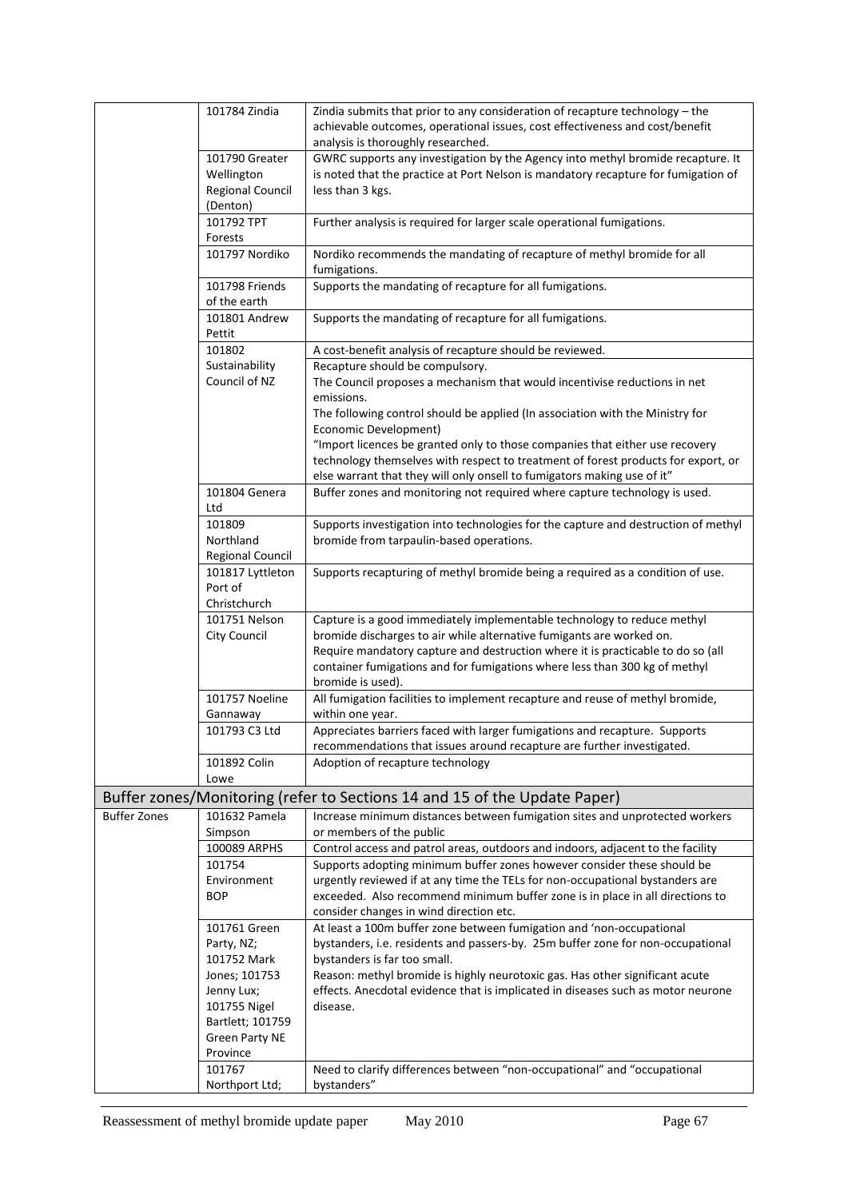| | | |
|---|---|---|
| | 101784 Zindia | Zindia submits that prior to any consideration of recapture technology – the achievable outcomes, operational issues, cost effectiveness and cost/benefit analysis is thoroughly researched. |
| | 101790 Greater Wellington Regional Council (Denton) | GWRC supports any investigation by the Agency into methyl bromide recapture. It is noted that the practice at Port Nelson is mandatory recapture for fumigation of less than 3 kgs. |
| | 101792 TPT Forests | Further analysis is required for larger scale operational fumigations. |
| | 101797 Nordiko | Nordiko recommends the mandating of recapture of methyl bromide for all fumigations. |
| | 101798 Friends of the earth | Supports the mandating of recapture for all fumigations. |
| | 101801 Andrew Pettit | Supports the mandating of recapture for all fumigations. |
| | 101802 Sustainability Council of NZ | A cost-benefit analysis of recapture should be reviewed.<br>Recapture should be compulsory.<br>The Council proposes a mechanism that would incentivise reductions in net emissions.<br>The following control should be applied (In association with the Ministry for Economic Development)<br>"Import licences be granted only to those companies that either use recovery technology themselves with respect to treatment of forest products for export, or else warrant that they will only onsell to fumigators making use of it" |
| | 101804 Genera Ltd | Buffer zones and monitoring not required where capture technology is used. |
| | 101809 Northland Regional Council | Supports investigation into technologies for the capture and destruction of methyl bromide from tarpaulin-based operations. |
| | 101817 Lyttleton Port of Christchurch | Supports recapturing of methyl bromide being a required as a condition of use. |
| | 101751 Nelson City Council | Capture is a good immediately implementable technology to reduce methyl bromide discharges to air while alternative fumigants are worked on.<br>Require mandatory capture and destruction where it is practicable to do so (all container fumigations and for fumigations where less than 300 kg of methyl bromide is used). |
| | 101757 Noeline Gannaway | All fumigation facilities to implement recapture and reuse of methyl bromide, within one year. |
| | 101793 C3 Ltd | Appreciates barriers faced with larger fumigations and recapture. Supports recommendations that issues around recapture are further investigated. |
| | 101892 Colin Lowe | Adoption of recapture technology |
| **Buffer zones/Monitoring (refer to Sections 14 and 15 of the Update Paper)** | | |
| Buffer Zones | 101632 Pamela Simpson | Increase minimum distances between fumigation sites and unprotected workers or members of the public |
| | 100089 ARPHS | Control access and patrol areas, outdoors and indoors, adjacent to the facility |
| | 101754 Environment BOP | Supports adopting minimum buffer zones however consider these should be urgently reviewed if at any time the TELs for non-occupational bystanders are exceeded. Also recommend minimum buffer zone is in place in all directions to consider changes in wind direction etc. |
| | 101761 Green Party, NZ; 101752 Mark Jones; 101753 Jenny Lux; 101755 Nigel Bartlett; 101759 Green Party NE Province | At least a 100m buffer zone between fumigation and 'non-occupational bystanders, i.e. residents and passers-by. 25m buffer zone for non-occupational bystanders is far too small.<br>Reason: methyl bromide is highly neurotoxic gas. Has other significant acute effects. Anecdotal evidence that is implicated in diseases such as motor neurone disease. |
| | 101767 Northport Ltd; | Need to clarify differences between "non-occupational" and "occupational bystanders" |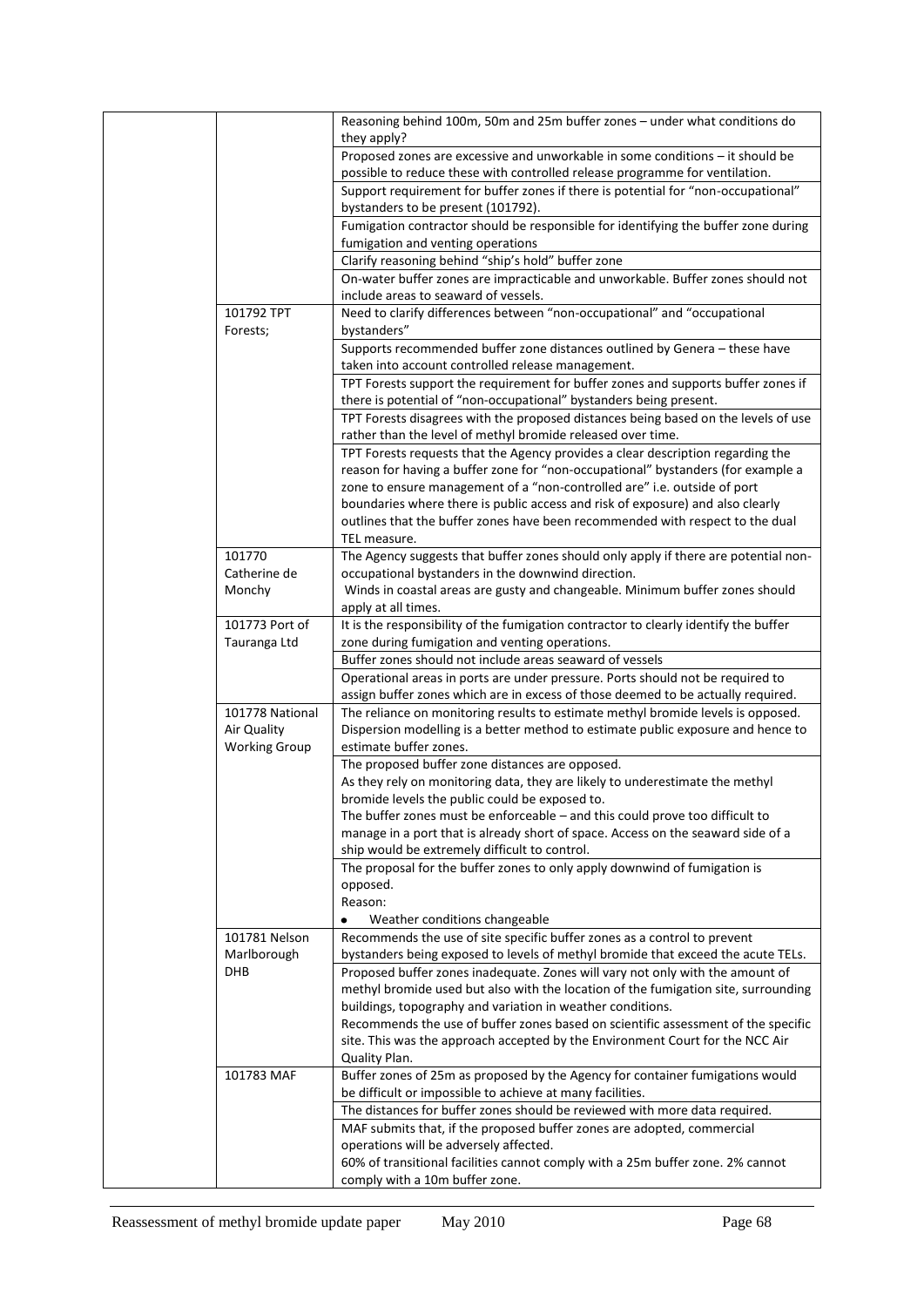| | | |
|---|---|---|
| | | Reasoning behind 100m, 50m and 25m buffer zones – under what conditions do they apply? |
| | | Proposed zones are excessive and unworkable in some conditions – it should be possible to reduce these with controlled release programme for ventilation. |
| | | Support requirement for buffer zones if there is potential for "non-occupational" bystanders to be present (101792). |
| | | Fumigation contractor should be responsible for identifying the buffer zone during fumigation and venting operations |
| | | Clarify reasoning behind "ship's hold" buffer zone |
| | | On-water buffer zones are impracticable and unworkable. Buffer zones should not include areas to seaward of vessels. |
| | 101792 TPT Forests; | Need to clarify differences between "non-occupational" and "occupational bystanders" |
| | | Supports recommended buffer zone distances outlined by Genera – these have taken into account controlled release management. |
| | | TPT Forests support the requirement for buffer zones and supports buffer zones if there is potential of "non-occupational" bystanders being present. |
| | | TPT Forests disagrees with the proposed distances being based on the levels of use rather than the level of methyl bromide released over time. |
| | | TPT Forests requests that the Agency provides a clear description regarding the reason for having a buffer zone for "non-occupational" bystanders (for example a zone to ensure management of a "non-controlled are" i.e. outside of port boundaries where there is public access and risk of exposure) and also clearly outlines that the buffer zones have been recommended with respect to the dual TEL measure. |
| | 101770 Catherine de Monchy | The Agency suggests that buffer zones should only apply if there are potential non-occupational bystanders in the downwind direction.<br>Winds in coastal areas are gusty and changeable. Minimum buffer zones should apply at all times. |
| | 101773 Port of Tauranga Ltd | It is the responsibility of the fumigation contractor to clearly identify the buffer zone during fumigation and venting operations. |
| | | Buffer zones should not include areas seaward of vessels |
| | | Operational areas in ports are under pressure. Ports should not be required to assign buffer zones which are in excess of those deemed to be actually required. |
| | 101778 National Air Quality Working Group | The reliance on monitoring results to estimate methyl bromide levels is opposed. Dispersion modelling is a better method to estimate public exposure and hence to estimate buffer zones. |
| | | The proposed buffer zone distances are opposed.<br>As they rely on monitoring data, they are likely to underestimate the methyl bromide levels the public could be exposed to.<br>The buffer zones must be enforceable – and this could prove too difficult to manage in a port that is already short of space. Access on the seaward side of a ship would be extremely difficult to control. |
| | | The proposal for the buffer zones to only apply downwind of fumigation is opposed.<br>Reason:<br>• Weather conditions changeable |
| | 101781 Nelson Marlborough DHB | Recommends the use of site specific buffer zones as a control to prevent bystanders being exposed to levels of methyl bromide that exceed the acute TELs. |
| | | Proposed buffer zones inadequate. Zones will vary not only with the amount of methyl bromide used but also with the location of the fumigation site, surrounding buildings, topography and variation in weather conditions.<br>Recommends the use of buffer zones based on scientific assessment of the specific site. This was the approach accepted by the Environment Court for the NCC Air Quality Plan. |
| | 101783 MAF | Buffer zones of 25m as proposed by the Agency for container fumigations would be difficult or impossible to achieve at many facilities. |
| | | The distances for buffer zones should be reviewed with more data required. |
| | | MAF submits that, if the proposed buffer zones are adopted, commercial operations will be adversely affected.<br>60% of transitional facilities cannot comply with a 25m buffer zone. 2% cannot comply with a 10m buffer zone. |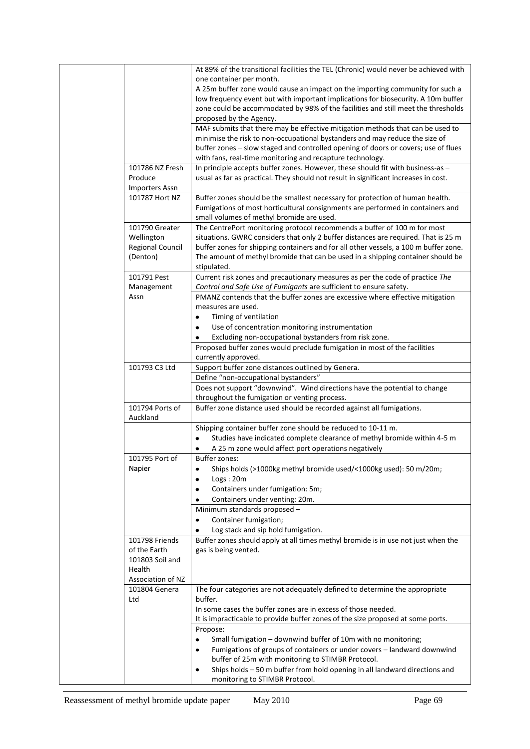| | | |
|---|---|---|
| | | At 89% of the transitional facilities the TEL (Chronic) would never be achieved with one container per month.<br>A 25m buffer zone would cause an impact on the importing community for such a low frequency event but with important implications for biosecurity. A 10m buffer zone could be accommodated by 98% of the facilities and still meet the thresholds proposed by the Agency. |
| | | MAF submits that there may be effective mitigation methods that can be used to minimise the risk to non-occupational bystanders and may reduce the size of buffer zones – slow staged and controlled opening of doors or covers; use of flues with fans, real-time monitoring and recapture technology. |
| | 101786 NZ Fresh Produce Importers Assn | In principle accepts buffer zones. However, these should fit with business-as – usual as far as practical. They should not result in significant increases in cost. |
| | 101787 Hort NZ | Buffer zones should be the smallest necessary for protection of human health. Fumigations of most horticultural consignments are performed in containers and small volumes of methyl bromide are used. |
| | 101790 Greater Wellington Regional Council (Denton) | The CentrePort monitoring protocol recommends a buffer of 100 m for most situations. GWRC considers that only 2 buffer distances are required. That is 25 m buffer zones for shipping containers and for all other vessels, a 100 m buffer zone. The amount of methyl bromide that can be used in a shipping container should be stipulated. |
| | 101791 Pest Management Assn | Current risk zones and precautionary measures as per the code of practice *The Control and Safe Use of Fumigants* are sufficient to ensure safety. |
| | | PMANZ contends that the buffer zones are excessive where effective mitigation measures are used.<br>• Timing of ventilation<br>• Use of concentration monitoring instrumentation<br>• Excluding non-occupational bystanders from risk zone. |
| | | Proposed buffer zones would preclude fumigation in most of the facilities currently approved. |
| | 101793 C3 Ltd | Support buffer zone distances outlined by Genera. |
| | | Define "non-occupational bystanders" |
| | | Does not support "downwind". Wind directions have the potential to change throughout the fumigation or venting process. |
| | 101794 Ports of Auckland | Buffer zone distance used should be recorded against all fumigations. |
| | | Shipping container buffer zone should be reduced to 10-11 m.<br>• Studies have indicated complete clearance of methyl bromide within 4-5 m<br>• A 25 m zone would affect port operations negatively |
| | 101795 Port of Napier | Buffer zones:<br>• Ships holds (>1000kg methyl bromide used/<1000kg used): 50 m/20m;<br>• Logs : 20m<br>• Containers under fumigation: 5m;<br>• Containers under venting: 20m. |
| | | Minimum standards proposed –<br>• Container fumigation;<br>• Log stack and sip hold fumigation. |
| | 101798 Friends of the Earth<br>101803 Soil and Health Association of NZ | Buffer zones should apply at all times methyl bromide is in use not just when the gas is being vented. |
| | 101804 Genera Ltd | The four categories are not adequately defined to determine the appropriate buffer.<br>In some cases the buffer zones are in excess of those needed.<br>It is impracticable to provide buffer zones of the size proposed at some ports. |
| | | Propose:<br>• Small fumigation – downwind buffer of 10m with no monitoring;<br>• Fumigations of groups of containers or under covers – landward downwind buffer of 25m with monitoring to STIMBR Protocol.<br>• Ships holds – 50 m buffer from hold opening in all landward directions and monitoring to STIMBR Protocol. |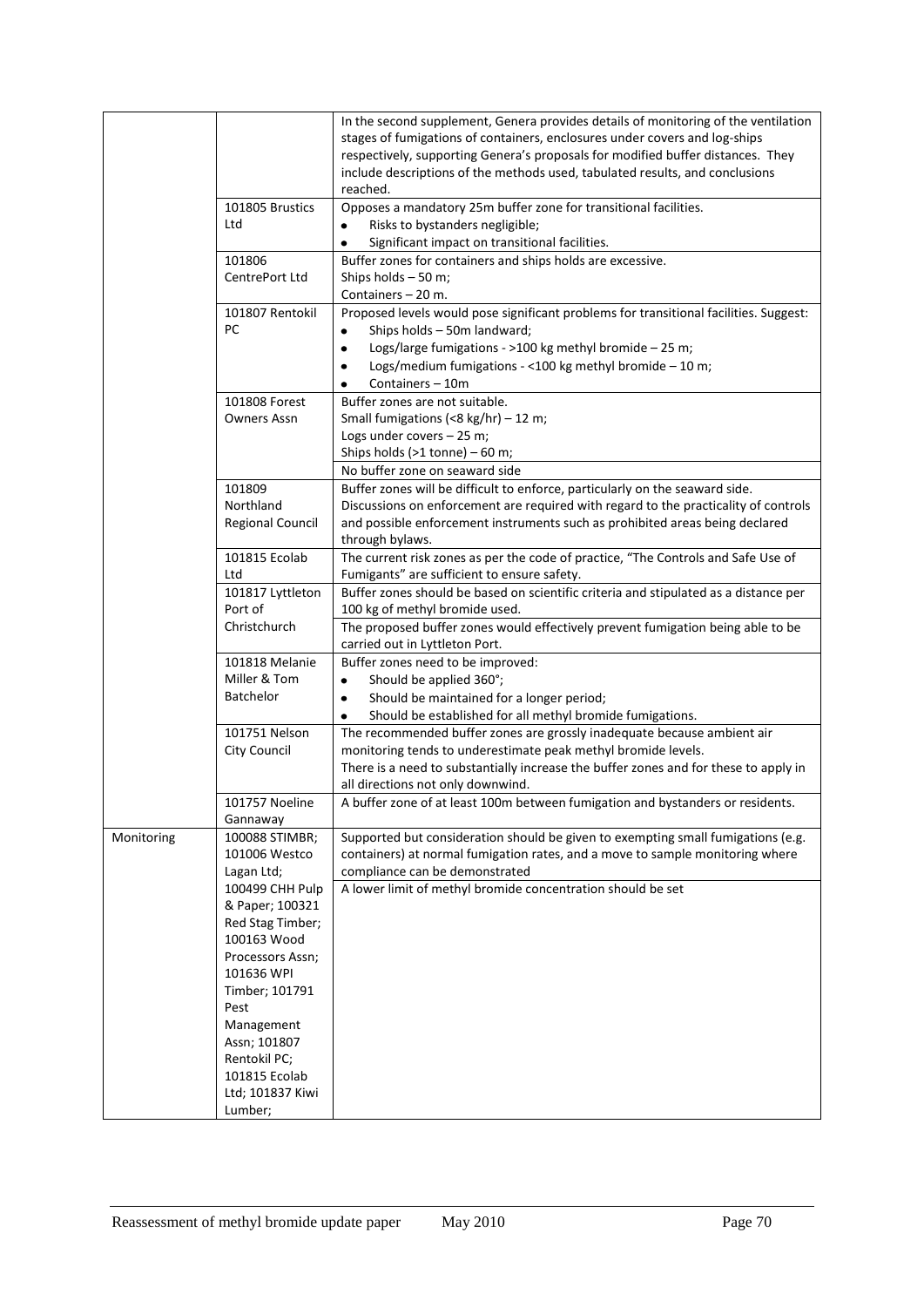| | | |
|---|---|---|
| | | In the second supplement, Genera provides details of monitoring of the ventilation stages of fumigations of containers, enclosures under covers and log-ships respectively, supporting Genera's proposals for modified buffer distances. They include descriptions of the methods used, tabulated results, and conclusions reached. |
| | 101805 Brustics Ltd | Opposes a mandatory 25m buffer zone for transitional facilities.<br>• Risks to bystanders negligible;<br>• Significant impact on transitional facilities. |
| | 101806 CentrePort Ltd | Buffer zones for containers and ships holds are excessive.<br>Ships holds – 50 m;<br>Containers – 20 m. |
| | 101807 Rentokil PC | Proposed levels would pose significant problems for transitional facilities. Suggest:<br>• Ships holds – 50m landward;<br>• Logs/large fumigations - >100 kg methyl bromide – 25 m;<br>• Logs/medium fumigations - <100 kg methyl bromide – 10 m;<br>• Containers – 10m |
| | 101808 Forest Owners Assn | Buffer zones are not suitable.<br>Small fumigations (<8 kg/hr) – 12 m;<br>Logs under covers – 25 m;<br>Ships holds (>1 tonne) – 60 m; |
| | | No buffer zone on seaward side |
| | 101809 Northland Regional Council | Buffer zones will be difficult to enforce, particularly on the seaward side. Discussions on enforcement are required with regard to the practicality of controls and possible enforcement instruments such as prohibited areas being declared through bylaws. |
| | 101815 Ecolab Ltd | The current risk zones as per the code of practice, "The Controls and Safe Use of Fumigants" are sufficient to ensure safety. |
| | 101817 Lyttleton Port of Christchurch | Buffer zones should be based on scientific criteria and stipulated as a distance per 100 kg of methyl bromide used. |
| | | The proposed buffer zones would effectively prevent fumigation being able to be carried out in Lyttleton Port. |
| | 101818 Melanie Miller & Tom Batchelor | Buffer zones need to be improved:<br>• Should be applied 360°;<br>• Should be maintained for a longer period;<br>• Should be established for all methyl bromide fumigations. |
| | 101751 Nelson City Council | The recommended buffer zones are grossly inadequate because ambient air monitoring tends to underestimate peak methyl bromide levels.<br>There is a need to substantially increase the buffer zones and for these to apply in all directions not only downwind. |
| | 101757 Noeline Gannaway | A buffer zone of at least 100m between fumigation and bystanders or residents. |
| Monitoring | 100088 STIMBR; 101006 Westco Lagan Ltd; | Supported but consideration should be given to exempting small fumigations (e.g. containers) at normal fumigation rates, and a move to sample monitoring where compliance can be demonstrated |
| | 100499 CHH Pulp & Paper; 100321 Red Stag Timber; 100163 Wood Processors Assn; 101636 WPI Timber; 101791 Pest Management Assn; 101807 Rentokil PC; 101815 Ecolab Ltd; 101837 Kiwi Lumber; | A lower limit of methyl bromide concentration should be set |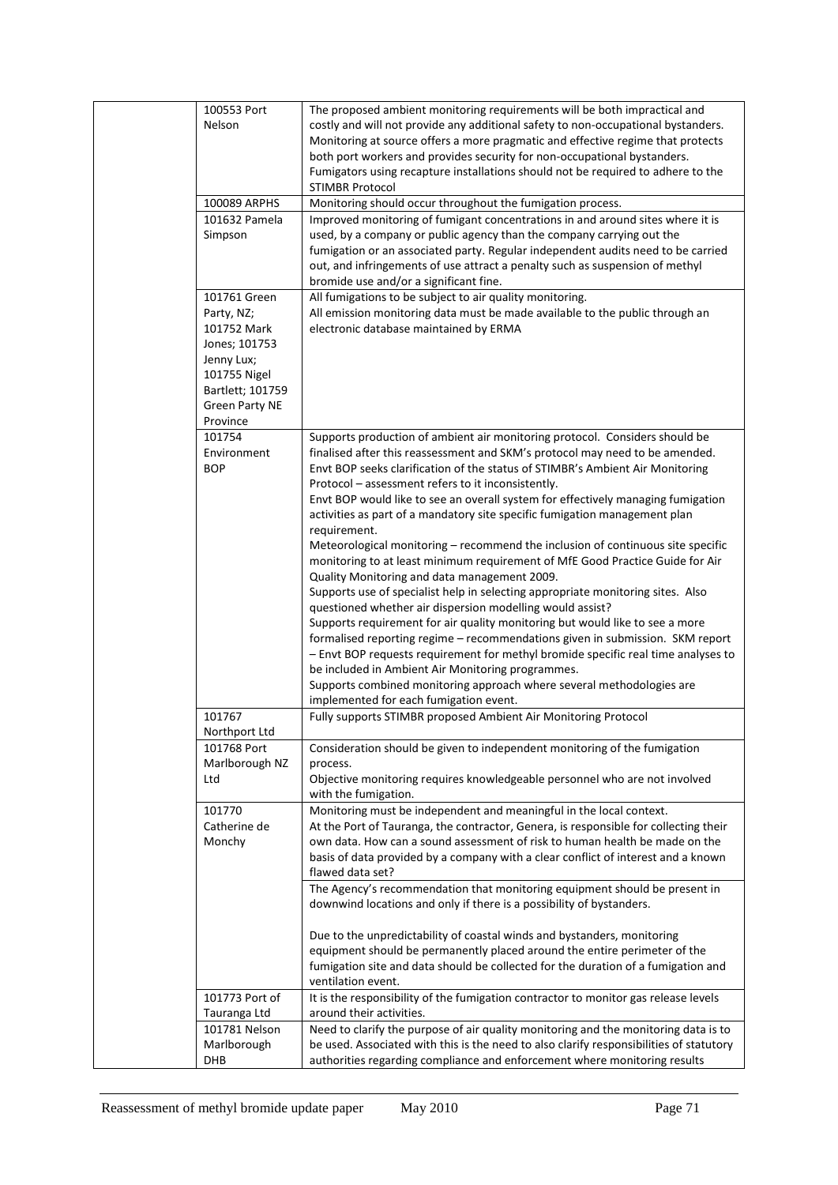| | | |
|---|---|---|
| | 100553 Port Nelson | The proposed ambient monitoring requirements will be both impractical and costly and will not provide any additional safety to non-occupational bystanders. Monitoring at source offers a more pragmatic and effective regime that protects both port workers and provides security for non-occupational bystanders. Fumigators using recapture installations should not be required to adhere to the STIMBR Protocol |
| | 100089 ARPHS | Monitoring should occur throughout the fumigation process. |
| | 101632 Pamela Simpson | Improved monitoring of fumigant concentrations in and around sites where it is used, by a company or public agency than the company carrying out the fumigation or an associated party. Regular independent audits need to be carried out, and infringements of use attract a penalty such as suspension of methyl bromide use and/or a significant fine. |
| | 101761 Green Party, NZ; 101752 Mark Jones; 101753 Jenny Lux; 101755 Nigel Bartlett; 101759 Green Party NE Province | All fumigations to be subject to air quality monitoring.<br>All emission monitoring data must be made available to the public through an electronic database maintained by ERMA |
| | 101754 Environment BOP | Supports production of ambient air monitoring protocol. Considers should be finalised after this reassessment and SKM's protocol may need to be amended.<br>Envt BOP seeks clarification of the status of STIMBR's Ambient Air Monitoring Protocol – assessment refers to it inconsistently.<br>Envt BOP would like to see an overall system for effectively managing fumigation activities as part of a mandatory site specific fumigation management plan requirement.<br>Meteorological monitoring – recommend the inclusion of continuous site specific monitoring to at least minimum requirement of MfE Good Practice Guide for Air Quality Monitoring and data management 2009.<br>Supports use of specialist help in selecting appropriate monitoring sites. Also questioned whether air dispersion modelling would assist?<br>Supports requirement for air quality monitoring but would like to see a more formalised reporting regime – recommendations given in submission. SKM report – Envt BOP requests requirement for methyl bromide specific real time analyses to be included in Ambient Air Monitoring programmes.<br>Supports combined monitoring approach where several methodologies are implemented for each fumigation event. |
| | 101767 Northport Ltd | Fully supports STIMBR proposed Ambient Air Monitoring Protocol |
| | 101768 Port Marlborough NZ Ltd | Consideration should be given to independent monitoring of the fumigation process.<br>Objective monitoring requires knowledgeable personnel who are not involved with the fumigation. |
| | 101770 Catherine de Monchy | Monitoring must be independent and meaningful in the local context.<br>At the Port of Tauranga, the contractor, Genera, is responsible for collecting their own data. How can a sound assessment of risk to human health be made on the basis of data provided by a company with a clear conflict of interest and a known flawed data set? |
| | | The Agency's recommendation that monitoring equipment should be present in downwind locations and only if there is a possibility of bystanders.<br><br>Due to the unpredictability of coastal winds and bystanders, monitoring equipment should be permanently placed around the entire perimeter of the fumigation site and data should be collected for the duration of a fumigation and ventilation event. |
| | 101773 Port of Tauranga Ltd | It is the responsibility of the fumigation contractor to monitor gas release levels around their activities. |
| | 101781 Nelson Marlborough DHB | Need to clarify the purpose of air quality monitoring and the monitoring data is to be used. Associated with this is the need to also clarify responsibilities of statutory authorities regarding compliance and enforcement where monitoring results |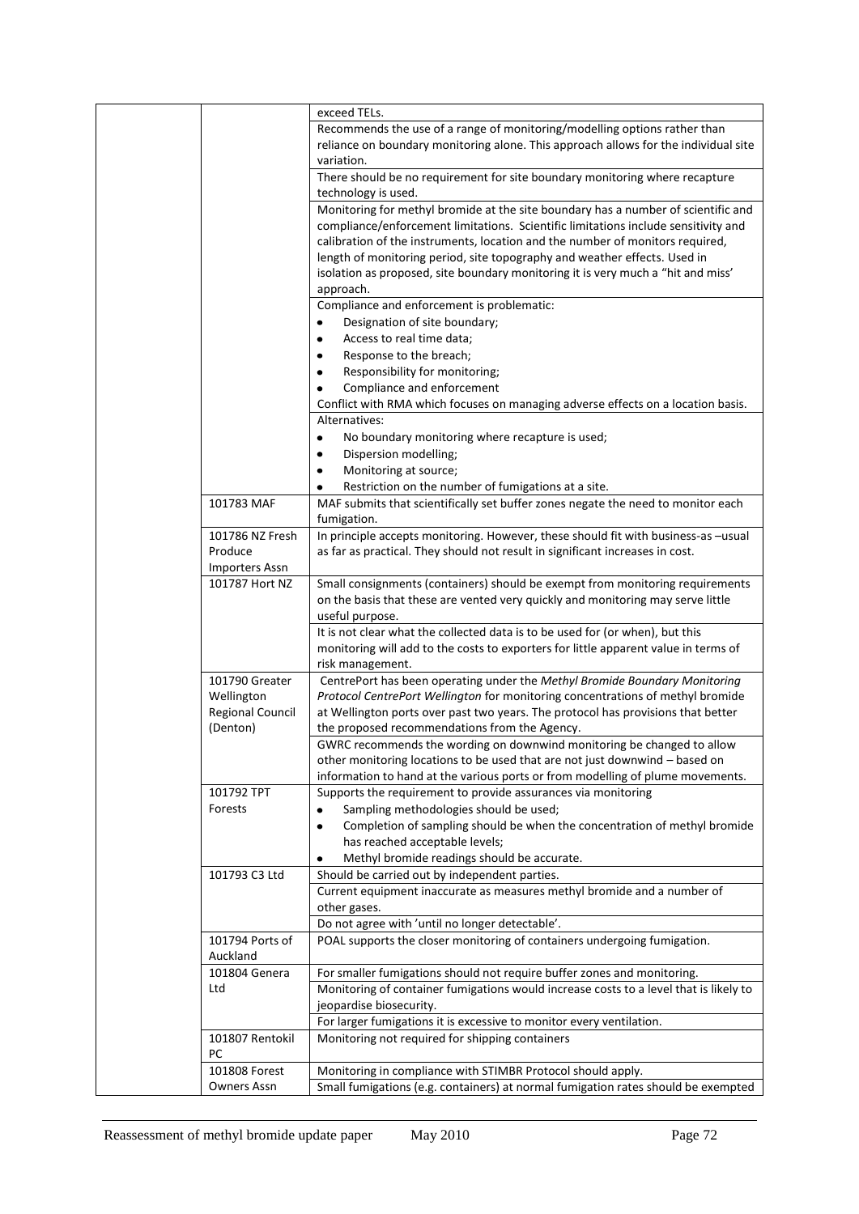| | | |
|---|---|---|
| | | exceed TELs. |
| | | Recommends the use of a range of monitoring/modelling options rather than reliance on boundary monitoring alone. This approach allows for the individual site variation. |
| | | There should be no requirement for site boundary monitoring where recapture technology is used. |
| | | Monitoring for methyl bromide at the site boundary has a number of scientific and compliance/enforcement limitations. Scientific limitations include sensitivity and calibration of the instruments, location and the number of monitors required, length of monitoring period, site topography and weather effects. Used in isolation as proposed, site boundary monitoring it is very much a "hit and miss' approach. |
| | | Compliance and enforcement is problematic:<br>• Designation of site boundary;<br>• Access to real time data;<br>• Response to the breach;<br>• Responsibility for monitoring;<br>• Compliance and enforcement<br>Conflict with RMA which focuses on managing adverse effects on a location basis. |
| | | Alternatives:<br>• No boundary monitoring where recapture is used;<br>• Dispersion modelling;<br>• Monitoring at source;<br>• Restriction on the number of fumigations at a site. |
| | 101783 MAF | MAF submits that scientifically set buffer zones negate the need to monitor each fumigation. |
| | 101786 NZ Fresh Produce Importers Assn | In principle accepts monitoring. However, these should fit with business-as –usual as far as practical. They should not result in significant increases in cost. |
| | 101787 Hort NZ | Small consignments (containers) should be exempt from monitoring requirements on the basis that these are vented very quickly and monitoring may serve little useful purpose. |
| | | It is not clear what the collected data is to be used for (or when), but this monitoring will add to the costs to exporters for little apparent value in terms of risk management. |
| | 101790 Greater Wellington Regional Council (Denton) | CentrePort has been operating under the *Methyl Bromide Boundary Monitoring Protocol CentrePort Wellington* for monitoring concentrations of methyl bromide at Wellington ports over past two years. The protocol has provisions that better the proposed recommendations from the Agency. |
| | | GWRC recommends the wording on downwind monitoring be changed to allow other monitoring locations to be used that are not just downwind – based on information to hand at the various ports or from modelling of plume movements. |
| | 101792 TPT Forests | Supports the requirement to provide assurances via monitoring<br>• Sampling methodologies should be used;<br>• Completion of sampling should be when the concentration of methyl bromide has reached acceptable levels;<br>• Methyl bromide readings should be accurate. |
| | 101793 C3 Ltd | Should be carried out by independent parties. |
| | | Current equipment inaccurate as measures methyl bromide and a number of other gases. |
| | | Do not agree with 'until no longer detectable'. |
| | 101794 Ports of Auckland | POAL supports the closer monitoring of containers undergoing fumigation. |
| | 101804 Genera Ltd | For smaller fumigations should not require buffer zones and monitoring. |
| | | Monitoring of container fumigations would increase costs to a level that is likely to jeopardise biosecurity. |
| | | For larger fumigations it is excessive to monitor every ventilation. |
| | 101807 Rentokil PC | Monitoring not required for shipping containers |
| | 101808 Forest Owners Assn | Monitoring in compliance with STIMBR Protocol should apply. |
| | | Small fumigations (e.g. containers) at normal fumigation rates should be exempted |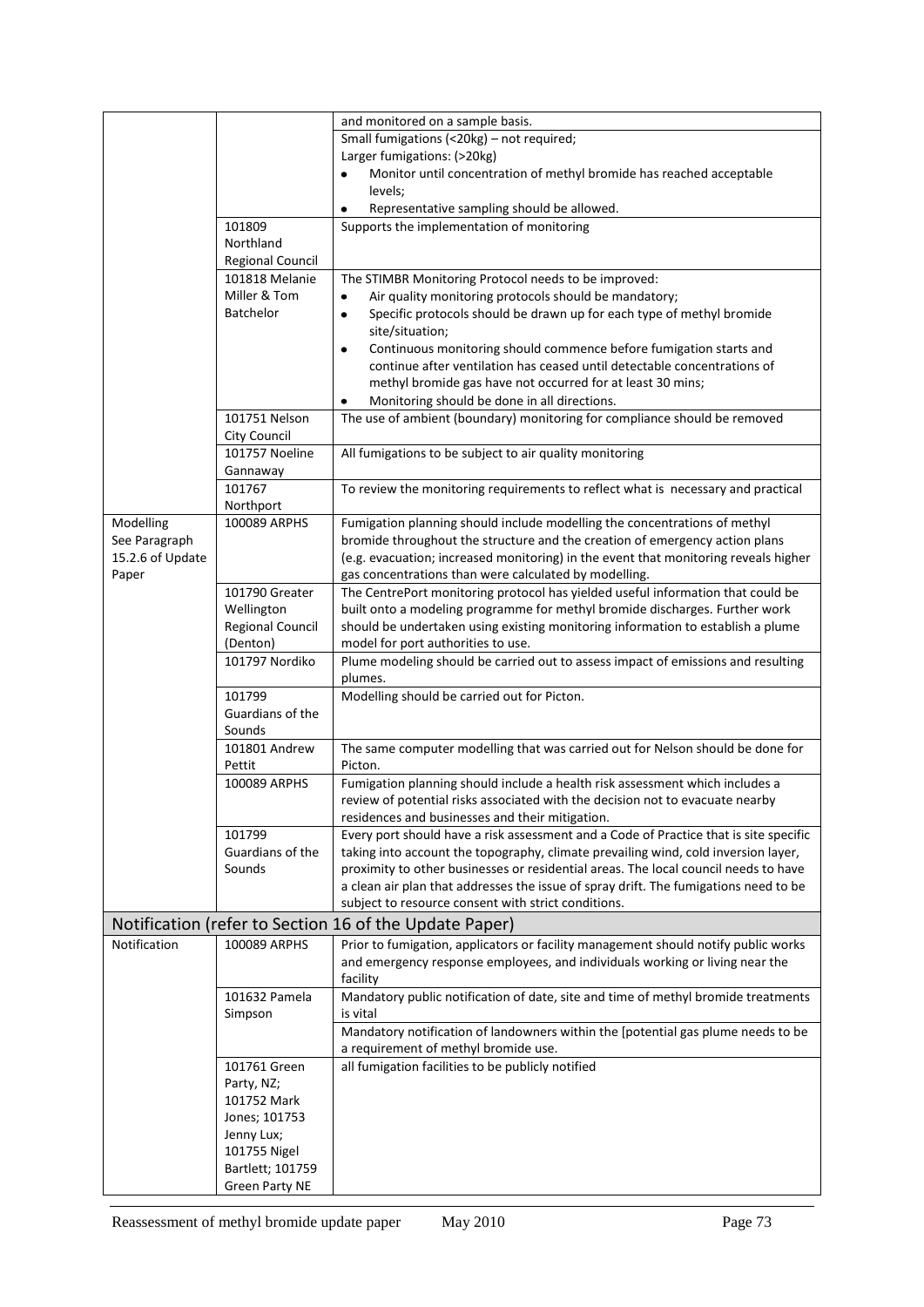| | | |
|---|---|---|
| | | and monitored on a sample basis. |
| | | Small fumigations (<20kg) – not required;<br>Larger fumigations: (>20kg)<br>• Monitor until concentration of methyl bromide has reached acceptable levels;<br>• Representative sampling should be allowed. |
| | 101809 Northland Regional Council | Supports the implementation of monitoring |
| | 101818 Melanie Miller & Tom Batchelor | The STIMBR Monitoring Protocol needs to be improved:<br>• Air quality monitoring protocols should be mandatory;<br>• Specific protocols should be drawn up for each type of methyl bromide site/situation;<br>• Continuous monitoring should commence before fumigation starts and continue after ventilation has ceased until detectable concentrations of methyl bromide gas have not occurred for at least 30 mins;<br>• Monitoring should be done in all directions. |
| | 101751 Nelson City Council | The use of ambient (boundary) monitoring for compliance should be removed |
| | 101757 Noeline Gannaway | All fumigations to be subject to air quality monitoring |
| | 101767 Northport | To review the monitoring requirements to reflect what is necessary and practical |
| Modelling See Paragraph 15.2.6 of Update Paper | 100089 ARPHS | Fumigation planning should include modelling the concentrations of methyl bromide throughout the structure and the creation of emergency action plans (e.g. evacuation; increased monitoring) in the event that monitoring reveals higher gas concentrations than were calculated by modelling. |
| | 101790 Greater Wellington Regional Council (Denton) | The CentrePort monitoring protocol has yielded useful information that could be built onto a modeling programme for methyl bromide discharges. Further work should be undertaken using existing monitoring information to establish a plume model for port authorities to use. |
| | 101797 Nordiko | Plume modeling should be carried out to assess impact of emissions and resulting plumes. |
| | 101799 Guardians of the Sounds | Modelling should be carried out for Picton. |
| | 101801 Andrew Pettit | The same computer modelling that was carried out for Nelson should be done for Picton. |
| | 100089 ARPHS | Fumigation planning should include a health risk assessment which includes a review of potential risks associated with the decision not to evacuate nearby residences and businesses and their mitigation. |
| | 101799 Guardians of the Sounds | Every port should have a risk assessment and a Code of Practice that is site specific taking into account the topography, climate prevailing wind, cold inversion layer, proximity to other businesses or residential areas. The local council needs to have a clean air plan that addresses the issue of spray drift. The fumigations need to be subject to resource consent with strict conditions. |
| **Notification (refer to Section 16 of the Update Paper)** | | |
| Notification | 100089 ARPHS | Prior to fumigation, applicators or facility management should notify public works and emergency response employees, and individuals working or living near the facility |
| | 101632 Pamela Simpson | Mandatory public notification of date, site and time of methyl bromide treatments is vital |
| | | Mandatory notification of landowners within the [potential gas plume needs to be a requirement of methyl bromide use. |
| | 101761 Green Party, NZ; 101752 Mark Jones; 101753 Jenny Lux; 101755 Nigel Bartlett; 101759 Green Party NE | all fumigation facilities to be publicly notified |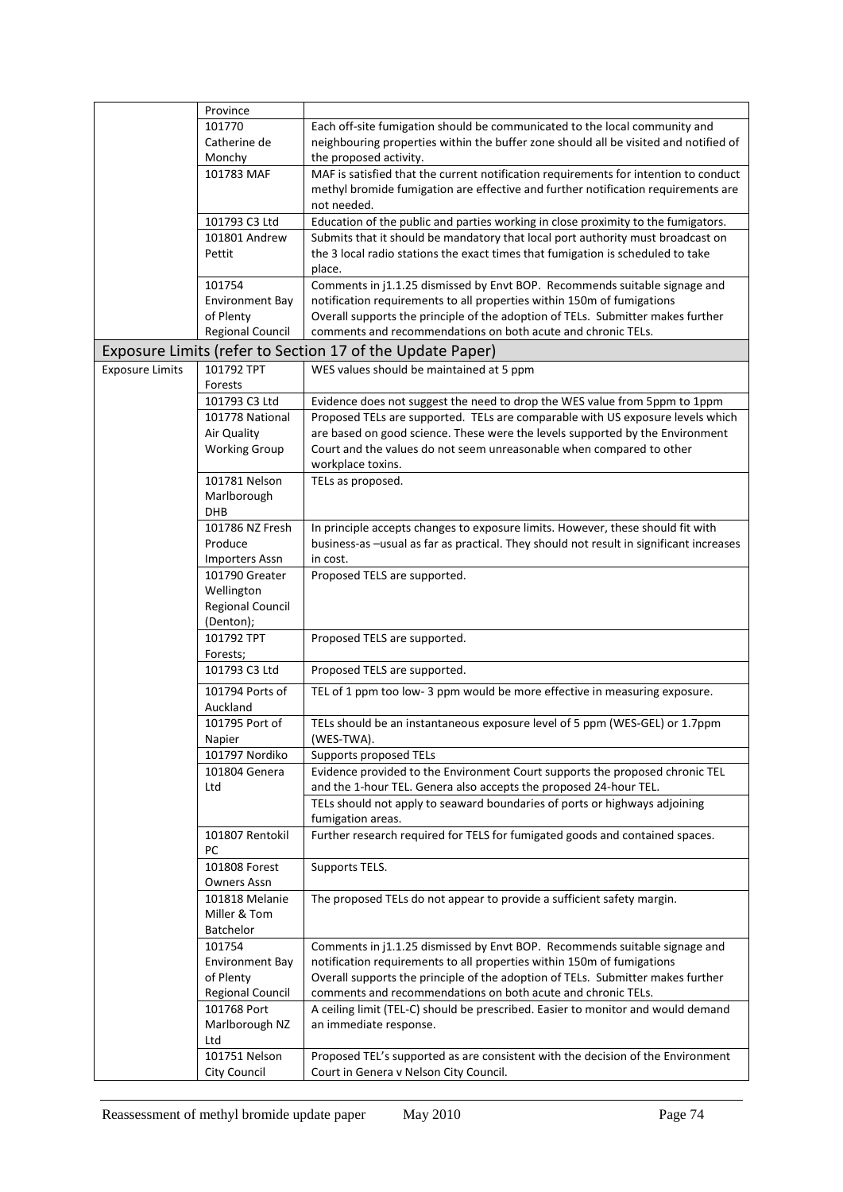| | | |
|---|---|---|
| | Province | |
| | 101770 Catherine de Monchy | Each off-site fumigation should be communicated to the local community and neighbouring properties within the buffer zone should all be visited and notified of the proposed activity. |
| | 101783 MAF | MAF is satisfied that the current notification requirements for intention to conduct methyl bromide fumigation are effective and further notification requirements are not needed. |
| | 101793 C3 Ltd | Education of the public and parties working in close proximity to the fumigators. |
| | 101801 Andrew Pettit | Submits that it should be mandatory that local port authority must broadcast on the 3 local radio stations the exact times that fumigation is scheduled to take place. |
| | 101754 Environment Bay of Plenty Regional Council | Comments in j1.1.25 dismissed by Envt BOP. Recommends suitable signage and notification requirements to all properties within 150m of fumigations<br>Overall supports the principle of the adoption of TELs. Submitter makes further comments and recommendations on both acute and chronic TELs. |
| **Exposure Limits (refer to Section 17 of the Update Paper)** | | |
| Exposure Limits | 101792 TPT Forests | WES values should be maintained at 5 ppm |
| | 101793 C3 Ltd | Evidence does not suggest the need to drop the WES value from 5ppm to 1ppm |
| | 101778 National Air Quality Working Group | Proposed TELs are supported. TELs are comparable with US exposure levels which are based on good science. These were the levels supported by the Environment Court and the values do not seem unreasonable when compared to other workplace toxins. |
| | 101781 Nelson Marlborough DHB | TELs as proposed. |
| | 101786 NZ Fresh Produce Importers Assn | In principle accepts changes to exposure limits. However, these should fit with business-as –usual as far as practical. They should not result in significant increases in cost. |
| | 101790 Greater Wellington Regional Council (Denton); | Proposed TELS are supported. |
| | 101792 TPT Forests; | Proposed TELS are supported. |
| | 101793 C3 Ltd | Proposed TELS are supported. |
| | 101794 Ports of Auckland | TEL of 1 ppm too low- 3 ppm would be more effective in measuring exposure. |
| | 101795 Port of Napier | TELs should be an instantaneous exposure level of 5 ppm (WES-GEL) or 1.7ppm (WES-TWA). |
| | 101797 Nordiko | Supports proposed TELs |
| | 101804 Genera Ltd | Evidence provided to the Environment Court supports the proposed chronic TEL and the 1-hour TEL. Genera also accepts the proposed 24-hour TEL. |
| | | TELs should not apply to seaward boundaries of ports or highways adjoining fumigation areas. |
| | 101807 Rentokil PC | Further research required for TELS for fumigated goods and contained spaces. |
| | 101808 Forest Owners Assn | Supports TELS. |
| | 101818 Melanie Miller & Tom Batchelor | The proposed TELs do not appear to provide a sufficient safety margin. |
| | 101754 Environment Bay of Plenty Regional Council | Comments in j1.1.25 dismissed by Envt BOP. Recommends suitable signage and notification requirements to all properties within 150m of fumigations<br>Overall supports the principle of the adoption of TELs. Submitter makes further comments and recommendations on both acute and chronic TELs. |
| | 101768 Port Marlborough NZ Ltd | A ceiling limit (TEL-C) should be prescribed. Easier to monitor and would demand an immediate response. |
| | 101751 Nelson City Council | Proposed TEL's supported as are consistent with the decision of the Environment Court in Genera v Nelson City Council. |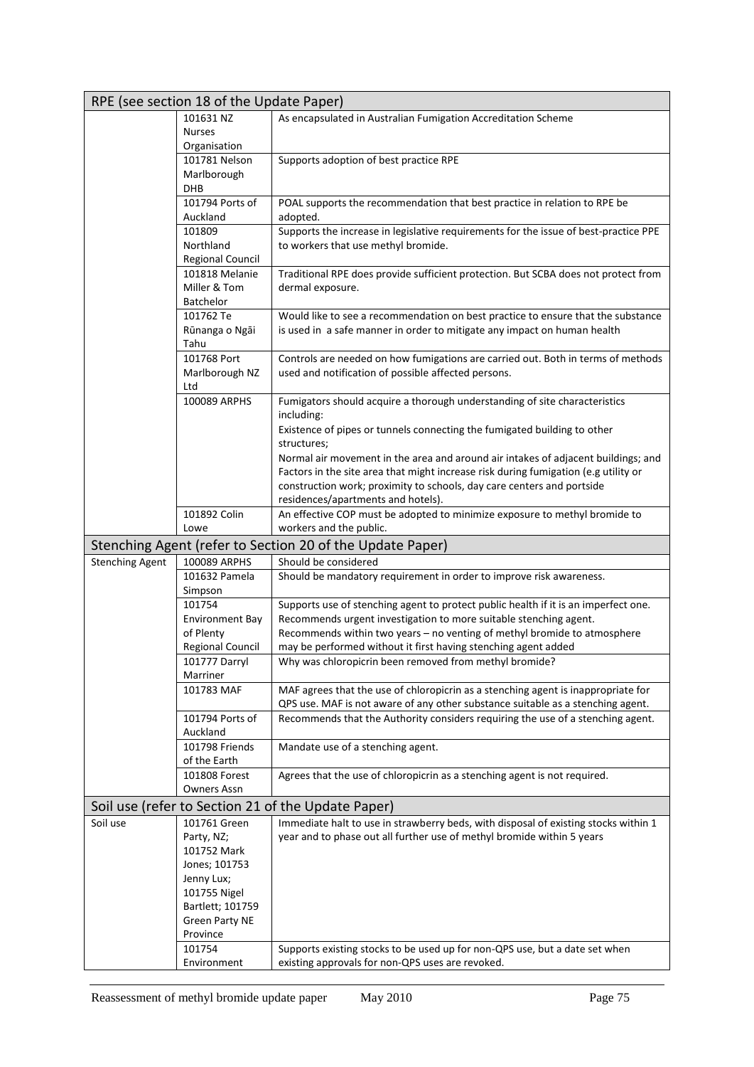| RPE (see section 18 of the Update Paper) | | |
|---|---|---|
| | 101631 NZ Nurses Organisation | As encapsulated in Australian Fumigation Accreditation Scheme |
| | 101781 Nelson Marlborough DHB | Supports adoption of best practice RPE |
| | 101794 Ports of Auckland | POAL supports the recommendation that best practice in relation to RPE be adopted. |
| | 101809 Northland Regional Council | Supports the increase in legislative requirements for the issue of best-practice PPE to workers that use methyl bromide. |
| | 101818 Melanie Miller & Tom Batchelor | Traditional RPE does provide sufficient protection. But SCBA does not protect from dermal exposure. |
| | 101762 Te Rūnanga o Ngāi Tahu | Would like to see a recommendation on best practice to ensure that the substance is used in a safe manner in order to mitigate any impact on human health |
| | 101768 Port Marlborough NZ Ltd | Controls are needed on how fumigations are carried out. Both in terms of methods used and notification of possible affected persons. |
| | 100089 ARPHS | Fumigators should acquire a thorough understanding of site characteristics including:<br>Existence of pipes or tunnels connecting the fumigated building to other structures;<br>Normal air movement in the area and around air intakes of adjacent buildings; and<br>Factors in the site area that might increase risk during fumigation (e.g utility or construction work; proximity to schools, day care centers and portside residences/apartments and hotels). |
| | 101892 Colin Lowe | An effective COP must be adopted to minimize exposure to methyl bromide to workers and the public. |
| **Stenching Agent (refer to Section 20 of the Update Paper)** | | |
| Stenching Agent | 100089 ARPHS | Should be considered |
| | 101632 Pamela Simpson | Should be mandatory requirement in order to improve risk awareness. |
| | 101754 Environment Bay of Plenty Regional Council | Supports use of stenching agent to protect public health if it is an imperfect one.<br>Recommends urgent investigation to more suitable stenching agent.<br>Recommends within two years – no venting of methyl bromide to atmosphere may be performed without it first having stenching agent added |
| | 101777 Darryl Marriner | Why was chloropicrin been removed from methyl bromide? |
| | 101783 MAF | MAF agrees that the use of chloropicrin as a stenching agent is inappropriate for QPS use. MAF is not aware of any other substance suitable as a stenching agent. |
| | 101794 Ports of Auckland | Recommends that the Authority considers requiring the use of a stenching agent. |
| | 101798 Friends of the Earth | Mandate use of a stenching agent. |
| | 101808 Forest Owners Assn | Agrees that the use of chloropicrin as a stenching agent is not required. |
| **Soil use (refer to Section 21 of the Update Paper)** | | |
| Soil use | 101761 Green Party, NZ; 101752 Mark Jones; 101753 Jenny Lux; 101755 Nigel Bartlett; 101759 Green Party NE Province | Immediate halt to use in strawberry beds, with disposal of existing stocks within 1 year and to phase out all further use of methyl bromide within 5 years |
| | 101754 Environment | Supports existing stocks to be used up for non-QPS use, but a date set when existing approvals for non-QPS uses are revoked. |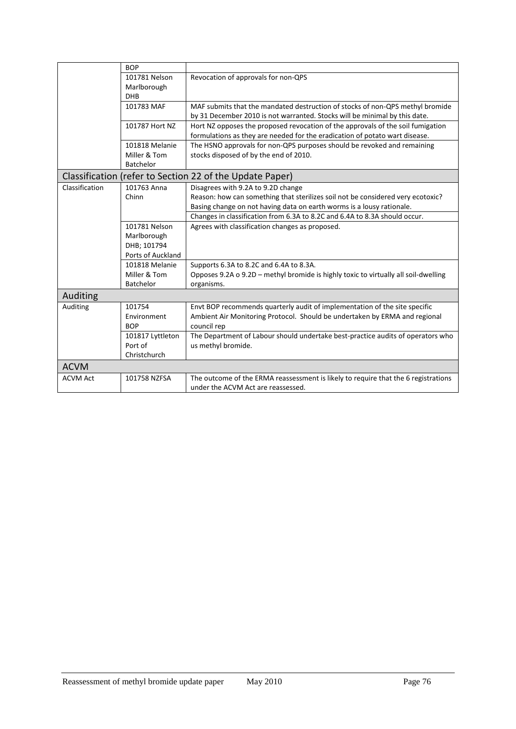| | | |
|---|---|---|
| | BOP | |
| | 101781 Nelson Marlborough DHB | Revocation of approvals for non-QPS |
| | 101783 MAF | MAF submits that the mandated destruction of stocks of non-QPS methyl bromide by 31 December 2010 is not warranted. Stocks will be minimal by this date. |
| | 101787 Hort NZ | Hort NZ opposes the proposed revocation of the approvals of the soil fumigation formulations as they are needed for the eradication of potato wart disease. |
| | 101818 Melanie Miller & Tom Batchelor | The HSNO approvals for non-QPS purposes should be revoked and remaining stocks disposed of by the end of 2010. |
| **Classification (refer to Section 22 of the Update Paper)** | | |
| Classification | 101763 Anna Chinn | Disagrees with 9.2A to 9.2D change<br>Reason: how can something that sterilizes soil not be considered very ecotoxic? Basing change on not having data on earth worms is a lousy rationale. |
| | | Changes in classification from 6.3A to 8.2C and 6.4A to 8.3A should occur. |
| | 101781 Nelson Marlborough DHB; 101794 Ports of Auckland | Agrees with classification changes as proposed. |
| | 101818 Melanie Miller & Tom Batchelor | Supports 6.3A to 8.2C and 6.4A to 8.3A.<br>Opposes 9.2A o 9.2D – methyl bromide is highly toxic to virtually all soil-dwelling organisms. |
| **Auditing** | | |
| Auditing | 101754 Environment BOP | Envt BOP recommends quarterly audit of implementation of the site specific Ambient Air Monitoring Protocol. Should be undertaken by ERMA and regional council rep |
| | 101817 Lyttleton Port of Christchurch | The Department of Labour should undertake best-practice audits of operators who us methyl bromide. |
| **ACVM** | | |
| ACVM Act | 101758 NZFSA | The outcome of the ERMA reassessment is likely to require that the 6 registrations under the ACVM Act are reassessed. |